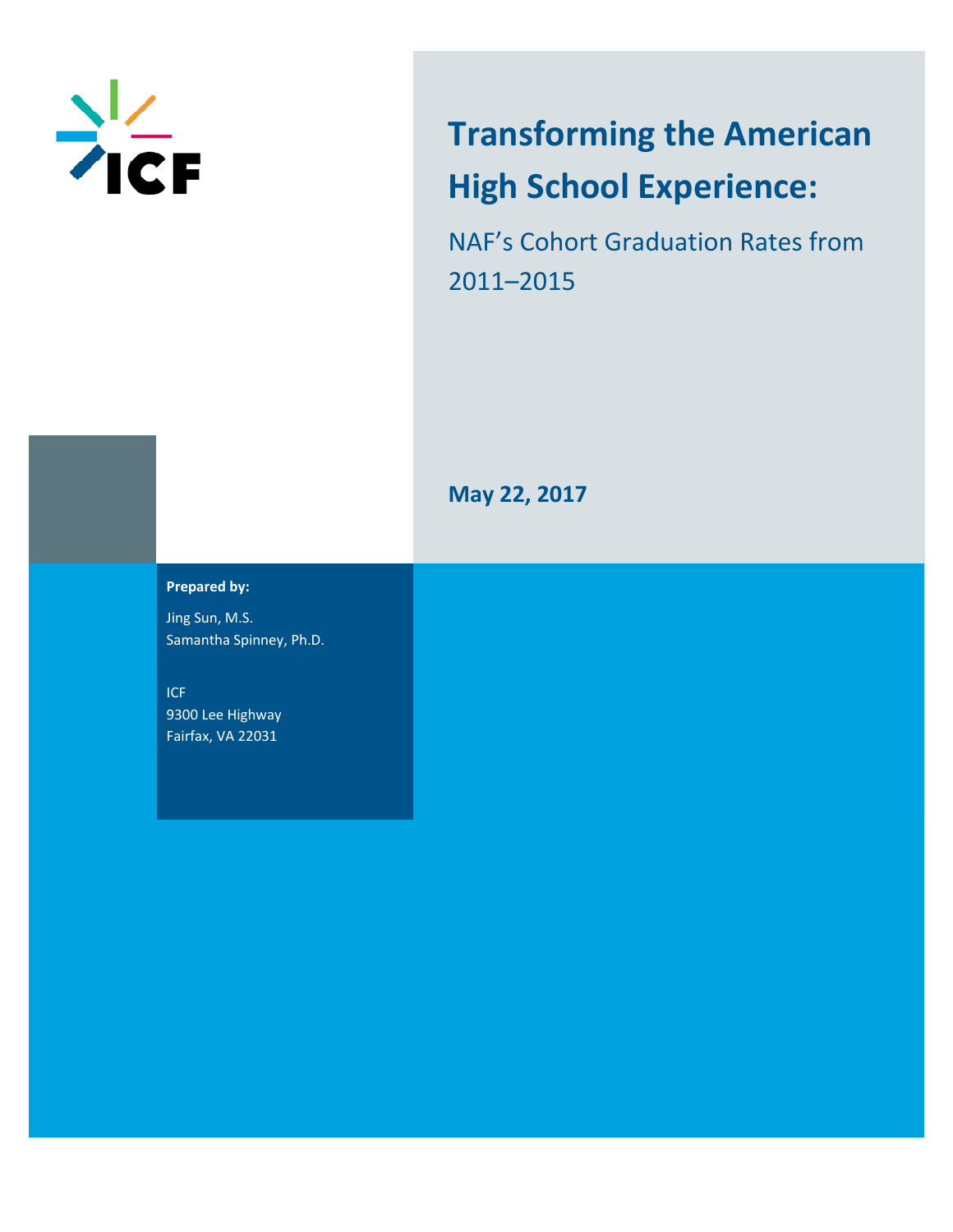ICF

# Transforming the American High School Experience:

## NAF's Cohort Graduation Rates from 2011–2015

**May 22, 2017**

**Prepared by:**

Jing Sun, M.S.
Samantha Spinney, Ph.D.

ICF
9300 Lee Highway
Fairfax, VA 22031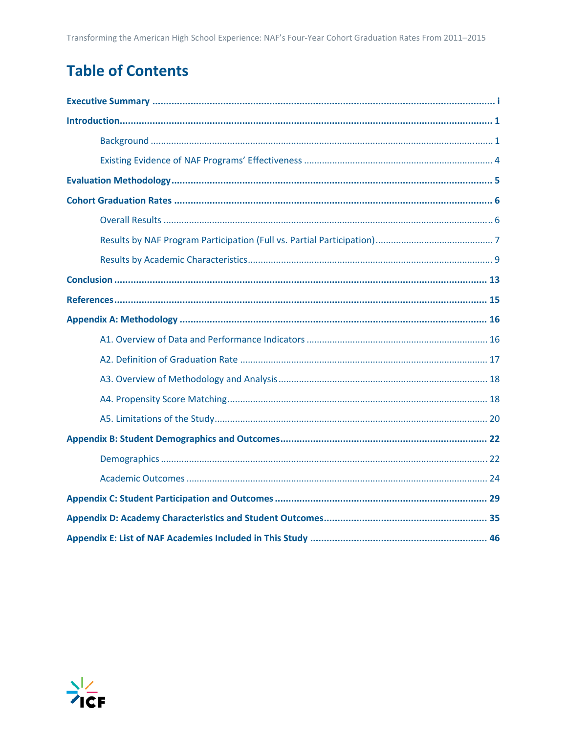# Table of Contents

**Executive Summary** ..... i

**Introduction** ..... 1

- Background ..... 1
- Existing Evidence of NAF Programs' Effectiveness ..... 4

**Evaluation Methodology** ..... 5

**Cohort Graduation Rates** ..... 6

- Overall Results ..... 6
- Results by NAF Program Participation (Full vs. Partial Participation) ..... 7
- Results by Academic Characteristics ..... 9

**Conclusion** ..... 13

**References** ..... 15

**Appendix A: Methodology** ..... 16

- A1. Overview of Data and Performance Indicators ..... 16
- A2. Definition of Graduation Rate ..... 17
- A3. Overview of Methodology and Analysis ..... 18
- A4. Propensity Score Matching ..... 18
- A5. Limitations of the Study ..... 20

**Appendix B: Student Demographics and Outcomes** ..... 22

- Demographics ..... 22
- Academic Outcomes ..... 24

**Appendix C: Student Participation and Outcomes** ..... 29

**Appendix D: Academy Characteristics and Student Outcomes** ..... 35

**Appendix E: List of NAF Academies Included in This Study** ..... 46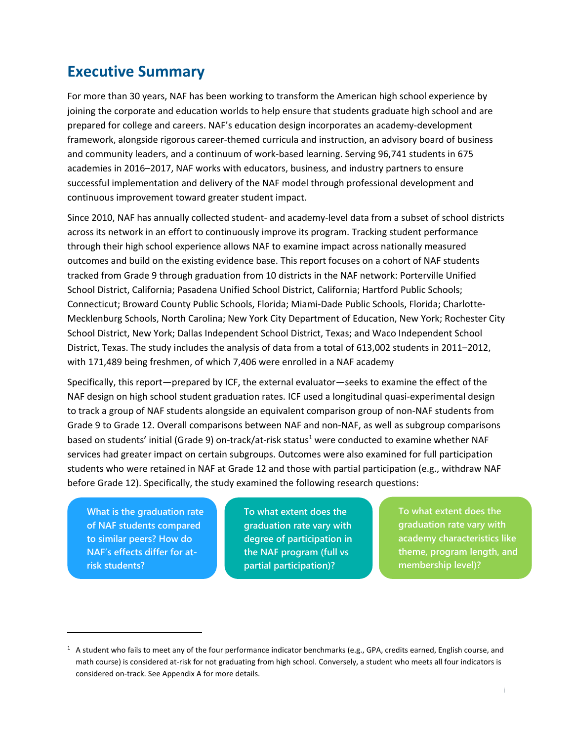# Executive Summary

For more than 30 years, NAF has been working to transform the American high school experience by joining the corporate and education worlds to help ensure that students graduate high school and are prepared for college and careers. NAF's education design incorporates an academy-development framework, alongside rigorous career-themed curricula and instruction, an advisory board of business and community leaders, and a continuum of work-based learning. Serving 96,741 students in 675 academies in 2016–2017, NAF works with educators, business, and industry partners to ensure successful implementation and delivery of the NAF model through professional development and continuous improvement toward greater student impact.

Since 2010, NAF has annually collected student- and academy-level data from a subset of school districts across its network in an effort to continuously improve its program. Tracking student performance through their high school experience allows NAF to examine impact across nationally measured outcomes and build on the existing evidence base. This report focuses on a cohort of NAF students tracked from Grade 9 through graduation from 10 districts in the NAF network: Porterville Unified School District, California; Pasadena Unified School District, California; Hartford Public Schools; Connecticut; Broward County Public Schools, Florida; Miami-Dade Public Schools, Florida; Charlotte-Mecklenburg Schools, North Carolina; New York City Department of Education, New York; Rochester City School District, New York; Dallas Independent School District, Texas; and Waco Independent School District, Texas. The study includes the analysis of data from a total of 613,002 students in 2011–2012, with 171,489 being freshmen, of which 7,406 were enrolled in a NAF academy

Specifically, this report—prepared by ICF, the external evaluator—seeks to examine the effect of the NAF design on high school student graduation rates. ICF used a longitudinal quasi-experimental design to track a group of NAF students alongside an equivalent comparison group of non-NAF students from Grade 9 to Grade 12. Overall comparisons between NAF and non-NAF, as well as subgroup comparisons based on students' initial (Grade 9) on-track/at-risk status[1] were conducted to examine whether NAF services had greater impact on certain subgroups. Outcomes were also examined for full participation students who were retained in NAF at Grade 12 and those with partial participation (e.g., withdraw NAF before Grade 12). Specifically, the study examined the following research questions:

- **What is the graduation rate of NAF students compared to similar peers? How do NAF's effects differ for at-risk students?**
- **To what extent does the graduation rate vary with degree of participation in the NAF program (full vs partial participation)?**
- **To what extent does the graduation rate vary with academy characteristics like theme, program length, and membership level)?**

---

[1] A student who fails to meet any of the four performance indicator benchmarks (e.g., GPA, credits earned, English course, and math course) is considered at-risk for not graduating from high school. Conversely, a student who meets all four indicators is considered on-track. See Appendix A for more details.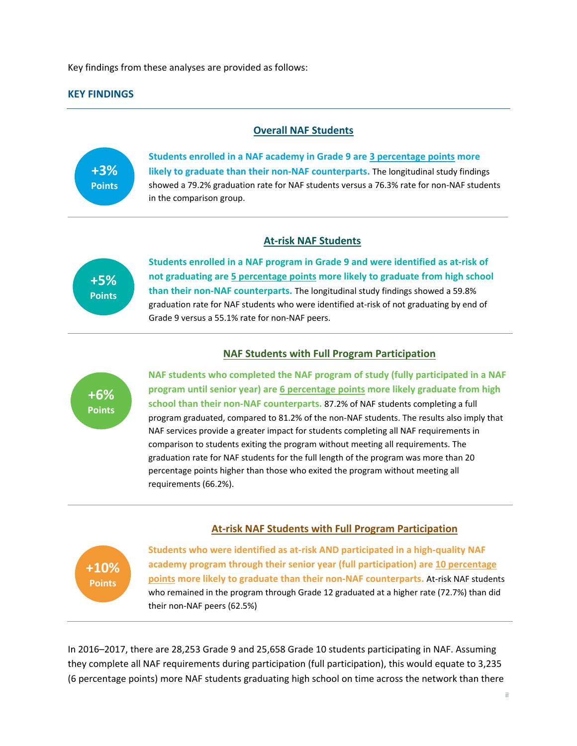Key findings from these analyses are provided as follows:

## KEY FINDINGS

### Overall NAF Students

**+3% Points**

**Students enrolled in a NAF academy in Grade 9 are 3 percentage points more likely to graduate than their non-NAF counterparts.** The longitudinal study findings showed a 79.2% graduation rate for NAF students versus a 76.3% rate for non-NAF students in the comparison group.

### At-risk NAF Students

**+5% Points**

**Students enrolled in a NAF program in Grade 9 and were identified as at-risk of not graduating are 5 percentage points more likely to graduate from high school than their non-NAF counterparts.** The longitudinal study findings showed a 59.8% graduation rate for NAF students who were identified at-risk of not graduating by end of Grade 9 versus a 55.1% rate for non-NAF peers.

### NAF Students with Full Program Participation

**+6% Points**

**NAF students who completed the NAF program of study (fully participated in a NAF program until senior year) are 6 percentage points more likely graduate from high school than their non-NAF counterparts.** 87.2% of NAF students completing a full program graduated, compared to 81.2% of the non-NAF students. The results also imply that NAF services provide a greater impact for students completing all NAF requirements in comparison to students exiting the program without meeting all requirements. The graduation rate for NAF students for the full length of the program was more than 20 percentage points higher than those who exited the program without meeting all requirements (66.2%).

### At-risk NAF Students with Full Program Participation

**+10% Points**

**Students who were identified as at-risk AND participated in a high-quality NAF academy program through their senior year (full participation) are 10 percentage points more likely to graduate than their non-NAF counterparts.** At-risk NAF students who remained in the program through Grade 12 graduated at a higher rate (72.7%) than did their non-NAF peers (62.5%)

In 2016–2017, there are 28,253 Grade 9 and 25,658 Grade 10 students participating in NAF. Assuming they complete all NAF requirements during participation (full participation), this would equate to 3,235 (6 percentage points) more NAF students graduating high school on time across the network than there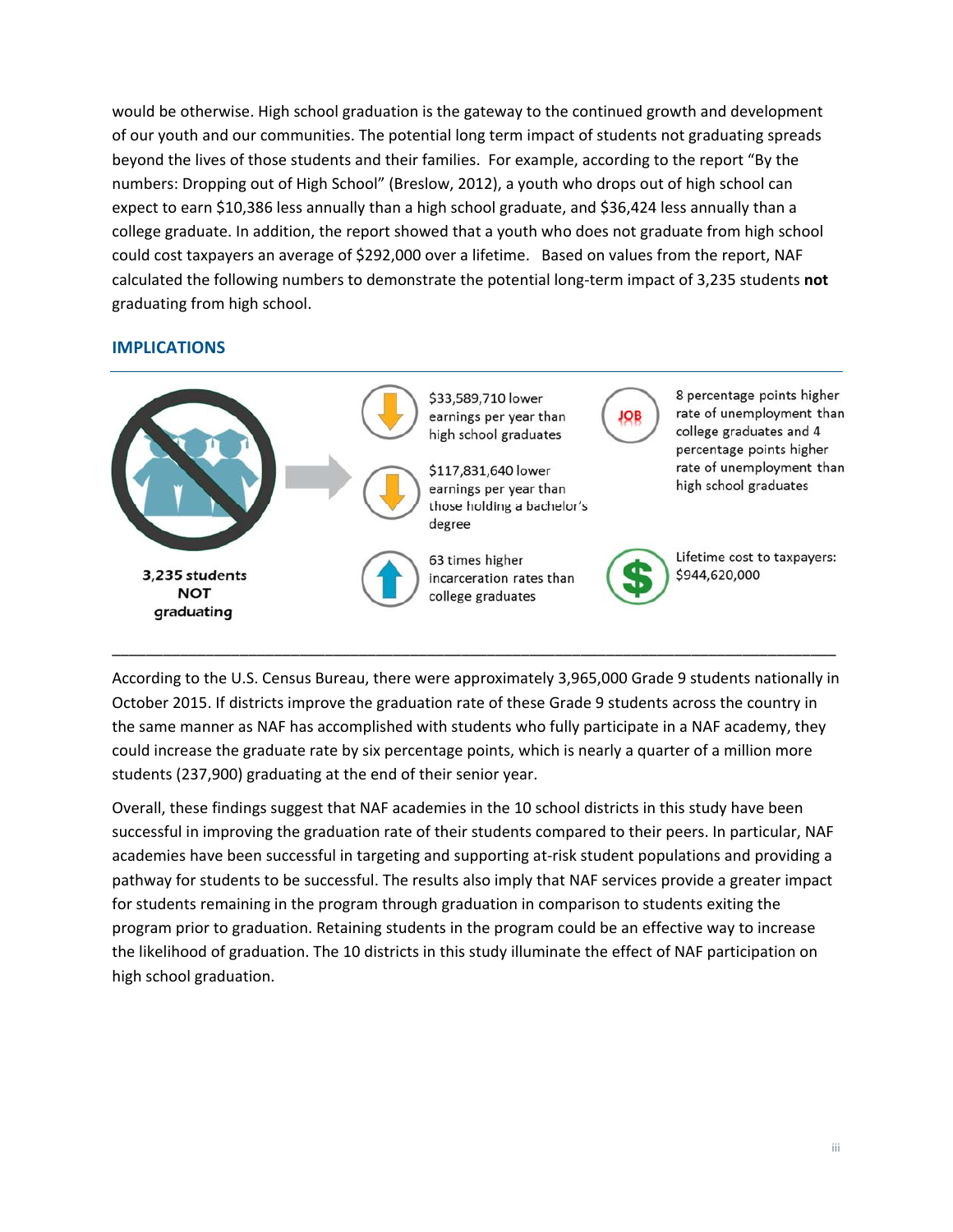would be otherwise. High school graduation is the gateway to the continued growth and development of our youth and our communities. The potential long term impact of students not graduating spreads beyond the lives of those students and their families. For example, according to the report "By the numbers: Dropping out of High School" (Breslow, 2012), a youth who drops out of high school can expect to earn $10,386 less annually than a high school graduate, and $36,424 less annually than a college graduate. In addition, the report showed that a youth who does not graduate from high school could cost taxpayers an average of $292,000 over a lifetime. Based on values from the report, NAF calculated the following numbers to demonstrate the potential long-term impact of 3,235 students **not** graduating from high school.

## IMPLICATIONS

**3,235 students NOT graduating**

- $33,589,710 lower earnings per year than high school graduates
- $117,831,640 lower earnings per year than those holding a bachelor's degree
- 63 times higher incarceration rates than college graduates
- 8 percentage points higher rate of unemployment than college graduates and 4 percentage points higher rate of unemployment than high school graduates
- Lifetime cost to taxpayers: $944,620,000

---

According to the U.S. Census Bureau, there were approximately 3,965,000 Grade 9 students nationally in October 2015. If districts improve the graduation rate of these Grade 9 students across the country in the same manner as NAF has accomplished with students who fully participate in a NAF academy, they could increase the graduate rate by six percentage points, which is nearly a quarter of a million more students (237,900) graduating at the end of their senior year.

Overall, these findings suggest that NAF academies in the 10 school districts in this study have been successful in improving the graduation rate of their students compared to their peers. In particular, NAF academies have been successful in targeting and supporting at-risk student populations and providing a pathway for students to be successful. The results also imply that NAF services provide a greater impact for students remaining in the program through graduation in comparison to students exiting the program prior to graduation. Retaining students in the program could be an effective way to increase the likelihood of graduation. The 10 districts in this study illuminate the effect of NAF participation on high school graduation.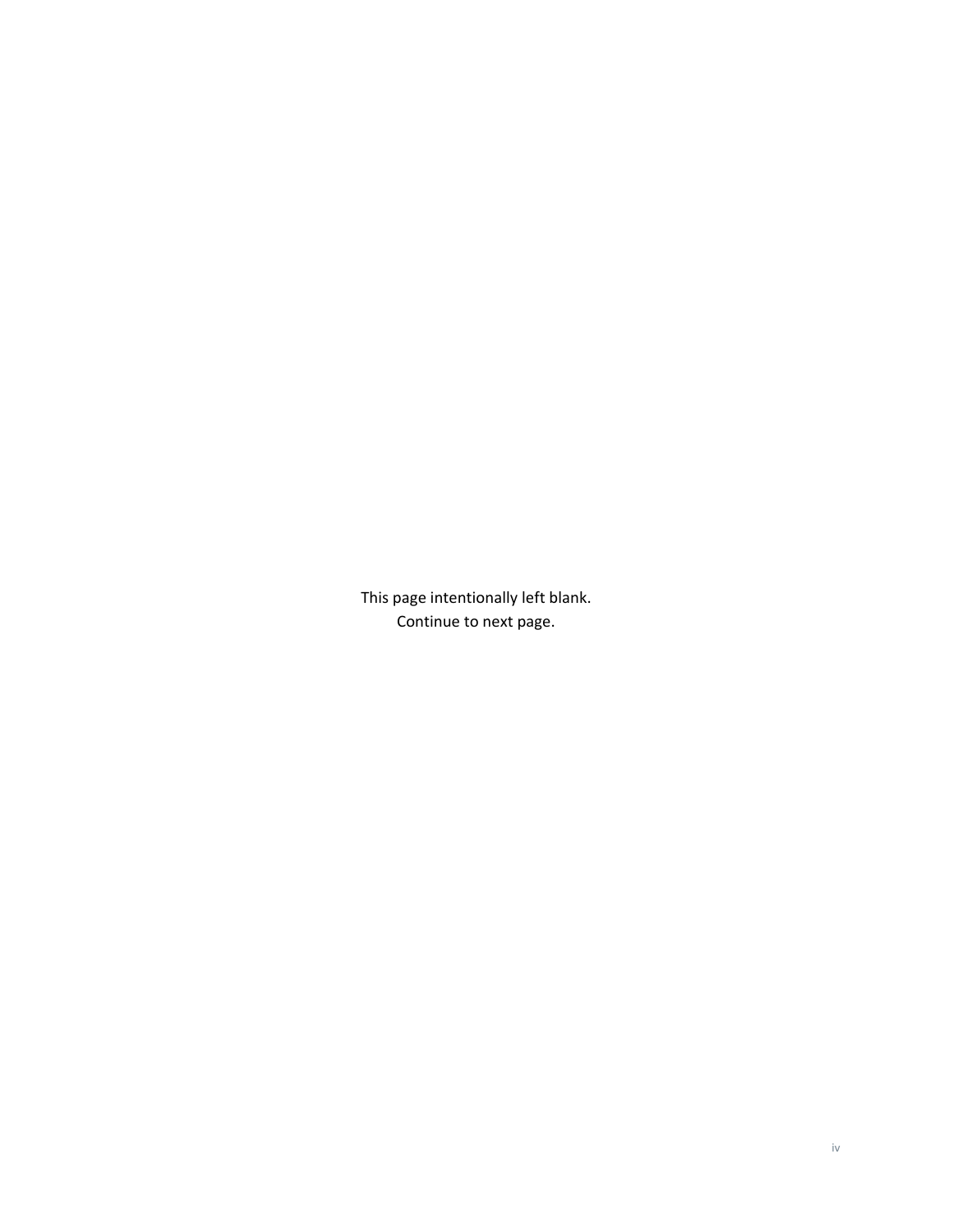This page intentionally left blank.
Continue to next page.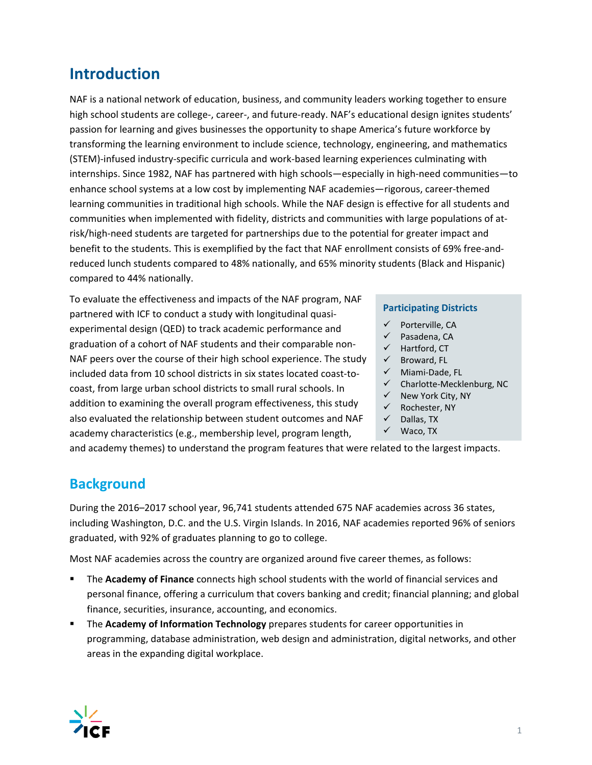## Introduction

NAF is a national network of education, business, and community leaders working together to ensure high school students are college-, career-, and future-ready. NAF's educational design ignites students' passion for learning and gives businesses the opportunity to shape America's future workforce by transforming the learning environment to include science, technology, engineering, and mathematics (STEM)-infused industry-specific curricula and work-based learning experiences culminating with internships. Since 1982, NAF has partnered with high schools—especially in high-need communities—to enhance school systems at a low cost by implementing NAF academies—rigorous, career-themed learning communities in traditional high schools. While the NAF design is effective for all students and communities when implemented with fidelity, districts and communities with large populations of at-risk/high-need students are targeted for partnerships due to the potential for greater impact and benefit to the students. This is exemplified by the fact that NAF enrollment consists of 69% free-and-reduced lunch students compared to 48% nationally, and 65% minority students (Black and Hispanic) compared to 44% nationally.

To evaluate the effectiveness and impacts of the NAF program, NAF partnered with ICF to conduct a study with longitudinal quasi-experimental design (QED) to track academic performance and graduation of a cohort of NAF students and their comparable non-NAF peers over the course of their high school experience. The study included data from 10 school districts in six states located coast-to-coast, from large urban school districts to small rural schools. In addition to examining the overall program effectiveness, this study also evaluated the relationship between student outcomes and NAF academy characteristics (e.g., membership level, program length, and academy themes) to understand the program features that were related to the largest impacts.

**Participating Districts**

- ✓ Porterville, CA
- ✓ Pasadena, CA
- ✓ Hartford, CT
- ✓ Broward, FL
- ✓ Miami-Dade, FL
- ✓ Charlotte-Mecklenburg, NC
- ✓ New York City, NY
- ✓ Rochester, NY
- ✓ Dallas, TX
- ✓ Waco, TX

## Background

During the 2016–2017 school year, 96,741 students attended 675 NAF academies across 36 states, including Washington, D.C. and the U.S. Virgin Islands. In 2016, NAF academies reported 96% of seniors graduated, with 92% of graduates planning to go to college.

Most NAF academies across the country are organized around five career themes, as follows:

- The **Academy of Finance** connects high school students with the world of financial services and personal finance, offering a curriculum that covers banking and credit; financial planning; and global finance, securities, insurance, accounting, and economics.
- The **Academy of Information Technology** prepares students for career opportunities in programming, database administration, web design and administration, digital networks, and other areas in the expanding digital workplace.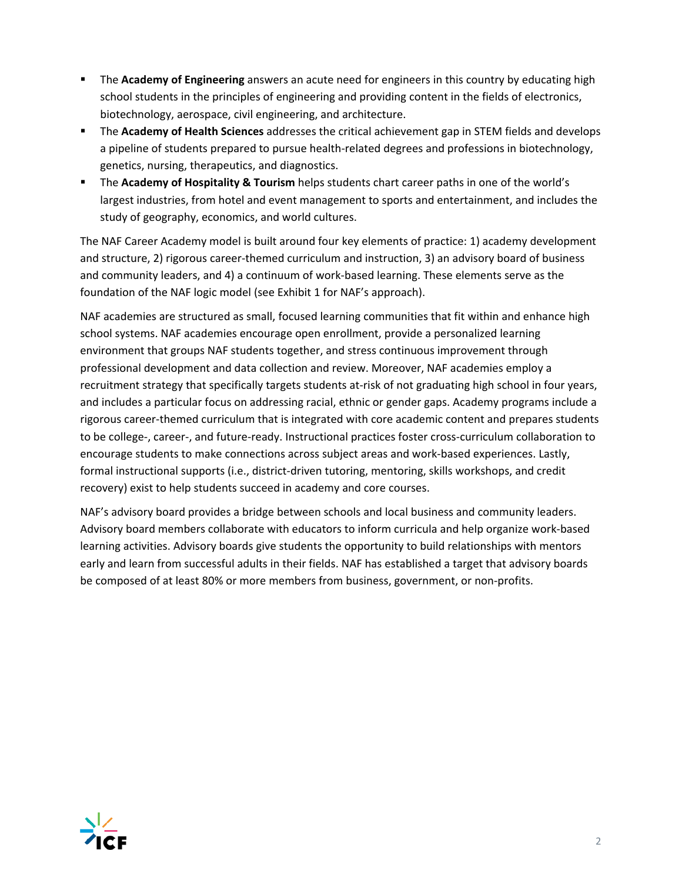- The **Academy of Engineering** answers an acute need for engineers in this country by educating high school students in the principles of engineering and providing content in the fields of electronics, biotechnology, aerospace, civil engineering, and architecture.
- The **Academy of Health Sciences** addresses the critical achievement gap in STEM fields and develops a pipeline of students prepared to pursue health-related degrees and professions in biotechnology, genetics, nursing, therapeutics, and diagnostics.
- The **Academy of Hospitality & Tourism** helps students chart career paths in one of the world's largest industries, from hotel and event management to sports and entertainment, and includes the study of geography, economics, and world cultures.

The NAF Career Academy model is built around four key elements of practice: 1) academy development and structure, 2) rigorous career-themed curriculum and instruction, 3) an advisory board of business and community leaders, and 4) a continuum of work-based learning. These elements serve as the foundation of the NAF logic model (see Exhibit 1 for NAF's approach).

NAF academies are structured as small, focused learning communities that fit within and enhance high school systems. NAF academies encourage open enrollment, provide a personalized learning environment that groups NAF students together, and stress continuous improvement through professional development and data collection and review. Moreover, NAF academies employ a recruitment strategy that specifically targets students at-risk of not graduating high school in four years, and includes a particular focus on addressing racial, ethnic or gender gaps. Academy programs include a rigorous career-themed curriculum that is integrated with core academic content and prepares students to be college-, career-, and future-ready. Instructional practices foster cross-curriculum collaboration to encourage students to make connections across subject areas and work-based experiences. Lastly, formal instructional supports (i.e., district-driven tutoring, mentoring, skills workshops, and credit recovery) exist to help students succeed in academy and core courses.

NAF's advisory board provides a bridge between schools and local business and community leaders. Advisory board members collaborate with educators to inform curricula and help organize work-based learning activities. Advisory boards give students the opportunity to build relationships with mentors early and learn from successful adults in their fields. NAF has established a target that advisory boards be composed of at least 80% or more members from business, government, or non-profits.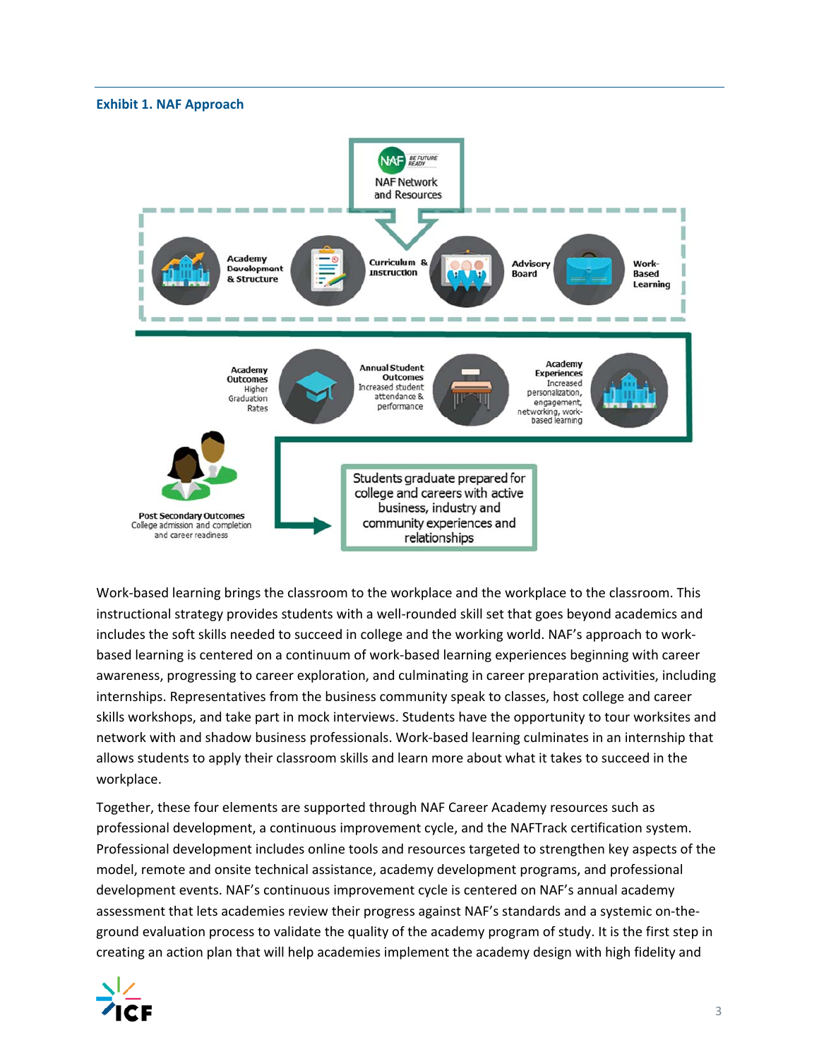**Exhibit 1. NAF Approach**

NAF Network and Resources

Academy Development & Structure

Curriculum & Instruction

Advisory Board

Work-Based Learning

Academy Outcomes
Higher Graduation Rates

Annual Student Outcomes
Increased student attendance & performance

Academy Experiences
Increased personalization, engagement, networking, work-based learning

Post Secondary Outcomes
College admission and completion and career readiness

Students graduate prepared for college and careers with active business, industry and community experiences and relationships

Work-based learning brings the classroom to the workplace and the workplace to the classroom. This instructional strategy provides students with a well-rounded skill set that goes beyond academics and includes the soft skills needed to succeed in college and the working world. NAF's approach to work-based learning is centered on a continuum of work-based learning experiences beginning with career awareness, progressing to career exploration, and culminating in career preparation activities, including internships. Representatives from the business community speak to classes, host college and career skills workshops, and take part in mock interviews. Students have the opportunity to tour worksites and network with and shadow business professionals. Work-based learning culminates in an internship that allows students to apply their classroom skills and learn more about what it takes to succeed in the workplace.

Together, these four elements are supported through NAF Career Academy resources such as professional development, a continuous improvement cycle, and the NAFTrack certification system. Professional development includes online tools and resources targeted to strengthen key aspects of the model, remote and onsite technical assistance, academy development programs, and professional development events. NAF's continuous improvement cycle is centered on NAF's annual academy assessment that lets academies review their progress against NAF's standards and a systemic on-the-ground evaluation process to validate the quality of the academy program of study. It is the first step in creating an action plan that will help academies implement the academy design with high fidelity and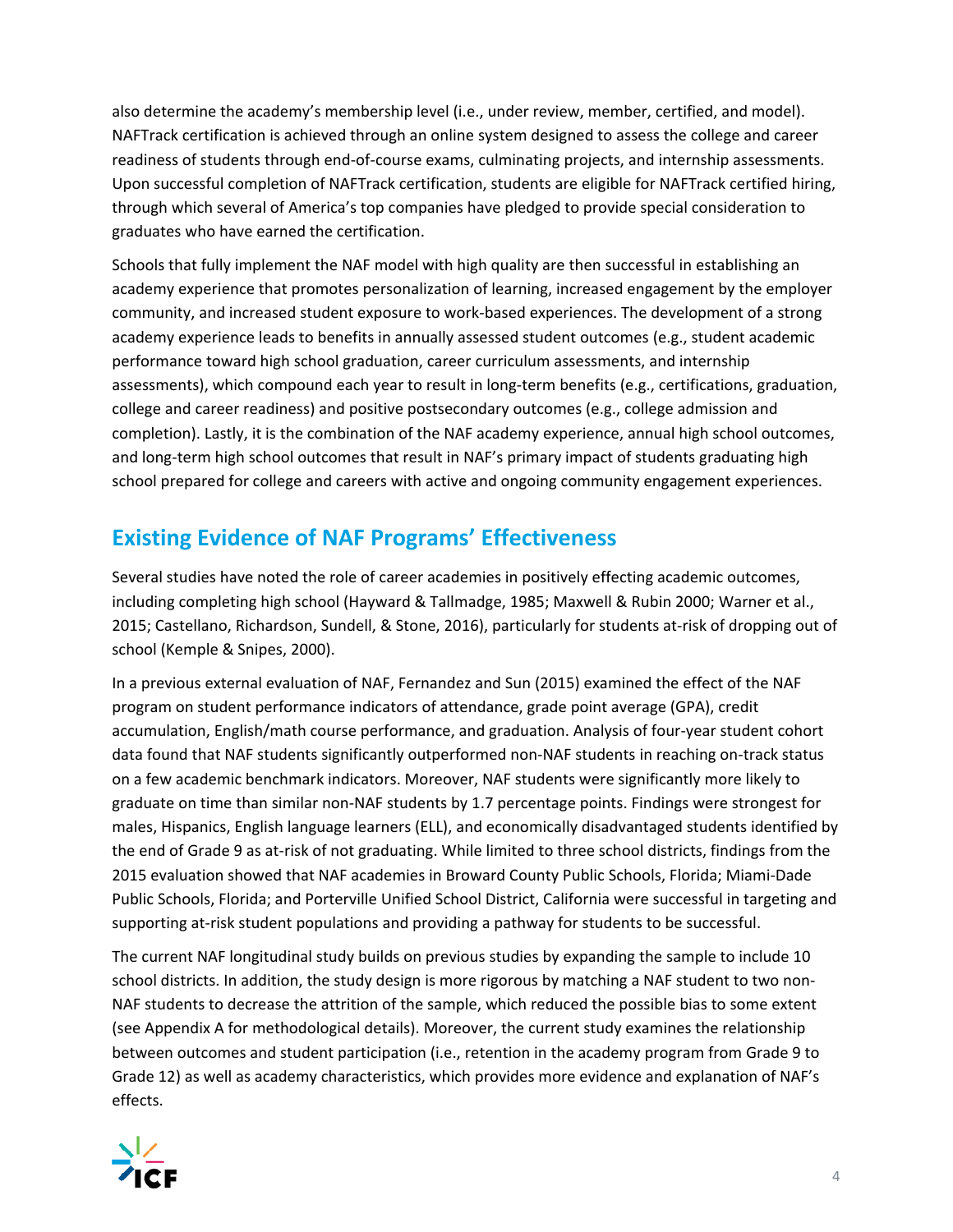also determine the academy's membership level (i.e., under review, member, certified, and model). NAFTrack certification is achieved through an online system designed to assess the college and career readiness of students through end-of-course exams, culminating projects, and internship assessments. Upon successful completion of NAFTrack certification, students are eligible for NAFTrack certified hiring, through which several of America's top companies have pledged to provide special consideration to graduates who have earned the certification.

Schools that fully implement the NAF model with high quality are then successful in establishing an academy experience that promotes personalization of learning, increased engagement by the employer community, and increased student exposure to work-based experiences. The development of a strong academy experience leads to benefits in annually assessed student outcomes (e.g., student academic performance toward high school graduation, career curriculum assessments, and internship assessments), which compound each year to result in long-term benefits (e.g., certifications, graduation, college and career readiness) and positive postsecondary outcomes (e.g., college admission and completion). Lastly, it is the combination of the NAF academy experience, annual high school outcomes, and long-term high school outcomes that result in NAF's primary impact of students graduating high school prepared for college and careers with active and ongoing community engagement experiences.

## Existing Evidence of NAF Programs' Effectiveness

Several studies have noted the role of career academies in positively effecting academic outcomes, including completing high school (Hayward & Tallmadge, 1985; Maxwell & Rubin 2000; Warner et al., 2015; Castellano, Richardson, Sundell, & Stone, 2016), particularly for students at-risk of dropping out of school (Kemple & Snipes, 2000).

In a previous external evaluation of NAF, Fernandez and Sun (2015) examined the effect of the NAF program on student performance indicators of attendance, grade point average (GPA), credit accumulation, English/math course performance, and graduation. Analysis of four-year student cohort data found that NAF students significantly outperformed non-NAF students in reaching on-track status on a few academic benchmark indicators. Moreover, NAF students were significantly more likely to graduate on time than similar non-NAF students by 1.7 percentage points. Findings were strongest for males, Hispanics, English language learners (ELL), and economically disadvantaged students identified by the end of Grade 9 as at-risk of not graduating. While limited to three school districts, findings from the 2015 evaluation showed that NAF academies in Broward County Public Schools, Florida; Miami-Dade Public Schools, Florida; and Porterville Unified School District, California were successful in targeting and supporting at-risk student populations and providing a pathway for students to be successful.

The current NAF longitudinal study builds on previous studies by expanding the sample to include 10 school districts. In addition, the study design is more rigorous by matching a NAF student to two non-NAF students to decrease the attrition of the sample, which reduced the possible bias to some extent (see Appendix A for methodological details). Moreover, the current study examines the relationship between outcomes and student participation (i.e., retention in the academy program from Grade 9 to Grade 12) as well as academy characteristics, which provides more evidence and explanation of NAF's effects.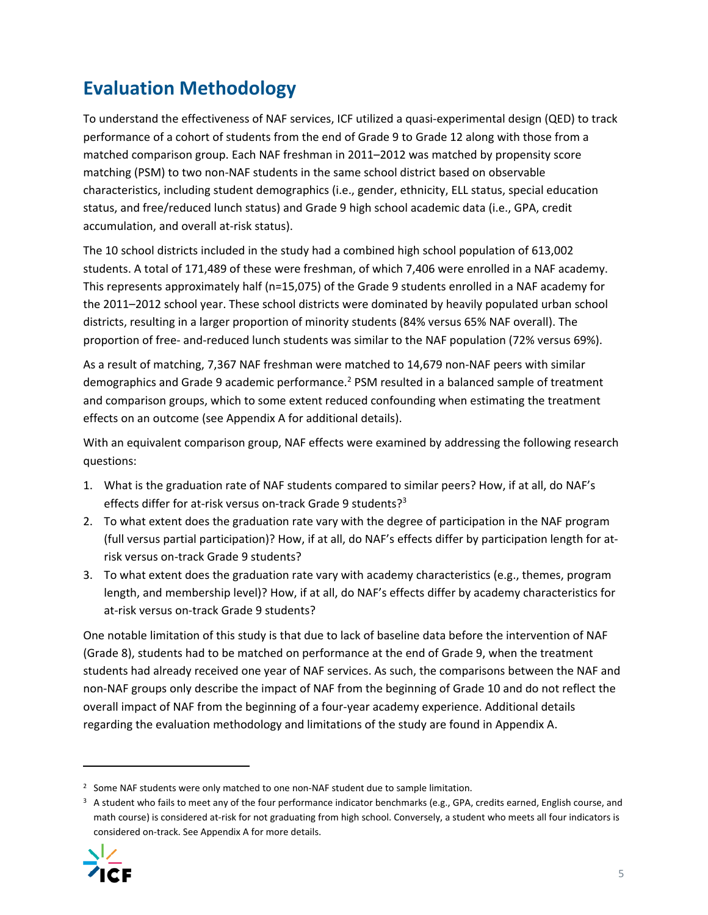## Evaluation Methodology

To understand the effectiveness of NAF services, ICF utilized a quasi-experimental design (QED) to track performance of a cohort of students from the end of Grade 9 to Grade 12 along with those from a matched comparison group. Each NAF freshman in 2011–2012 was matched by propensity score matching (PSM) to two non-NAF students in the same school district based on observable characteristics, including student demographics (i.e., gender, ethnicity, ELL status, special education status, and free/reduced lunch status) and Grade 9 high school academic data (i.e., GPA, credit accumulation, and overall at-risk status).

The 10 school districts included in the study had a combined high school population of 613,002 students. A total of 171,489 of these were freshman, of which 7,406 were enrolled in a NAF academy. This represents approximately half (n=15,075) of the Grade 9 students enrolled in a NAF academy for the 2011–2012 school year. These school districts were dominated by heavily populated urban school districts, resulting in a larger proportion of minority students (84% versus 65% NAF overall). The proportion of free- and-reduced lunch students was similar to the NAF population (72% versus 69%).

As a result of matching, 7,367 NAF freshman were matched to 14,679 non-NAF peers with similar demographics and Grade 9 academic performance.[2] PSM resulted in a balanced sample of treatment and comparison groups, which to some extent reduced confounding when estimating the treatment effects on an outcome (see Appendix A for additional details).

With an equivalent comparison group, NAF effects were examined by addressing the following research questions:

1. What is the graduation rate of NAF students compared to similar peers? How, if at all, do NAF's effects differ for at-risk versus on-track Grade 9 students?[3]
2. To what extent does the graduation rate vary with the degree of participation in the NAF program (full versus partial participation)? How, if at all, do NAF's effects differ by participation length for at-risk versus on-track Grade 9 students?
3. To what extent does the graduation rate vary with academy characteristics (e.g., themes, program length, and membership level)? How, if at all, do NAF's effects differ by academy characteristics for at-risk versus on-track Grade 9 students?

One notable limitation of this study is that due to lack of baseline data before the intervention of NAF (Grade 8), students had to be matched on performance at the end of Grade 9, when the treatment students had already received one year of NAF services. As such, the comparisons between the NAF and non-NAF groups only describe the impact of NAF from the beginning of Grade 10 and do not reflect the overall impact of NAF from the beginning of a four-year academy experience. Additional details regarding the evaluation methodology and limitations of the study are found in Appendix A.

---

[2] Some NAF students were only matched to one non-NAF student due to sample limitation.

[3] A student who fails to meet any of the four performance indicator benchmarks (e.g., GPA, credits earned, English course, and math course) is considered at-risk for not graduating from high school. Conversely, a student who meets all four indicators is considered on-track. See Appendix A for more details.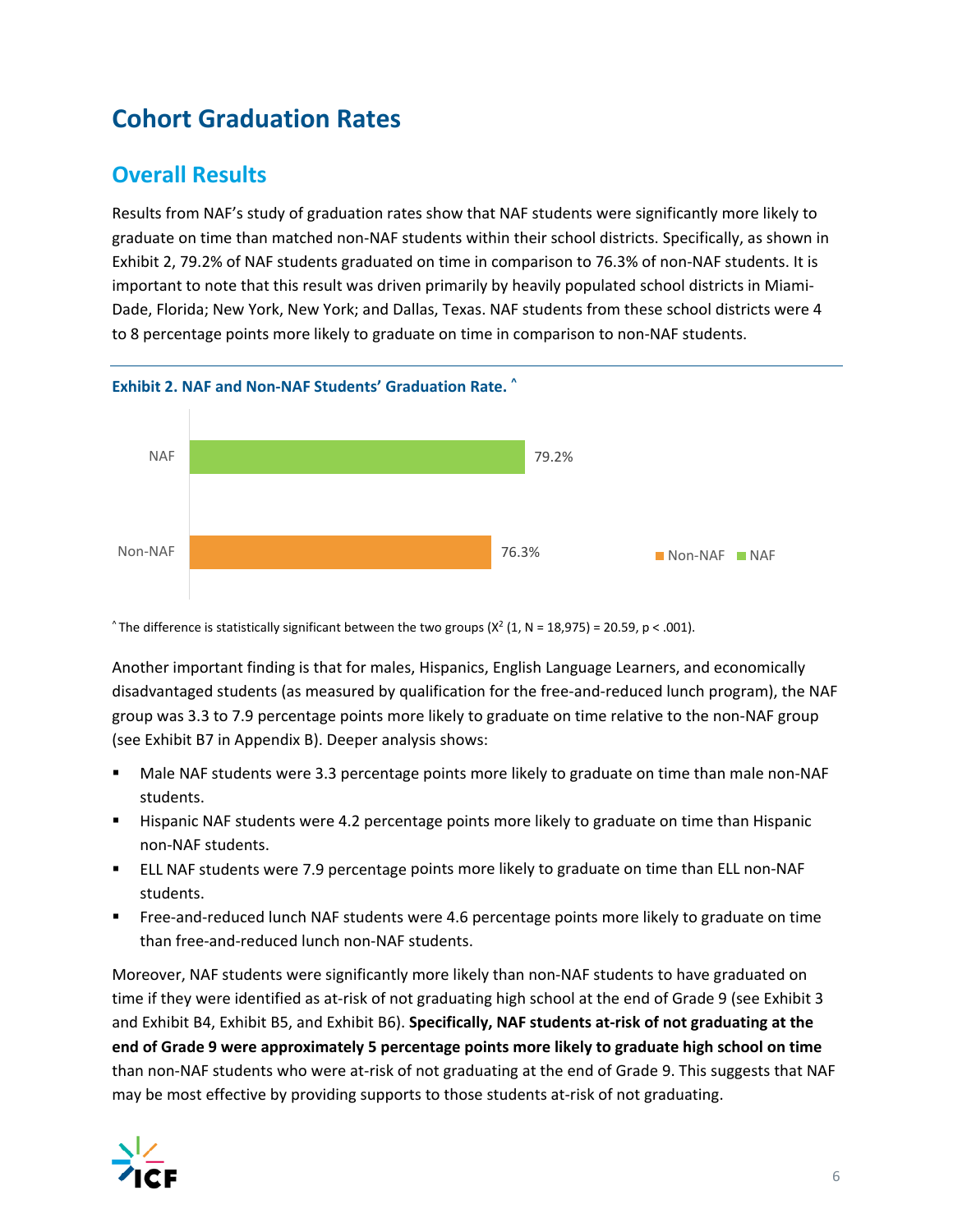# Cohort Graduation Rates

## Overall Results

Results from NAF's study of graduation rates show that NAF students were significantly more likely to graduate on time than matched non-NAF students within their school districts. Specifically, as shown in Exhibit 2, 79.2% of NAF students graduated on time in comparison to 76.3% of non-NAF students. It is important to note that this result was driven primarily by heavily populated school districts in Miami-Dade, Florida; New York, New York; and Dallas, Texas. NAF students from these school districts were 4 to 8 percentage points more likely to graduate on time in comparison to non-NAF students.

**Exhibit 2. NAF and Non-NAF Students' Graduation Rate. ^**

| Group | Graduation Rate |
|---|---|
| NAF | 79.2% |
| Non-NAF | 76.3% |

^ The difference is statistically significant between the two groups ($X^2$ (1, N = 18,975) = 20.59, $p < .001$).

Another important finding is that for males, Hispanics, English Language Learners, and economically disadvantaged students (as measured by qualification for the free-and-reduced lunch program), the NAF group was 3.3 to 7.9 percentage points more likely to graduate on time relative to the non-NAF group (see Exhibit B7 in Appendix B). Deeper analysis shows:

- Male NAF students were 3.3 percentage points more likely to graduate on time than male non-NAF students.
- Hispanic NAF students were 4.2 percentage points more likely to graduate on time than Hispanic non-NAF students.
- ELL NAF students were 7.9 percentage points more likely to graduate on time than ELL non-NAF students.
- Free-and-reduced lunch NAF students were 4.6 percentage points more likely to graduate on time than free-and-reduced lunch non-NAF students.

Moreover, NAF students were significantly more likely than non-NAF students to have graduated on time if they were identified as at-risk of not graduating high school at the end of Grade 9 (see Exhibit 3 and Exhibit B4, Exhibit B5, and Exhibit B6). **Specifically, NAF students at-risk of not graduating at the end of Grade 9 were approximately 5 percentage points more likely to graduate high school on time** than non-NAF students who were at-risk of not graduating at the end of Grade 9. This suggests that NAF may be most effective by providing supports to those students at-risk of not graduating.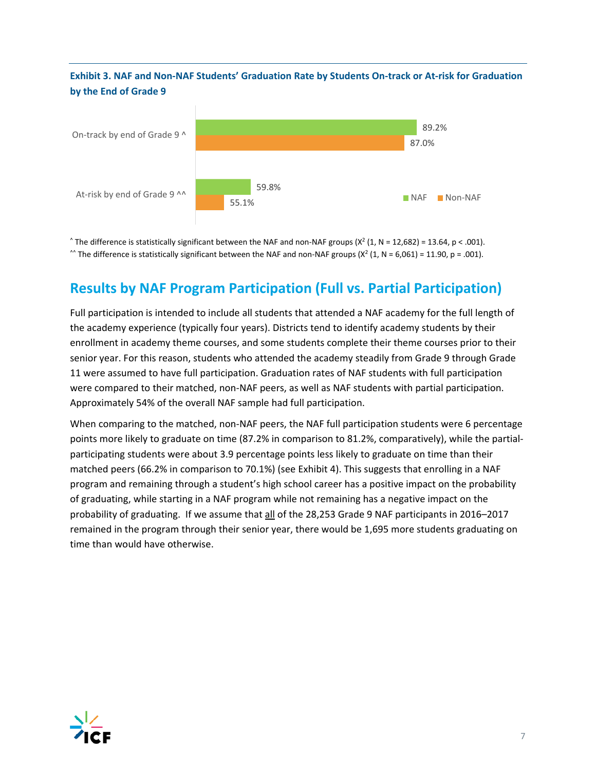**Exhibit 3. NAF and Non-NAF Students' Graduation Rate by Students On-track or At-risk for Graduation by the End of Grade 9**

| | NAF | Non-NAF |
|---|---|---|
| On-track by end of Grade 9 ^ | 89.2% | 87.0% |
| At-risk by end of Grade 9 ^^ | 59.8% | 55.1% |

^ The difference is statistically significant between the NAF and non-NAF groups ($X^2$ (1, N = 12,682) = 13.64, $p < .001$).

^^ The difference is statistically significant between the NAF and non-NAF groups ($X^2$ (1, N = 6,061) = 11.90, $p = .001$).

## Results by NAF Program Participation (Full vs. Partial Participation)

Full participation is intended to include all students that attended a NAF academy for the full length of the academy experience (typically four years). Districts tend to identify academy students by their enrollment in academy theme courses, and some students complete their theme courses prior to their senior year. For this reason, students who attended the academy steadily from Grade 9 through Grade 11 were assumed to have full participation. Graduation rates of NAF students with full participation were compared to their matched, non-NAF peers, as well as NAF students with partial participation. Approximately 54% of the overall NAF sample had full participation.

When comparing to the matched, non-NAF peers, the NAF full participation students were 6 percentage points more likely to graduate on time (87.2% in comparison to 81.2%, comparatively), while the partial-participating students were about 3.9 percentage points less likely to graduate on time than their matched peers (66.2% in comparison to 70.1%) (see Exhibit 4). This suggests that enrolling in a NAF program and remaining through a student's high school career has a positive impact on the probability of graduating, while starting in a NAF program while not remaining has a negative impact on the probability of graduating. If we assume that all of the 28,253 Grade 9 NAF participants in 2016–2017 remained in the program through their senior year, there would be 1,695 more students graduating on time than would have otherwise.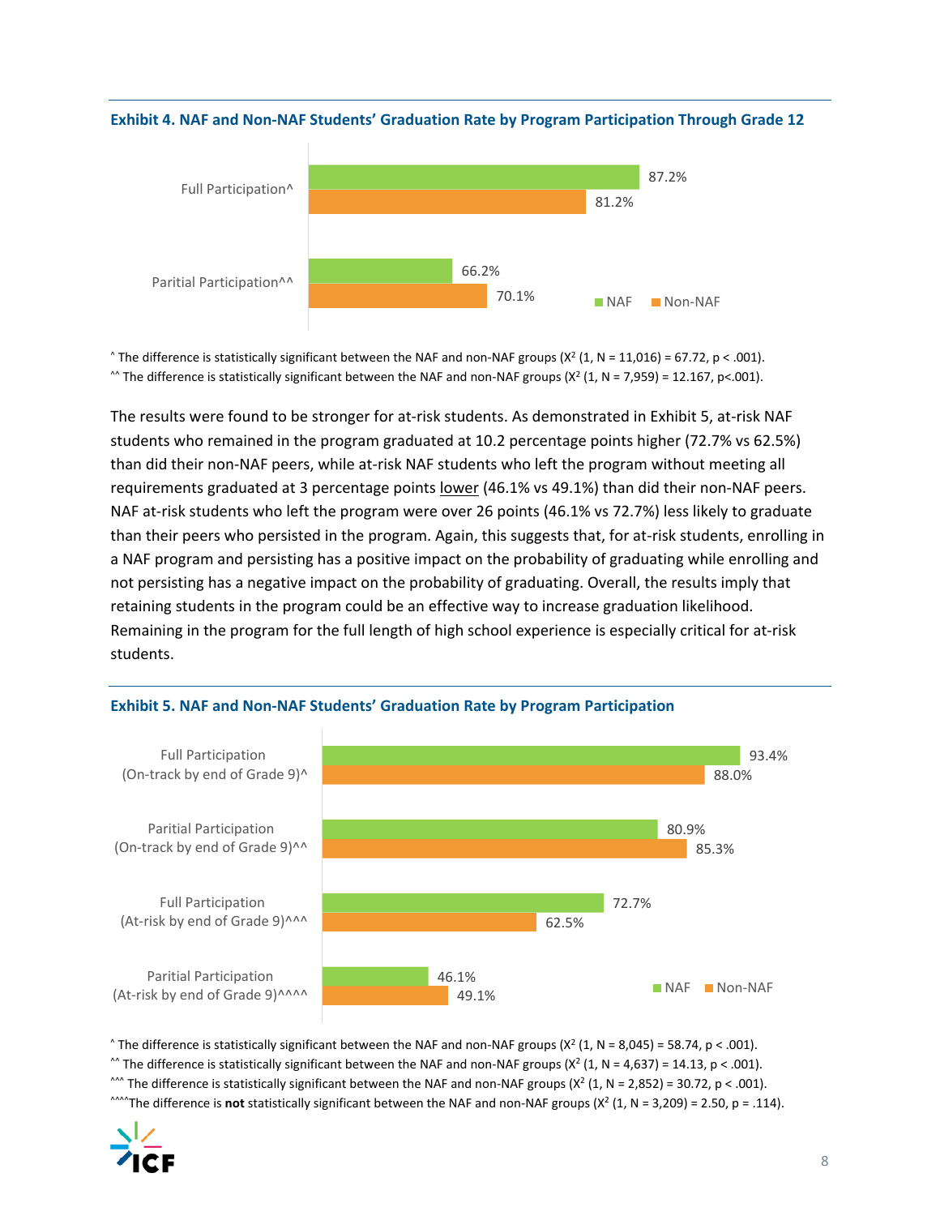**Exhibit 4. NAF and Non-NAF Students' Graduation Rate by Program Participation Through Grade 12**

| | NAF | Non-NAF |
|---|---|---|
| Full Participation^ | 87.2% | 81.2% |
| Paritial Participation^^ | 66.2% | 70.1% |

^ The difference is statistically significant between the NAF and non-NAF groups ($X^2$ (1, N = 11,016) = 67.72, p < .001).
^^ The difference is statistically significant between the NAF and non-NAF groups ($X^2$ (1, N = 7,959) = 12.167, p<.001).

The results were found to be stronger for at-risk students. As demonstrated in Exhibit 5, at-risk NAF students who remained in the program graduated at 10.2 percentage points higher (72.7% vs 62.5%) than did their non-NAF peers, while at-risk NAF students who left the program without meeting all requirements graduated at 3 percentage points lower (46.1% vs 49.1%) than did their non-NAF peers. NAF at-risk students who left the program were over 26 points (46.1% vs 72.7%) less likely to graduate than their peers who persisted in the program. Again, this suggests that, for at-risk students, enrolling in a NAF program and persisting has a positive impact on the probability of graduating while enrolling and not persisting has a negative impact on the probability of graduating. Overall, the results imply that retaining students in the program could be an effective way to increase graduation likelihood. Remaining in the program for the full length of high school experience is especially critical for at-risk students.

**Exhibit 5. NAF and Non-NAF Students' Graduation Rate by Program Participation**

| | NAF | Non-NAF |
|---|---|---|
| Full Participation (On-track by end of Grade 9)^ | 93.4% | 88.0% |
| Paritial Participation (On-track by end of Grade 9)^^ | 80.9% | 85.3% |
| Full Participation (At-risk by end of Grade 9)^^^ | 72.7% | 62.5% |
| Paritial Participation (At-risk by end of Grade 9)^^^^ | 46.1% | 49.1% |

^ The difference is statistically significant between the NAF and non-NAF groups ($X^2$ (1, N = 8,045) = 58.74, p < .001).
^^ The difference is statistically significant between the NAF and non-NAF groups ($X^2$ (1, N = 4,637) = 14.13, p < .001).
^^^ The difference is statistically significant between the NAF and non-NAF groups ($X^2$ (1, N = 2,852) = 30.72, p < .001).
^^^^The difference is **not** statistically significant between the NAF and non-NAF groups ($X^2$ (1, N = 3,209) = 2.50, p = .114).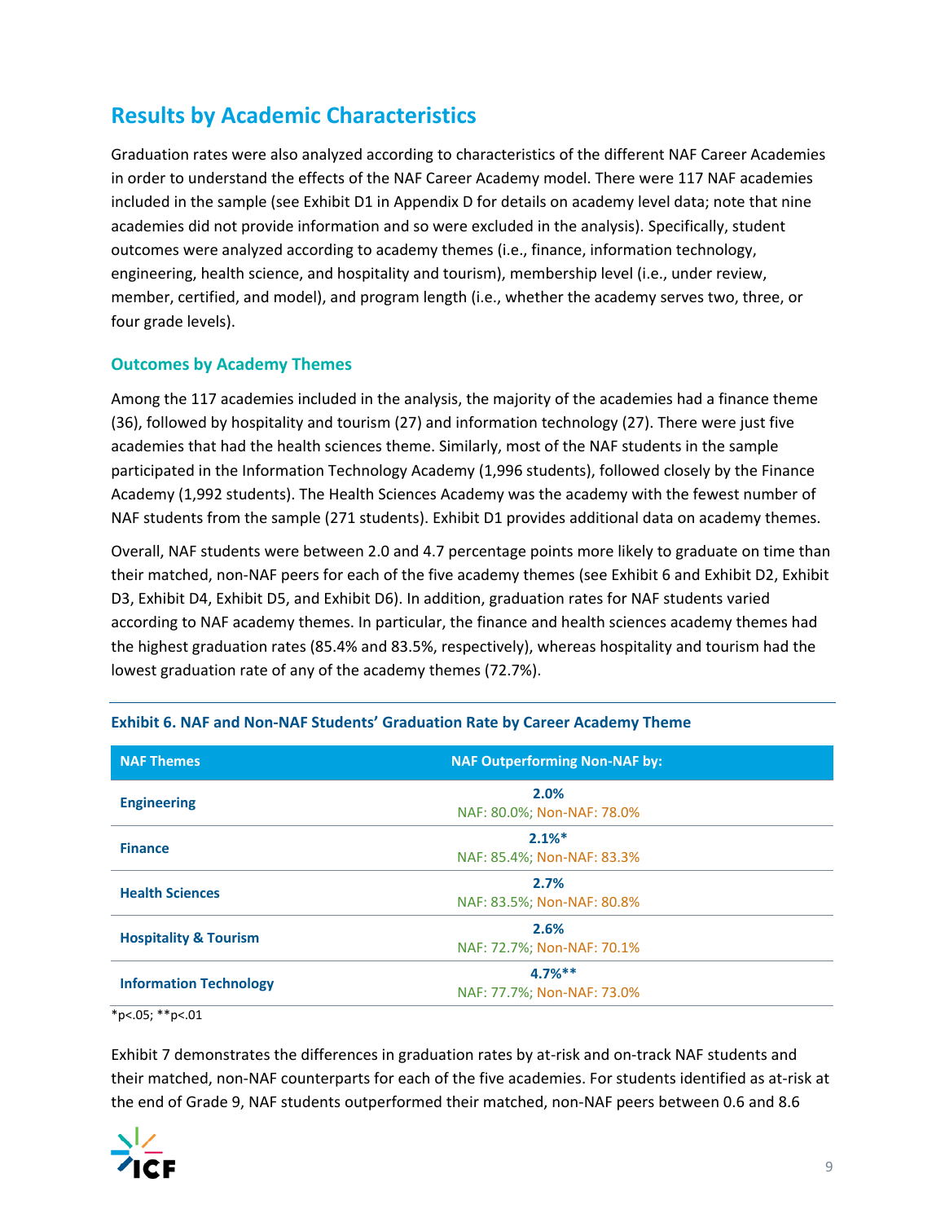## Results by Academic Characteristics

Graduation rates were also analyzed according to characteristics of the different NAF Career Academies in order to understand the effects of the NAF Career Academy model. There were 117 NAF academies included in the sample (see Exhibit D1 in Appendix D for details on academy level data; note that nine academies did not provide information and so were excluded in the analysis). Specifically, student outcomes were analyzed according to academy themes (i.e., finance, information technology, engineering, health science, and hospitality and tourism), membership level (i.e., under review, member, certified, and model), and program length (i.e., whether the academy serves two, three, or four grade levels).

### Outcomes by Academy Themes

Among the 117 academies included in the analysis, the majority of the academies had a finance theme (36), followed by hospitality and tourism (27) and information technology (27). There were just five academies that had the health sciences theme. Similarly, most of the NAF students in the sample participated in the Information Technology Academy (1,996 students), followed closely by the Finance Academy (1,992 students). The Health Sciences Academy was the academy with the fewest number of NAF students from the sample (271 students). Exhibit D1 provides additional data on academy themes.

Overall, NAF students were between 2.0 and 4.7 percentage points more likely to graduate on time than their matched, non-NAF peers for each of the five academy themes (see Exhibit 6 and Exhibit D2, Exhibit D3, Exhibit D4, Exhibit D5, and Exhibit D6). In addition, graduation rates for NAF students varied according to NAF academy themes. In particular, the finance and health sciences academy themes had the highest graduation rates (85.4% and 83.5%, respectively), whereas hospitality and tourism had the lowest graduation rate of any of the academy themes (72.7%).

**Exhibit 6. NAF and Non-NAF Students' Graduation Rate by Career Academy Theme**

| NAF Themes | NAF Outperforming Non-NAF by: |
|---|---|
| Engineering | **2.0%** NAF: 80.0%; Non-NAF: 78.0% |
| Finance | **2.1%*** NAF: 85.4%; Non-NAF: 83.3% |
| Health Sciences | **2.7%** NAF: 83.5%; Non-NAF: 80.8% |
| Hospitality & Tourism | **2.6%** NAF: 72.7%; Non-NAF: 70.1% |
| Information Technology | **4.7%**** NAF: 77.7%; Non-NAF: 73.0% |

*p<.05; **p<.01

Exhibit 7 demonstrates the differences in graduation rates by at-risk and on-track NAF students and their matched, non-NAF counterparts for each of the five academies. For students identified as at-risk at the end of Grade 9, NAF students outperformed their matched, non-NAF peers between 0.6 and 8.6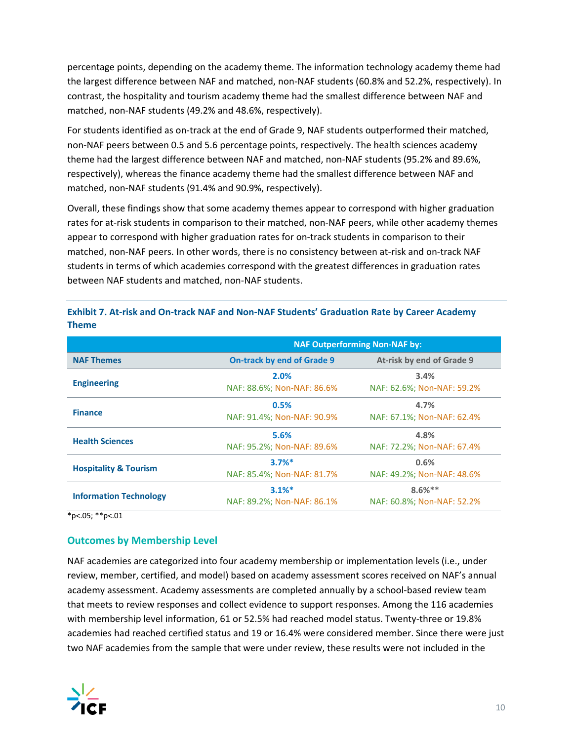percentage points, depending on the academy theme. The information technology academy theme had the largest difference between NAF and matched, non-NAF students (60.8% and 52.2%, respectively). In contrast, the hospitality and tourism academy theme had the smallest difference between NAF and matched, non-NAF students (49.2% and 48.6%, respectively).

For students identified as on-track at the end of Grade 9, NAF students outperformed their matched, non-NAF peers between 0.5 and 5.6 percentage points, respectively. The health sciences academy theme had the largest difference between NAF and matched, non-NAF students (95.2% and 89.6%, respectively), whereas the finance academy theme had the smallest difference between NAF and matched, non-NAF students (91.4% and 90.9%, respectively).

Overall, these findings show that some academy themes appear to correspond with higher graduation rates for at-risk students in comparison to their matched, non-NAF peers, while other academy themes appear to correspond with higher graduation rates for on-track students in comparison to their matched, non-NAF peers. In other words, there is no consistency between at-risk and on-track NAF students in terms of which academies correspond with the greatest differences in graduation rates between NAF students and matched, non-NAF students.

**Exhibit 7. At-risk and On-track NAF and Non-NAF Students' Graduation Rate by Career Academy Theme**

| | NAF Outperforming Non-NAF by: | |
|---|---|---|
| **NAF Themes** | **On-track by end of Grade 9** | **At-risk by end of Grade 9** |
| **Engineering** | **2.0%** NAF: 88.6%; Non-NAF: 86.6% | **3.4%** NAF: 62.6%; Non-NAF: 59.2% |
| **Finance** | **0.5%** NAF: 91.4%; Non-NAF: 90.9% | **4.7%** NAF: 67.1%; Non-NAF: 62.4% |
| **Health Sciences** | **5.6%** NAF: 95.2%; Non-NAF: 89.6% | **4.8%** NAF: 72.2%; Non-NAF: 67.4% |
| **Hospitality & Tourism** | **3.7%*** NAF: 85.4%; Non-NAF: 81.7% | **0.6%** NAF: 49.2%; Non-NAF: 48.6% |
| **Information Technology** | **3.1%*** NAF: 89.2%; Non-NAF: 86.1% | **8.6%**** NAF: 60.8%; Non-NAF: 52.2% |

*p<.05; **p<.01

### Outcomes by Membership Level

NAF academies are categorized into four academy membership or implementation levels (i.e., under review, member, certified, and model) based on academy assessment scores received on NAF's annual academy assessment. Academy assessments are completed annually by a school-based review team that meets to review responses and collect evidence to support responses. Among the 116 academies with membership level information, 61 or 52.5% had reached model status. Twenty-three or 19.8% academies had reached certified status and 19 or 16.4% were considered member. Since there were just two NAF academies from the sample that were under review, these results were not included in the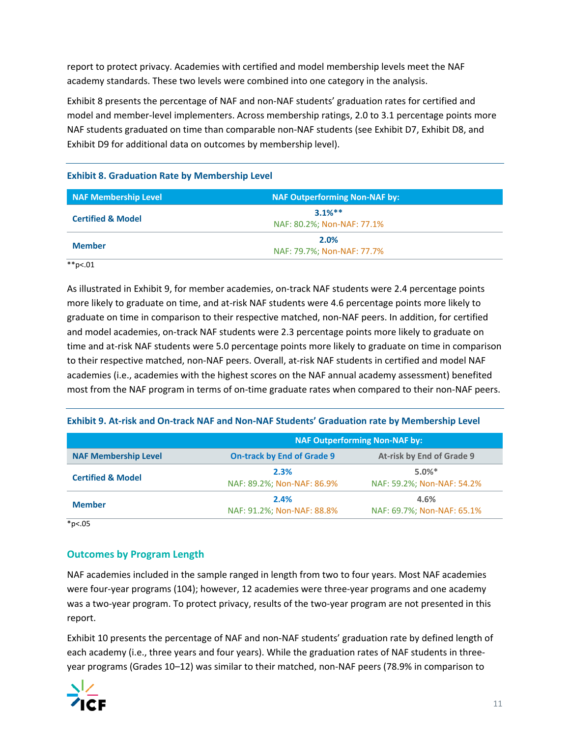report to protect privacy. Academies with certified and model membership levels meet the NAF academy standards. These two levels were combined into one category in the analysis.

Exhibit 8 presents the percentage of NAF and non-NAF students' graduation rates for certified and model and member-level implementers. Across membership ratings, 2.0 to 3.1 percentage points more NAF students graduated on time than comparable non-NAF students (see Exhibit D7, Exhibit D8, and Exhibit D9 for additional data on outcomes by membership level).

**Exhibit 8. Graduation Rate by Membership Level**

| NAF Membership Level | NAF Outperforming Non-NAF by: |
|---|---|
| **Certified & Model** | **3.1%**** <br> NAF: 80.2%; Non-NAF: 77.1% |
| **Member** | **2.0%** <br> NAF: 79.7%; Non-NAF: 77.7% |

**p<.01

As illustrated in Exhibit 9, for member academies, on-track NAF students were 2.4 percentage points more likely to graduate on time, and at-risk NAF students were 4.6 percentage points more likely to graduate on time in comparison to their respective matched, non-NAF peers. In addition, for certified and model academies, on-track NAF students were 2.3 percentage points more likely to graduate on time and at-risk NAF students were 5.0 percentage points more likely to graduate on time in comparison to their respective matched, non-NAF peers. Overall, at-risk NAF students in certified and model NAF academies (i.e., academies with the highest scores on the NAF annual academy assessment) benefited most from the NAF program in terms of on-time graduate rates when compared to their non-NAF peers.

**Exhibit 9. At-risk and On-track NAF and Non-NAF Students' Graduation rate by Membership Level**

| | NAF Outperforming Non-NAF by: | |
|---|---|---|
| **NAF Membership Level** | **On-track by End of Grade 9** | **At-risk by End of Grade 9** |
| **Certified & Model** | **2.3%** <br> NAF: 89.2%; Non-NAF: 86.9% | **5.0%*** <br> NAF: 59.2%; Non-NAF: 54.2% |
| **Member** | **2.4%** <br> NAF: 91.2%; Non-NAF: 88.8% | **4.6%** <br> NAF: 69.7%; Non-NAF: 65.1% |

*p<.05

## Outcomes by Program Length

NAF academies included in the sample ranged in length from two to four years. Most NAF academies were four-year programs (104); however, 12 academies were three-year programs and one academy was a two-year program. To protect privacy, results of the two-year program are not presented in this report.

Exhibit 10 presents the percentage of NAF and non-NAF students' graduation rate by defined length of each academy (i.e., three years and four years). While the graduation rates of NAF students in three-year programs (Grades 10–12) was similar to their matched, non-NAF peers (78.9% in comparison to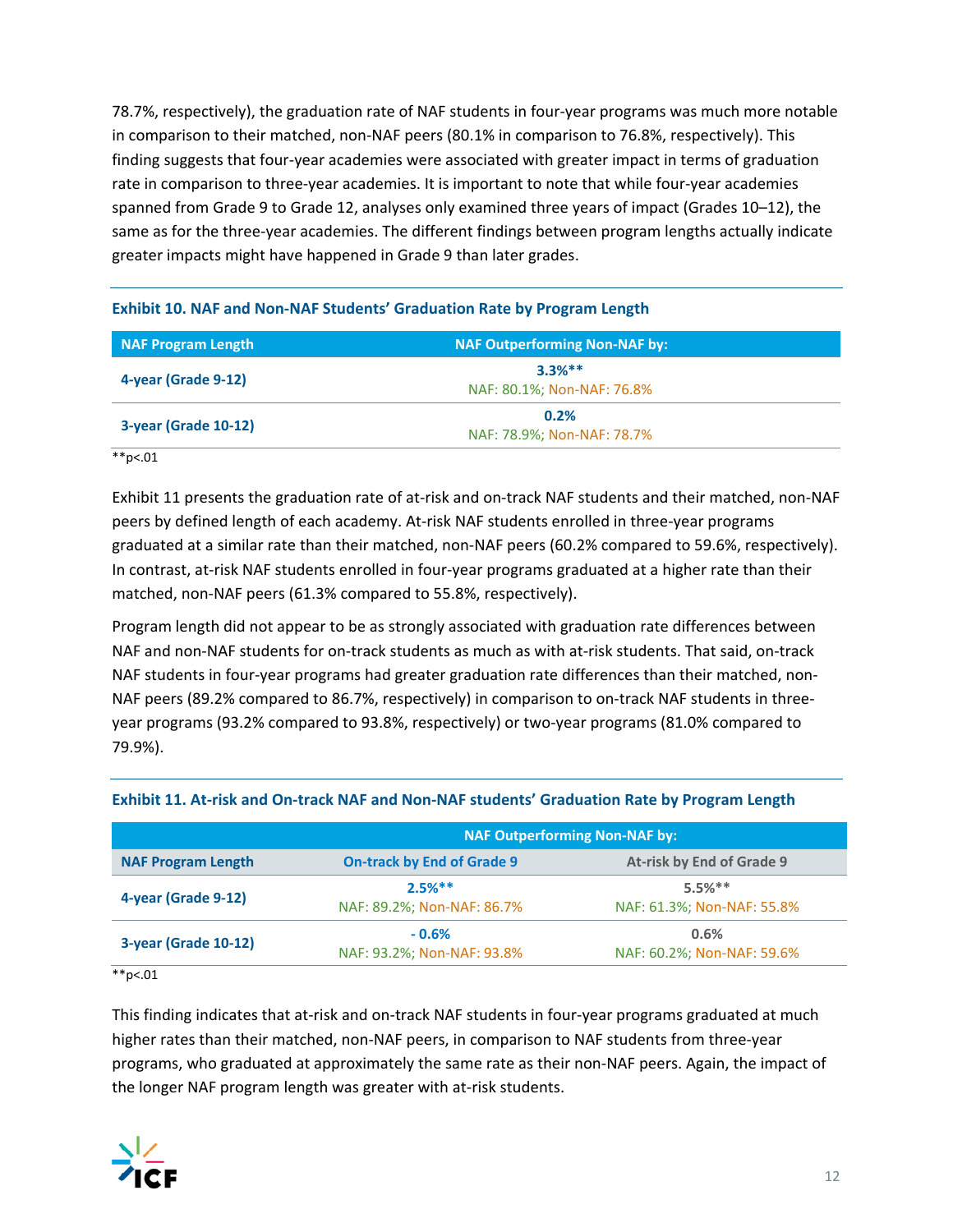78.7%, respectively), the graduation rate of NAF students in four-year programs was much more notable in comparison to their matched, non-NAF peers (80.1% in comparison to 76.8%, respectively). This finding suggests that four-year academies were associated with greater impact in terms of graduation rate in comparison to three-year academies. It is important to note that while four-year academies spanned from Grade 9 to Grade 12, analyses only examined three years of impact (Grades 10–12), the same as for the three-year academies. The different findings between program lengths actually indicate greater impacts might have happened in Grade 9 than later grades.

**Exhibit 10. NAF and Non-NAF Students' Graduation Rate by Program Length**

| NAF Program Length | NAF Outperforming Non-NAF by: |
|---|---|
| **4-year (Grade 9-12)** | **3.3%\*\*** NAF: 80.1%; Non-NAF: 76.8% |
| **3-year (Grade 10-12)** | **0.2%** NAF: 78.9%; Non-NAF: 78.7% |

**p<.01

Exhibit 11 presents the graduation rate of at-risk and on-track NAF students and their matched, non-NAF peers by defined length of each academy. At-risk NAF students enrolled in three-year programs graduated at a similar rate than their matched, non-NAF peers (60.2% compared to 59.6%, respectively). In contrast, at-risk NAF students enrolled in four-year programs graduated at a higher rate than their matched, non-NAF peers (61.3% compared to 55.8%, respectively).

Program length did not appear to be as strongly associated with graduation rate differences between NAF and non-NAF students for on-track students as much as with at-risk students. That said, on-track NAF students in four-year programs had greater graduation rate differences than their matched, non-NAF peers (89.2% compared to 86.7%, respectively) in comparison to on-track NAF students in three-year programs (93.2% compared to 93.8%, respectively) or two-year programs (81.0% compared to 79.9%).

**Exhibit 11. At-risk and On-track NAF and Non-NAF students' Graduation Rate by Program Length**

| | NAF Outperforming Non-NAF by: | |
|---|---|---|
| **NAF Program Length** | **On-track by End of Grade 9** | **At-risk by End of Grade 9** |
| **4-year (Grade 9-12)** | **2.5%\*\*** NAF: 89.2%; Non-NAF: 86.7% | **5.5%\*\*** NAF: 61.3%; Non-NAF: 55.8% |
| **3-year (Grade 10-12)** | **- 0.6%** NAF: 93.2%; Non-NAF: 93.8% | **0.6%** NAF: 60.2%; Non-NAF: 59.6% |

**p<.01

This finding indicates that at-risk and on-track NAF students in four-year programs graduated at much higher rates than their matched, non-NAF peers, in comparison to NAF students from three-year programs, who graduated at approximately the same rate as their non-NAF peers. Again, the impact of the longer NAF program length was greater with at-risk students.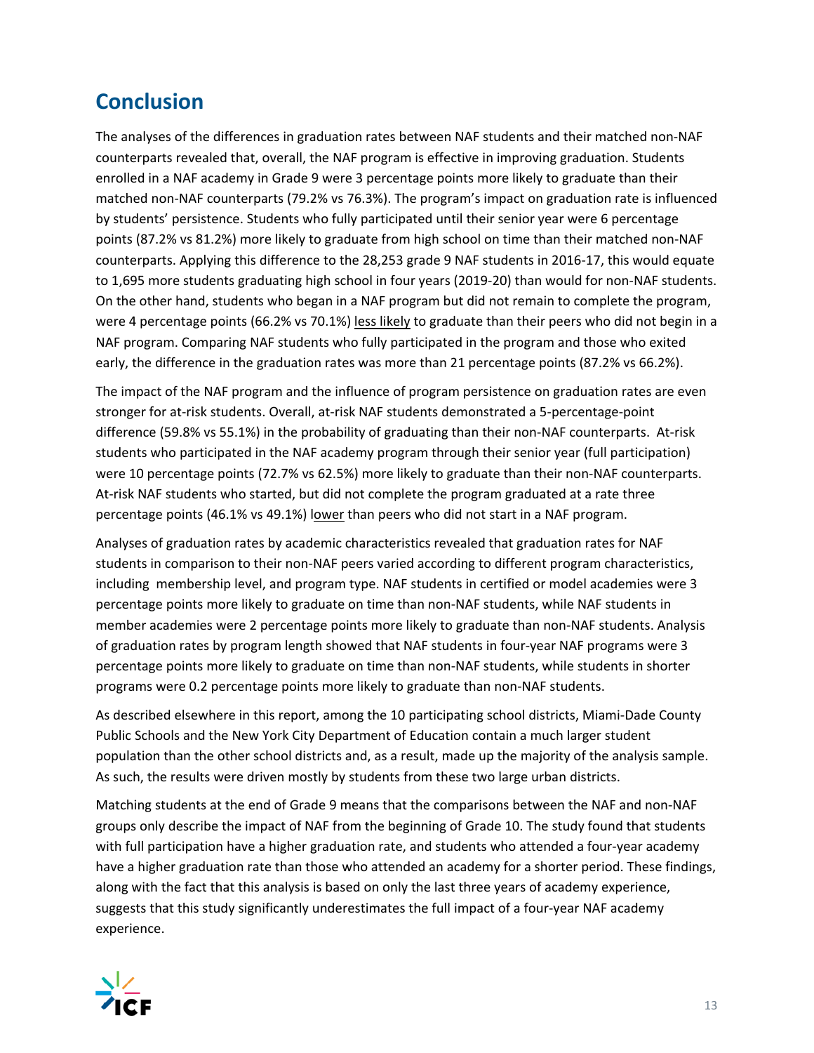## Conclusion

The analyses of the differences in graduation rates between NAF students and their matched non-NAF counterparts revealed that, overall, the NAF program is effective in improving graduation. Students enrolled in a NAF academy in Grade 9 were 3 percentage points more likely to graduate than their matched non-NAF counterparts (79.2% vs 76.3%). The program's impact on graduation rate is influenced by students' persistence. Students who fully participated until their senior year were 6 percentage points (87.2% vs 81.2%) more likely to graduate from high school on time than their matched non-NAF counterparts. Applying this difference to the 28,253 grade 9 NAF students in 2016-17, this would equate to 1,695 more students graduating high school in four years (2019-20) than would for non-NAF students. On the other hand, students who began in a NAF program but did not remain to complete the program, were 4 percentage points (66.2% vs 70.1%) <u>less likely</u> to graduate than their peers who did not begin in a NAF program. Comparing NAF students who fully participated in the program and those who exited early, the difference in the graduation rates was more than 21 percentage points (87.2% vs 66.2%).

The impact of the NAF program and the influence of program persistence on graduation rates are even stronger for at-risk students. Overall, at-risk NAF students demonstrated a 5-percentage-point difference (59.8% vs 55.1%) in the probability of graduating than their non-NAF counterparts. At-risk students who participated in the NAF academy program through their senior year (full participation) were 10 percentage points (72.7% vs 62.5%) more likely to graduate than their non-NAF counterparts. At-risk NAF students who started, but did not complete the program graduated at a rate three percentage points (46.1% vs 49.1%) <u>lower</u> than peers who did not start in a NAF program.

Analyses of graduation rates by academic characteristics revealed that graduation rates for NAF students in comparison to their non-NAF peers varied according to different program characteristics, including membership level, and program type. NAF students in certified or model academies were 3 percentage points more likely to graduate on time than non-NAF students, while NAF students in member academies were 2 percentage points more likely to graduate than non-NAF students. Analysis of graduation rates by program length showed that NAF students in four-year NAF programs were 3 percentage points more likely to graduate on time than non-NAF students, while students in shorter programs were 0.2 percentage points more likely to graduate than non-NAF students.

As described elsewhere in this report, among the 10 participating school districts, Miami-Dade County Public Schools and the New York City Department of Education contain a much larger student population than the other school districts and, as a result, made up the majority of the analysis sample. As such, the results were driven mostly by students from these two large urban districts.

Matching students at the end of Grade 9 means that the comparisons between the NAF and non-NAF groups only describe the impact of NAF from the beginning of Grade 10. The study found that students with full participation have a higher graduation rate, and students who attended a four-year academy have a higher graduation rate than those who attended an academy for a shorter period. These findings, along with the fact that this analysis is based on only the last three years of academy experience, suggests that this study significantly underestimates the full impact of a four-year NAF academy experience.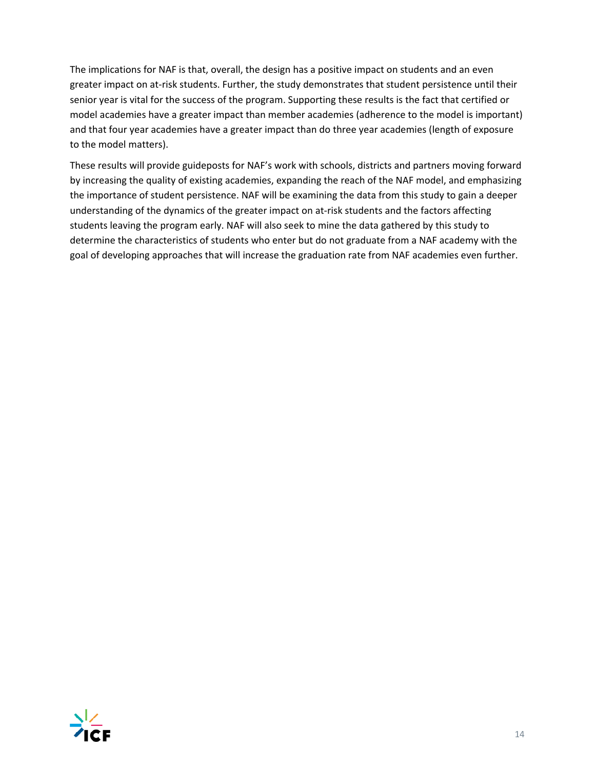The implications for NAF is that, overall, the design has a positive impact on students and an even greater impact on at-risk students. Further, the study demonstrates that student persistence until their senior year is vital for the success of the program. Supporting these results is the fact that certified or model academies have a greater impact than member academies (adherence to the model is important) and that four year academies have a greater impact than do three year academies (length of exposure to the model matters).

These results will provide guideposts for NAF's work with schools, districts and partners moving forward by increasing the quality of existing academies, expanding the reach of the NAF model, and emphasizing the importance of student persistence. NAF will be examining the data from this study to gain a deeper understanding of the dynamics of the greater impact on at-risk students and the factors affecting students leaving the program early. NAF will also seek to mine the data gathered by this study to determine the characteristics of students who enter but do not graduate from a NAF academy with the goal of developing approaches that will increase the graduation rate from NAF academies even further.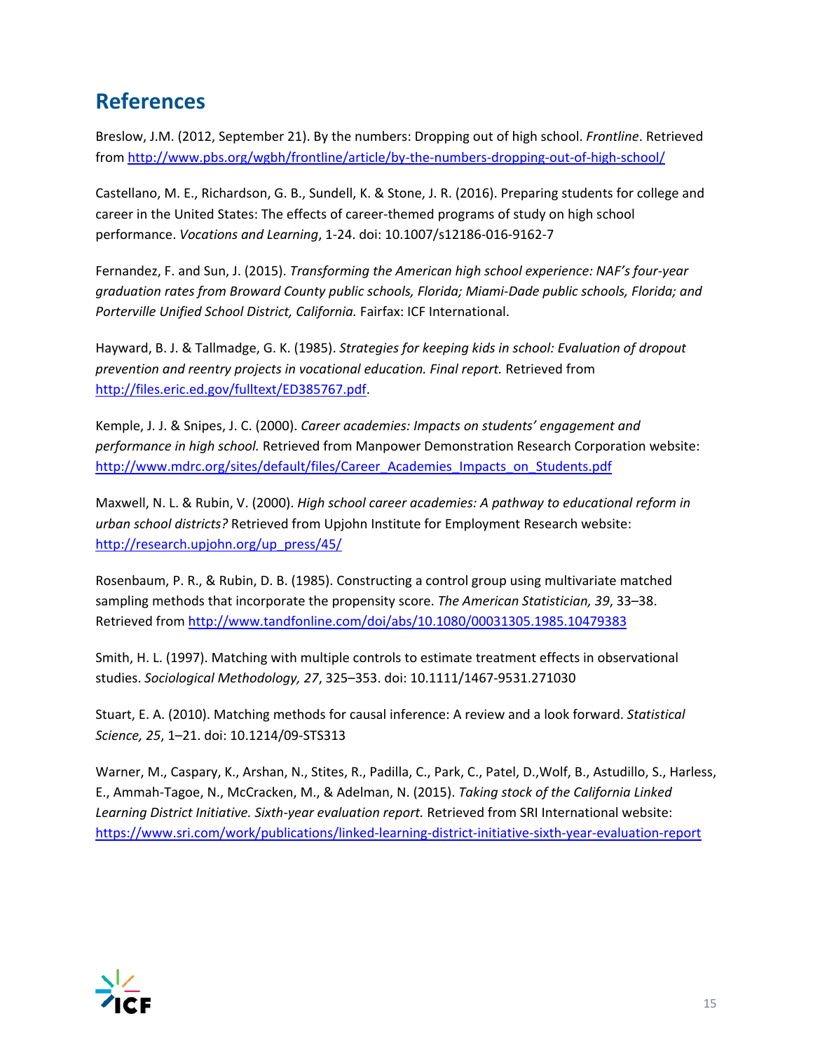## References

Breslow, J.M. (2012, September 21). By the numbers: Dropping out of high school. *Frontline*. Retrieved from http://www.pbs.org/wgbh/frontline/article/by-the-numbers-dropping-out-of-high-school/

Castellano, M. E., Richardson, G. B., Sundell, K. & Stone, J. R. (2016). Preparing students for college and career in the United States: The effects of career-themed programs of study on high school performance. *Vocations and Learning*, 1-24. doi: 10.1007/s12186-016-9162-7

Fernandez, F. and Sun, J. (2015). *Transforming the American high school experience: NAF's four-year graduation rates from Broward County public schools, Florida; Miami-Dade public schools, Florida; and Porterville Unified School District, California.* Fairfax: ICF International.

Hayward, B. J. & Tallmadge, G. K. (1985). *Strategies for keeping kids in school: Evaluation of dropout prevention and reentry projects in vocational education. Final report.* Retrieved from http://files.eric.ed.gov/fulltext/ED385767.pdf.

Kemple, J. J. & Snipes, J. C. (2000). *Career academies: Impacts on students' engagement and performance in high school.* Retrieved from Manpower Demonstration Research Corporation website: http://www.mdrc.org/sites/default/files/Career_Academies_Impacts_on_Students.pdf

Maxwell, N. L. & Rubin, V. (2000). *High school career academies: A pathway to educational reform in urban school districts?* Retrieved from Upjohn Institute for Employment Research website: http://research.upjohn.org/up_press/45/

Rosenbaum, P. R., & Rubin, D. B. (1985). Constructing a control group using multivariate matched sampling methods that incorporate the propensity score. *The American Statistician, 39*, 33–38. Retrieved from http://www.tandfonline.com/doi/abs/10.1080/00031305.1985.10479383

Smith, H. L. (1997). Matching with multiple controls to estimate treatment effects in observational studies. *Sociological Methodology, 27*, 325–353. doi: 10.1111/1467-9531.271030

Stuart, E. A. (2010). Matching methods for causal inference: A review and a look forward. *Statistical Science, 25*, 1–21. doi: 10.1214/09-STS313

Warner, M., Caspary, K., Arshan, N., Stites, R., Padilla, C., Park, C., Patel, D.,Wolf, B., Astudillo, S., Harless, E., Ammah-Tagoe, N., McCracken, M., & Adelman, N. (2015). *Taking stock of the California Linked Learning District Initiative. Sixth-year evaluation report.* Retrieved from SRI International website: https://www.sri.com/work/publications/linked-learning-district-initiative-sixth-year-evaluation-report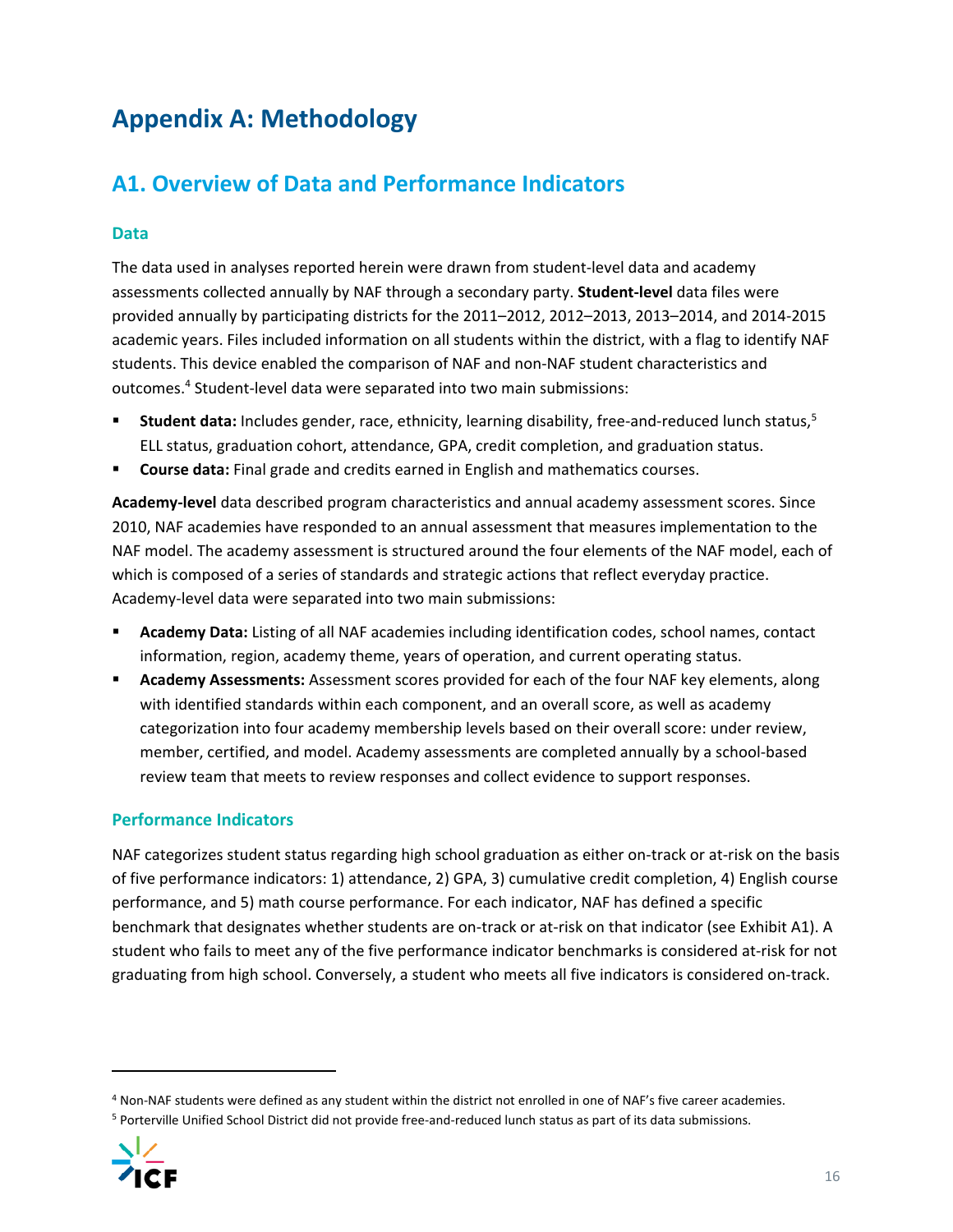# Appendix A: Methodology

## A1. Overview of Data and Performance Indicators

### Data

The data used in analyses reported herein were drawn from student-level data and academy assessments collected annually by NAF through a secondary party. **Student-level** data files were provided annually by participating districts for the 2011–2012, 2012–2013, 2013–2014, and 2014-2015 academic years. Files included information on all students within the district, with a flag to identify NAF students. This device enabled the comparison of NAF and non-NAF student characteristics and outcomes.[4] Student-level data were separated into two main submissions:

- **Student data:** Includes gender, race, ethnicity, learning disability, free-and-reduced lunch status,[5] ELL status, graduation cohort, attendance, GPA, credit completion, and graduation status.
- **Course data:** Final grade and credits earned in English and mathematics courses.

**Academy-level** data described program characteristics and annual academy assessment scores. Since 2010, NAF academies have responded to an annual assessment that measures implementation to the NAF model. The academy assessment is structured around the four elements of the NAF model, each of which is composed of a series of standards and strategic actions that reflect everyday practice. Academy-level data were separated into two main submissions:

- **Academy Data:** Listing of all NAF academies including identification codes, school names, contact information, region, academy theme, years of operation, and current operating status.
- **Academy Assessments:** Assessment scores provided for each of the four NAF key elements, along with identified standards within each component, and an overall score, as well as academy categorization into four academy membership levels based on their overall score: under review, member, certified, and model. Academy assessments are completed annually by a school-based review team that meets to review responses and collect evidence to support responses.

### Performance Indicators

NAF categorizes student status regarding high school graduation as either on-track or at-risk on the basis of five performance indicators: 1) attendance, 2) GPA, 3) cumulative credit completion, 4) English course performance, and 5) math course performance. For each indicator, NAF has defined a specific benchmark that designates whether students are on-track or at-risk on that indicator (see Exhibit A1). A student who fails to meet any of the five performance indicator benchmarks is considered at-risk for not graduating from high school. Conversely, a student who meets all five indicators is considered on-track.

---

[4] Non-NAF students were defined as any student within the district not enrolled in one of NAF's five career academies.

[5] Porterville Unified School District did not provide free-and-reduced lunch status as part of its data submissions.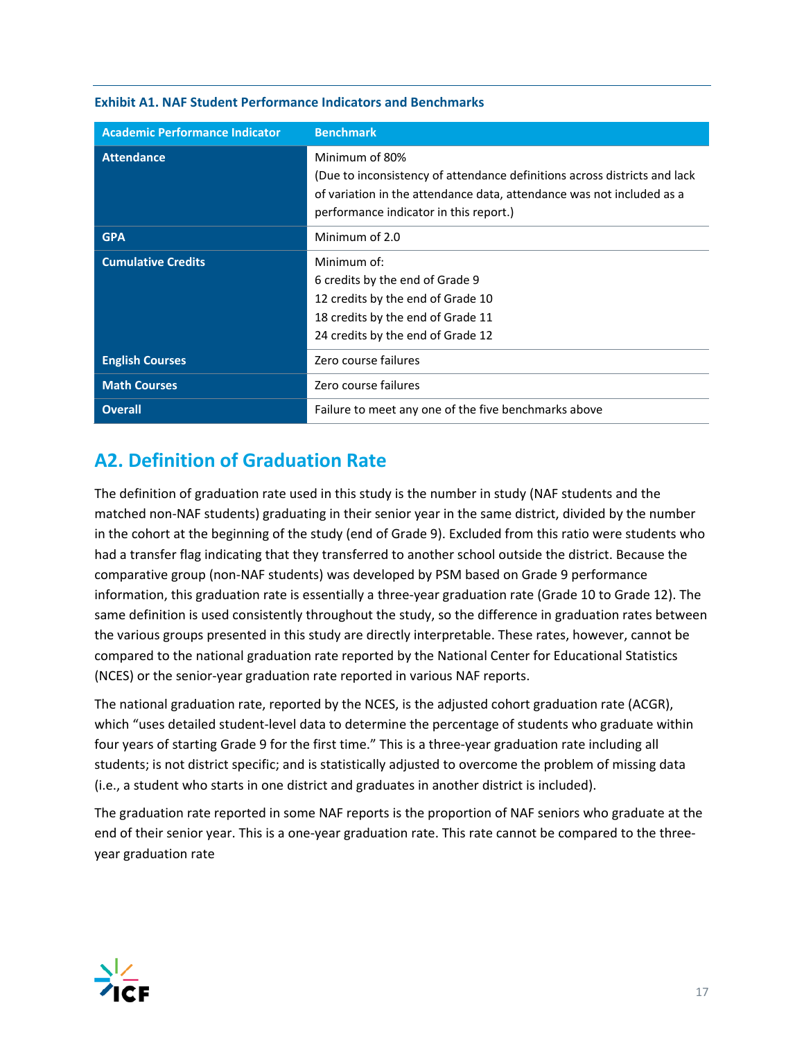**Exhibit A1. NAF Student Performance Indicators and Benchmarks**

| Academic Performance Indicator | Benchmark |
|---|---|
| **Attendance** | Minimum of 80%<br>(Due to inconsistency of attendance definitions across districts and lack of variation in the attendance data, attendance was not included as a performance indicator in this report.) |
| **GPA** | Minimum of 2.0 |
| **Cumulative Credits** | Minimum of:<br>6 credits by the end of Grade 9<br>12 credits by the end of Grade 10<br>18 credits by the end of Grade 11<br>24 credits by the end of Grade 12 |
| **English Courses** | Zero course failures |
| **Math Courses** | Zero course failures |
| **Overall** | Failure to meet any one of the five benchmarks above |

## A2. Definition of Graduation Rate

The definition of graduation rate used in this study is the number in study (NAF students and the matched non-NAF students) graduating in their senior year in the same district, divided by the number in the cohort at the beginning of the study (end of Grade 9). Excluded from this ratio were students who had a transfer flag indicating that they transferred to another school outside the district. Because the comparative group (non-NAF students) was developed by PSM based on Grade 9 performance information, this graduation rate is essentially a three-year graduation rate (Grade 10 to Grade 12). The same definition is used consistently throughout the study, so the difference in graduation rates between the various groups presented in this study are directly interpretable. These rates, however, cannot be compared to the national graduation rate reported by the National Center for Educational Statistics (NCES) or the senior-year graduation rate reported in various NAF reports.

The national graduation rate, reported by the NCES, is the adjusted cohort graduation rate (ACGR), which "uses detailed student-level data to determine the percentage of students who graduate within four years of starting Grade 9 for the first time." This is a three-year graduation rate including all students; is not district specific; and is statistically adjusted to overcome the problem of missing data (i.e., a student who starts in one district and graduates in another district is included).

The graduation rate reported in some NAF reports is the proportion of NAF seniors who graduate at the end of their senior year. This is a one-year graduation rate. This rate cannot be compared to the three-year graduation rate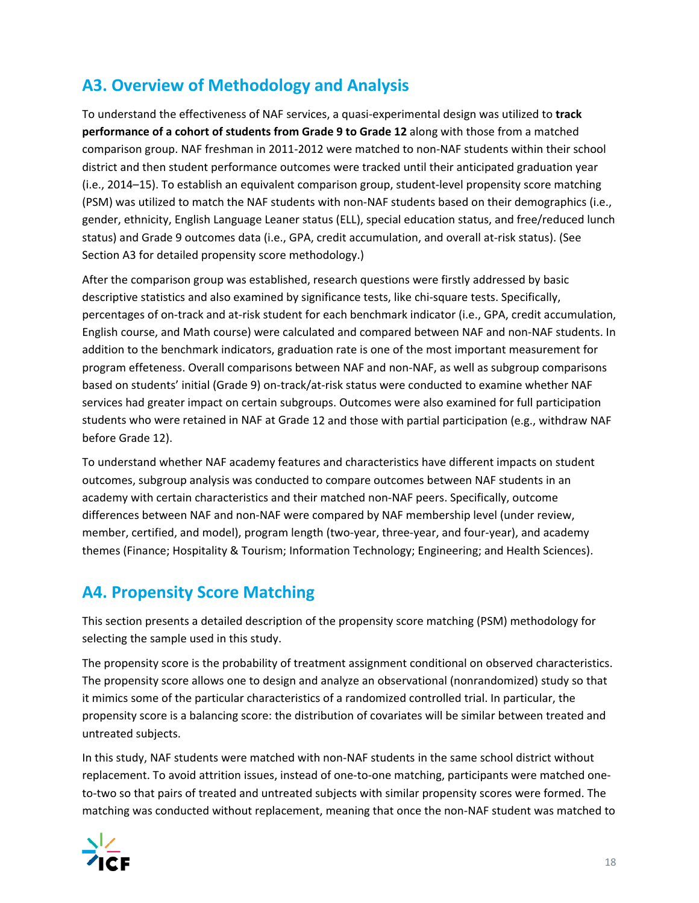## A3. Overview of Methodology and Analysis

To understand the effectiveness of NAF services, a quasi-experimental design was utilized to **track performance of a cohort of students from Grade 9 to Grade 12** along with those from a matched comparison group. NAF freshman in 2011-2012 were matched to non-NAF students within their school district and then student performance outcomes were tracked until their anticipated graduation year (i.e., 2014–15). To establish an equivalent comparison group, student-level propensity score matching (PSM) was utilized to match the NAF students with non-NAF students based on their demographics (i.e., gender, ethnicity, English Language Leaner status (ELL), special education status, and free/reduced lunch status) and Grade 9 outcomes data (i.e., GPA, credit accumulation, and overall at-risk status). (See Section A3 for detailed propensity score methodology.)

After the comparison group was established, research questions were firstly addressed by basic descriptive statistics and also examined by significance tests, like chi-square tests. Specifically, percentages of on-track and at-risk student for each benchmark indicator (i.e., GPA, credit accumulation, English course, and Math course) were calculated and compared between NAF and non-NAF students. In addition to the benchmark indicators, graduation rate is one of the most important measurement for program effeteness. Overall comparisons between NAF and non-NAF, as well as subgroup comparisons based on students' initial (Grade 9) on-track/at-risk status were conducted to examine whether NAF services had greater impact on certain subgroups. Outcomes were also examined for full participation students who were retained in NAF at Grade 12 and those with partial participation (e.g., withdraw NAF before Grade 12).

To understand whether NAF academy features and characteristics have different impacts on student outcomes, subgroup analysis was conducted to compare outcomes between NAF students in an academy with certain characteristics and their matched non-NAF peers. Specifically, outcome differences between NAF and non-NAF were compared by NAF membership level (under review, member, certified, and model), program length (two-year, three-year, and four-year), and academy themes (Finance; Hospitality & Tourism; Information Technology; Engineering; and Health Sciences).

## A4. Propensity Score Matching

This section presents a detailed description of the propensity score matching (PSM) methodology for selecting the sample used in this study.

The propensity score is the probability of treatment assignment conditional on observed characteristics. The propensity score allows one to design and analyze an observational (nonrandomized) study so that it mimics some of the particular characteristics of a randomized controlled trial. In particular, the propensity score is a balancing score: the distribution of covariates will be similar between treated and untreated subjects.

In this study, NAF students were matched with non-NAF students in the same school district without replacement. To avoid attrition issues, instead of one-to-one matching, participants were matched one-to-two so that pairs of treated and untreated subjects with similar propensity scores were formed. The matching was conducted without replacement, meaning that once the non-NAF student was matched to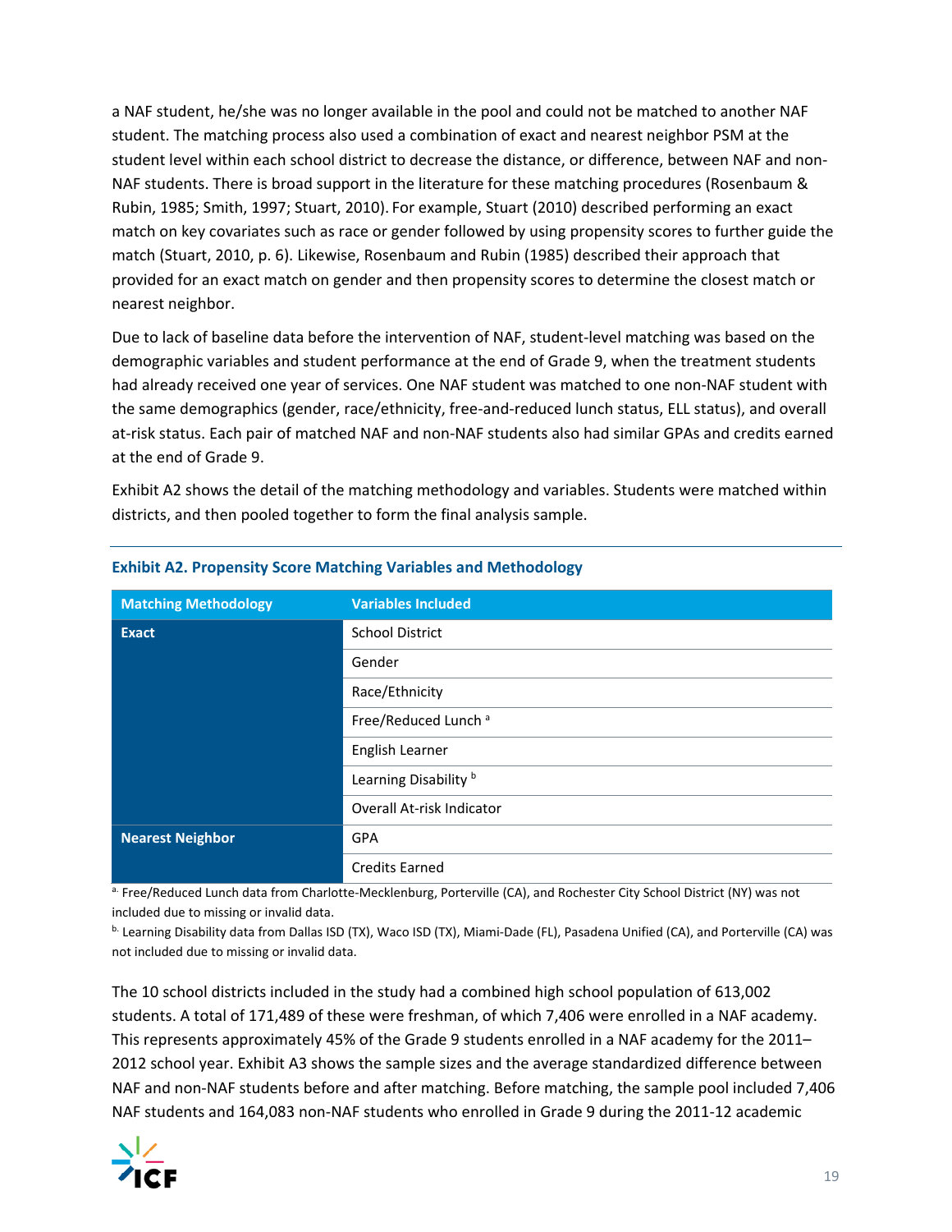a NAF student, he/she was no longer available in the pool and could not be matched to another NAF student. The matching process also used a combination of exact and nearest neighbor PSM at the student level within each school district to decrease the distance, or difference, between NAF and non-NAF students. There is broad support in the literature for these matching procedures (Rosenbaum & Rubin, 1985; Smith, 1997; Stuart, 2010). For example, Stuart (2010) described performing an exact match on key covariates such as race or gender followed by using propensity scores to further guide the match (Stuart, 2010, p. 6). Likewise, Rosenbaum and Rubin (1985) described their approach that provided for an exact match on gender and then propensity scores to determine the closest match or nearest neighbor.

Due to lack of baseline data before the intervention of NAF, student-level matching was based on the demographic variables and student performance at the end of Grade 9, when the treatment students had already received one year of services. One NAF student was matched to one non-NAF student with the same demographics (gender, race/ethnicity, free-and-reduced lunch status, ELL status), and overall at-risk status. Each pair of matched NAF and non-NAF students also had similar GPAs and credits earned at the end of Grade 9.

Exhibit A2 shows the detail of the matching methodology and variables. Students were matched within districts, and then pooled together to form the final analysis sample.

**Exhibit A2. Propensity Score Matching Variables and Methodology**

| Matching Methodology | Variables Included |
|---|---|
| **Exact** | School District |
| | Gender |
| | Race/Ethnicity |
| | Free/Reduced Lunch [a] |
| | English Learner |
| | Learning Disability [b] |
| | Overall At-risk Indicator |
| **Nearest Neighbor** | GPA |
| | Credits Earned |

[a] Free/Reduced Lunch data from Charlotte-Mecklenburg, Porterville (CA), and Rochester City School District (NY) was not included due to missing or invalid data.

[b] Learning Disability data from Dallas ISD (TX), Waco ISD (TX), Miami-Dade (FL), Pasadena Unified (CA), and Porterville (CA) was not included due to missing or invalid data.

The 10 school districts included in the study had a combined high school population of 613,002 students. A total of 171,489 of these were freshman, of which 7,406 were enrolled in a NAF academy. This represents approximately 45% of the Grade 9 students enrolled in a NAF academy for the 2011–2012 school year. Exhibit A3 shows the sample sizes and the average standardized difference between NAF and non-NAF students before and after matching. Before matching, the sample pool included 7,406 NAF students and 164,083 non-NAF students who enrolled in Grade 9 during the 2011-12 academic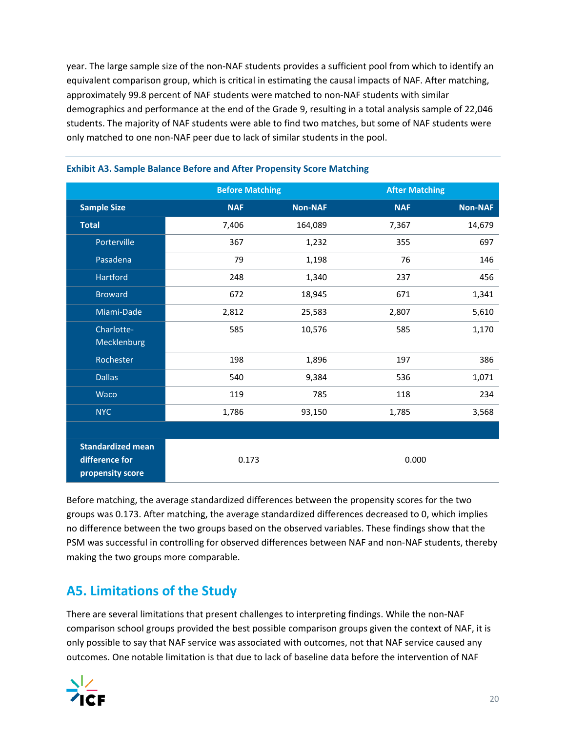year. The large sample size of the non-NAF students provides a sufficient pool from which to identify an equivalent comparison group, which is critical in estimating the causal impacts of NAF. After matching, approximately 99.8 percent of NAF students were matched to non-NAF students with similar demographics and performance at the end of the Grade 9, resulting in a total analysis sample of 22,046 students. The majority of NAF students were able to find two matches, but some of NAF students were only matched to one non-NAF peer due to lack of similar students in the pool.

**Exhibit A3. Sample Balance Before and After Propensity Score Matching**

| | Before Matching | | After Matching | |
|---|---|---|---|---|
| **Sample Size** | **NAF** | **Non-NAF** | **NAF** | **Non-NAF** |
| **Total** | 7,406 | 164,089 | 7,367 | 14,679 |
| Porterville | 367 | 1,232 | 355 | 697 |
| Pasadena | 79 | 1,198 | 76 | 146 |
| Hartford | 248 | 1,340 | 237 | 456 |
| Broward | 672 | 18,945 | 671 | 1,341 |
| Miami-Dade | 2,812 | 25,583 | 2,807 | 5,610 |
| Charlotte-Mecklenburg | 585 | 10,576 | 585 | 1,170 |
| Rochester | 198 | 1,896 | 197 | 386 |
| Dallas | 540 | 9,384 | 536 | 1,071 |
| Waco | 119 | 785 | 118 | 234 |
| NYC | 1,786 | 93,150 | 1,785 | 3,568 |
| | | | | |
| **Standardized mean difference for propensity score** | 0.173 | | 0.000 | |

Before matching, the average standardized differences between the propensity scores for the two groups was 0.173. After matching, the average standardized differences decreased to 0, which implies no difference between the two groups based on the observed variables. These findings show that the PSM was successful in controlling for observed differences between NAF and non-NAF students, thereby making the two groups more comparable.

## A5. Limitations of the Study

There are several limitations that present challenges to interpreting findings. While the non-NAF comparison school groups provided the best possible comparison groups given the context of NAF, it is only possible to say that NAF service was associated with outcomes, not that NAF service caused any outcomes. One notable limitation is that due to lack of baseline data before the intervention of NAF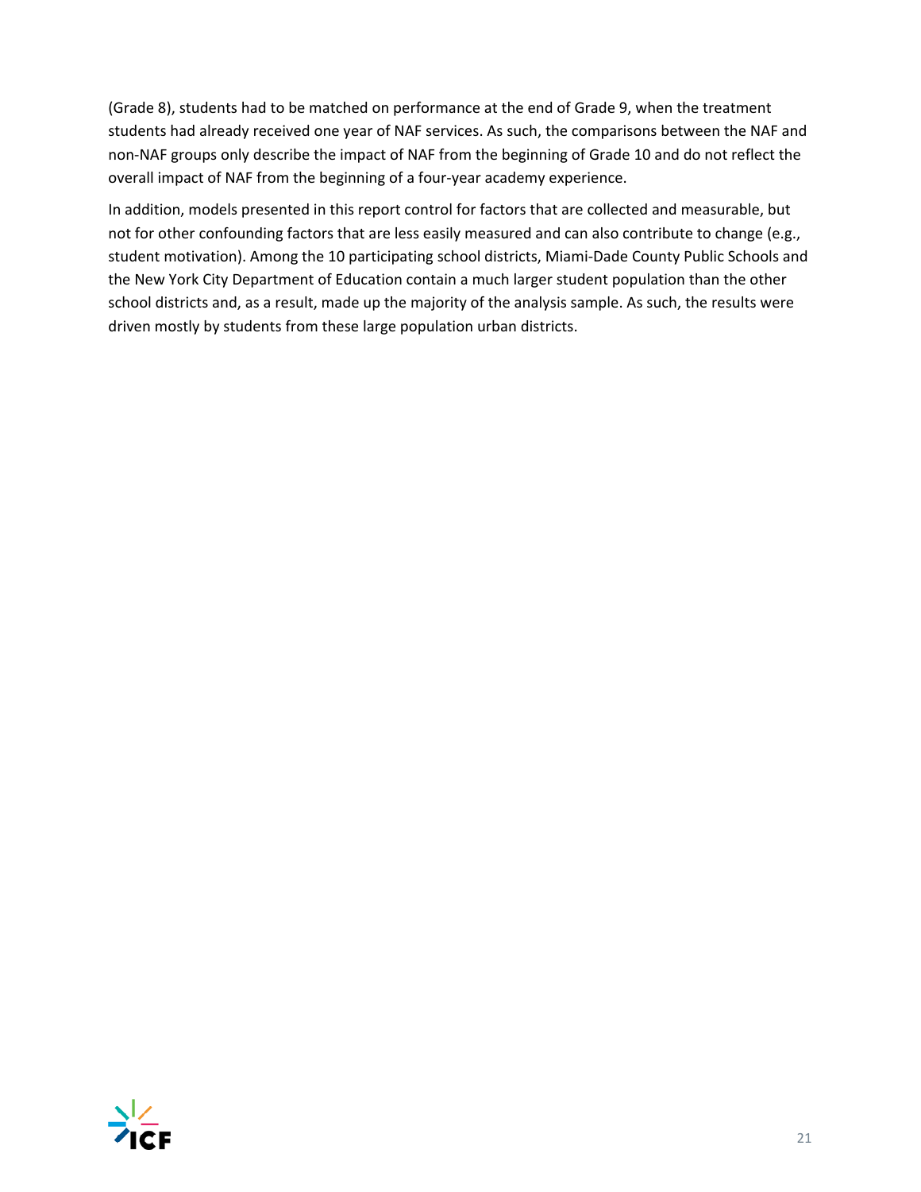(Grade 8), students had to be matched on performance at the end of Grade 9, when the treatment students had already received one year of NAF services. As such, the comparisons between the NAF and non-NAF groups only describe the impact of NAF from the beginning of Grade 10 and do not reflect the overall impact of NAF from the beginning of a four-year academy experience.

In addition, models presented in this report control for factors that are collected and measurable, but not for other confounding factors that are less easily measured and can also contribute to change (e.g., student motivation). Among the 10 participating school districts, Miami-Dade County Public Schools and the New York City Department of Education contain a much larger student population than the other school districts and, as a result, made up the majority of the analysis sample. As such, the results were driven mostly by students from these large population urban districts.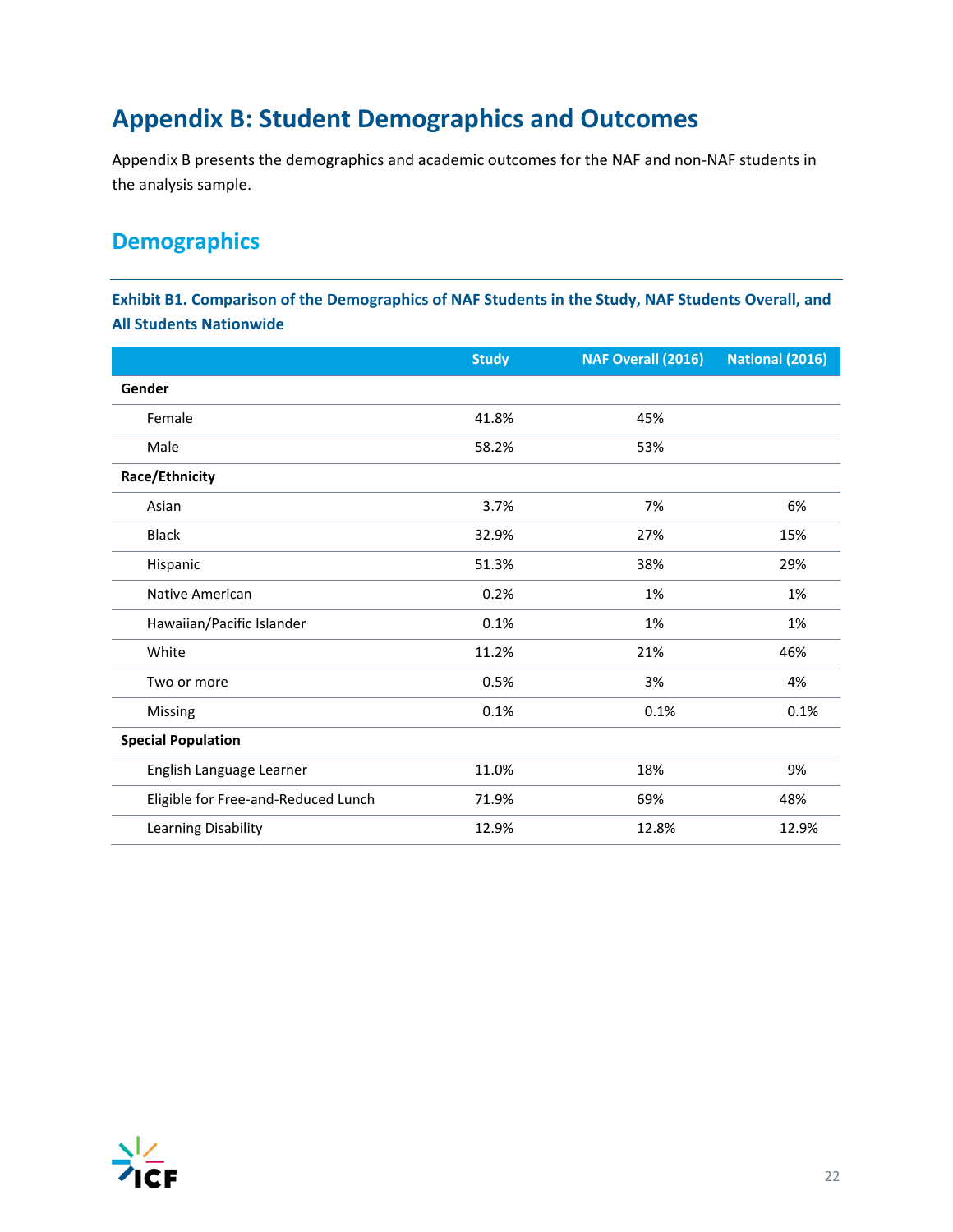# Appendix B: Student Demographics and Outcomes

Appendix B presents the demographics and academic outcomes for the NAF and non-NAF students in the analysis sample.

## Demographics

**Exhibit B1. Comparison of the Demographics of NAF Students in the Study, NAF Students Overall, and All Students Nationwide**

| | Study | NAF Overall (2016) | National (2016) |
|---|---|---|---|
| **Gender** | | | |
| Female | 41.8% | 45% | |
| Male | 58.2% | 53% | |
| **Race/Ethnicity** | | | |
| Asian | 3.7% | 7% | 6% |
| Black | 32.9% | 27% | 15% |
| Hispanic | 51.3% | 38% | 29% |
| Native American | 0.2% | 1% | 1% |
| Hawaiian/Pacific Islander | 0.1% | 1% | 1% |
| White | 11.2% | 21% | 46% |
| Two or more | 0.5% | 3% | 4% |
| Missing | 0.1% | 0.1% | 0.1% |
| **Special Population** | | | |
| English Language Learner | 11.0% | 18% | 9% |
| Eligible for Free-and-Reduced Lunch | 71.9% | 69% | 48% |
| Learning Disability | 12.9% | 12.8% | 12.9% |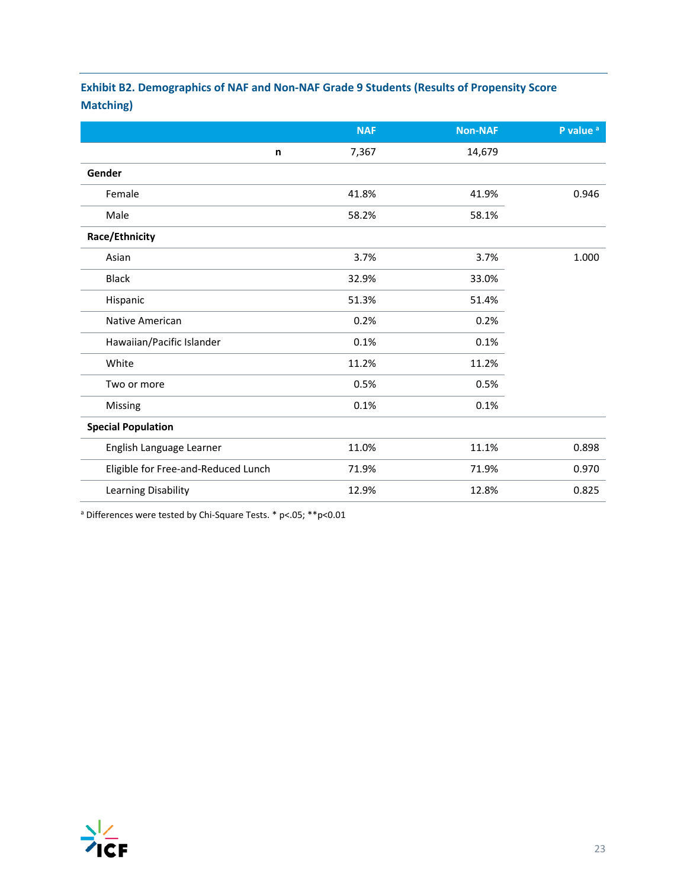### Exhibit B2. Demographics of NAF and Non-NAF Grade 9 Students (Results of Propensity Score Matching)

| | NAF | Non-NAF | P value [a] |
|---|---|---|---|
| **n** | 7,367 | 14,679 | |
| **Gender** | | | |
| Female | 41.8% | 41.9% | 0.946 |
| Male | 58.2% | 58.1% | |
| **Race/Ethnicity** | | | |
| Asian | 3.7% | 3.7% | 1.000 |
| Black | 32.9% | 33.0% | |
| Hispanic | 51.3% | 51.4% | |
| Native American | 0.2% | 0.2% | |
| Hawaiian/Pacific Islander | 0.1% | 0.1% | |
| White | 11.2% | 11.2% | |
| Two or more | 0.5% | 0.5% | |
| Missing | 0.1% | 0.1% | |
| **Special Population** | | | |
| English Language Learner | 11.0% | 11.1% | 0.898 |
| Eligible for Free-and-Reduced Lunch | 71.9% | 71.9% | 0.970 |
| Learning Disability | 12.9% | 12.8% | 0.825 |

[a] Differences were tested by Chi-Square Tests. * $p<.05$; ** $p<0.01$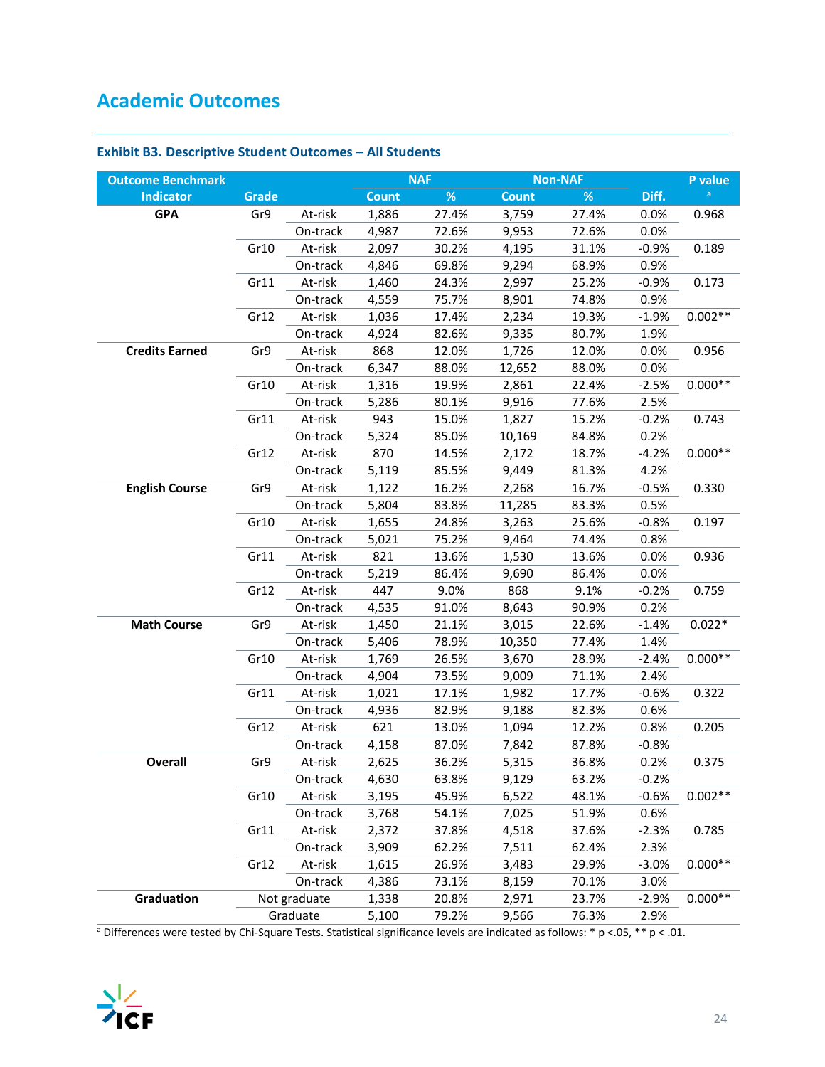## Academic Outcomes

### Exhibit B3. Descriptive Student Outcomes – All Students

| Outcome Benchmark Indicator | Grade | | NAF Count | NAF % | Non-NAF Count | Non-NAF % | Diff. | P value [a] |
|---|---|---|---|---|---|---|---|---|
| GPA | Gr9 | At-risk | 1,886 | 27.4% | 3,759 | 27.4% | 0.0% | 0.968 |
| | | On-track | 4,987 | 72.6% | 9,953 | 72.6% | 0.0% | |
| | Gr10 | At-risk | 2,097 | 30.2% | 4,195 | 31.1% | -0.9% | 0.189 |
| | | On-track | 4,846 | 69.8% | 9,294 | 68.9% | 0.9% | |
| | Gr11 | At-risk | 1,460 | 24.3% | 2,997 | 25.2% | -0.9% | 0.173 |
| | | On-track | 4,559 | 75.7% | 8,901 | 74.8% | 0.9% | |
| | Gr12 | At-risk | 1,036 | 17.4% | 2,234 | 19.3% | -1.9% | 0.002** |
| | | On-track | 4,924 | 82.6% | 9,335 | 80.7% | 1.9% | |
| Credits Earned | Gr9 | At-risk | 868 | 12.0% | 1,726 | 12.0% | 0.0% | 0.956 |
| | | On-track | 6,347 | 88.0% | 12,652 | 88.0% | 0.0% | |
| | Gr10 | At-risk | 1,316 | 19.9% | 2,861 | 22.4% | -2.5% | 0.000** |
| | | On-track | 5,286 | 80.1% | 9,916 | 77.6% | 2.5% | |
| | Gr11 | At-risk | 943 | 15.0% | 1,827 | 15.2% | -0.2% | 0.743 |
| | | On-track | 5,324 | 85.0% | 10,169 | 84.8% | 0.2% | |
| | Gr12 | At-risk | 870 | 14.5% | 2,172 | 18.7% | -4.2% | 0.000** |
| | | On-track | 5,119 | 85.5% | 9,449 | 81.3% | 4.2% | |
| English Course | Gr9 | At-risk | 1,122 | 16.2% | 2,268 | 16.7% | -0.5% | 0.330 |
| | | On-track | 5,804 | 83.8% | 11,285 | 83.3% | 0.5% | |
| | Gr10 | At-risk | 1,655 | 24.8% | 3,263 | 25.6% | -0.8% | 0.197 |
| | | On-track | 5,021 | 75.2% | 9,464 | 74.4% | 0.8% | |
| | Gr11 | At-risk | 821 | 13.6% | 1,530 | 13.6% | 0.0% | 0.936 |
| | | On-track | 5,219 | 86.4% | 9,690 | 86.4% | 0.0% | |
| | Gr12 | At-risk | 447 | 9.0% | 868 | 9.1% | -0.2% | 0.759 |
| | | On-track | 4,535 | 91.0% | 8,643 | 90.9% | 0.2% | |
| Math Course | Gr9 | At-risk | 1,450 | 21.1% | 3,015 | 22.6% | -1.4% | 0.022* |
| | | On-track | 5,406 | 78.9% | 10,350 | 77.4% | 1.4% | |
| | Gr10 | At-risk | 1,769 | 26.5% | 3,670 | 28.9% | -2.4% | 0.000** |
| | | On-track | 4,904 | 73.5% | 9,009 | 71.1% | 2.4% | |
| | Gr11 | At-risk | 1,021 | 17.1% | 1,982 | 17.7% | -0.6% | 0.322 |
| | | On-track | 4,936 | 82.9% | 9,188 | 82.3% | 0.6% | |
| | Gr12 | At-risk | 621 | 13.0% | 1,094 | 12.2% | 0.8% | 0.205 |
| | | On-track | 4,158 | 87.0% | 7,842 | 87.8% | -0.8% | |
| Overall | Gr9 | At-risk | 2,625 | 36.2% | 5,315 | 36.8% | 0.2% | 0.375 |
| | | On-track | 4,630 | 63.8% | 9,129 | 63.2% | -0.2% | |
| | Gr10 | At-risk | 3,195 | 45.9% | 6,522 | 48.1% | -0.6% | 0.002** |
| | | On-track | 3,768 | 54.1% | 7,025 | 51.9% | 0.6% | |
| | Gr11 | At-risk | 2,372 | 37.8% | 4,518 | 37.6% | -2.3% | 0.785 |
| | | On-track | 3,909 | 62.2% | 7,511 | 62.4% | 2.3% | |
| | Gr12 | At-risk | 1,615 | 26.9% | 3,483 | 29.9% | -3.0% | 0.000** |
| | | On-track | 4,386 | 73.1% | 8,159 | 70.1% | 3.0% | |
| Graduation | Not graduate | | 1,338 | 20.8% | 2,971 | 23.7% | -2.9% | 0.000** |
| | Graduate | | 5,100 | 79.2% | 9,566 | 76.3% | 2.9% | |

[a] Differences were tested by Chi-Square Tests. Statistical significance levels are indicated as follows: * $p < .05$, ** $p < .01$.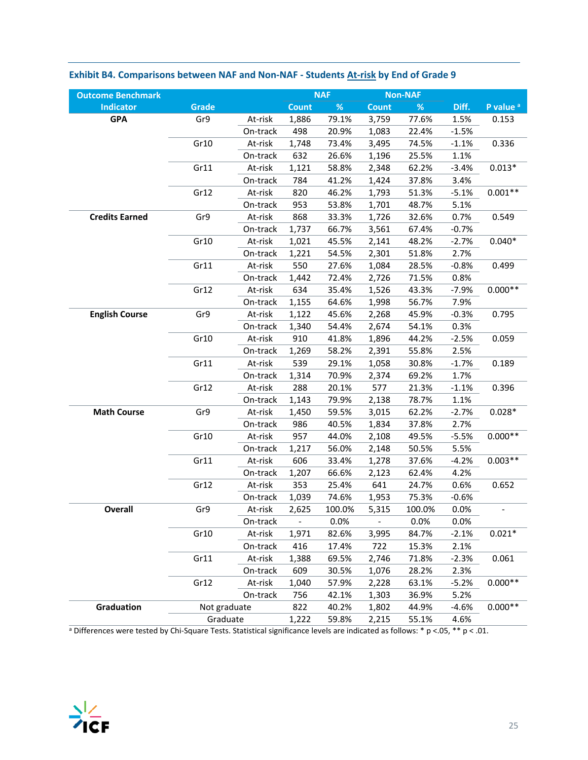**Exhibit B4. Comparisons between NAF and Non-NAF - Students At-risk by End of Grade 9**

| Outcome Benchmark Indicator | Grade | | NAF Count | NAF % | Non-NAF Count | Non-NAF % | Diff. | P value [a] |
|---|---|---|---|---|---|---|---|---|
| **GPA** | Gr9 | At-risk | 1,886 | 79.1% | 3,759 | 77.6% | 1.5% | 0.153 |
| | | On-track | 498 | 20.9% | 1,083 | 22.4% | -1.5% | |
| | Gr10 | At-risk | 1,748 | 73.4% | 3,495 | 74.5% | -1.1% | 0.336 |
| | | On-track | 632 | 26.6% | 1,196 | 25.5% | 1.1% | |
| | Gr11 | At-risk | 1,121 | 58.8% | 2,348 | 62.2% | -3.4% | 0.013* |
| | | On-track | 784 | 41.2% | 1,424 | 37.8% | 3.4% | |
| | Gr12 | At-risk | 820 | 46.2% | 1,793 | 51.3% | -5.1% | 0.001** |
| | | On-track | 953 | 53.8% | 1,701 | 48.7% | 5.1% | |
| **Credits Earned** | Gr9 | At-risk | 868 | 33.3% | 1,726 | 32.6% | 0.7% | 0.549 |
| | | On-track | 1,737 | 66.7% | 3,561 | 67.4% | -0.7% | |
| | Gr10 | At-risk | 1,021 | 45.5% | 2,141 | 48.2% | -2.7% | 0.040* |
| | | On-track | 1,221 | 54.5% | 2,301 | 51.8% | 2.7% | |
| | Gr11 | At-risk | 550 | 27.6% | 1,084 | 28.5% | -0.8% | 0.499 |
| | | On-track | 1,442 | 72.4% | 2,726 | 71.5% | 0.8% | |
| | Gr12 | At-risk | 634 | 35.4% | 1,526 | 43.3% | -7.9% | 0.000** |
| | | On-track | 1,155 | 64.6% | 1,998 | 56.7% | 7.9% | |
| **English Course** | Gr9 | At-risk | 1,122 | 45.6% | 2,268 | 45.9% | -0.3% | 0.795 |
| | | On-track | 1,340 | 54.4% | 2,674 | 54.1% | 0.3% | |
| | Gr10 | At-risk | 910 | 41.8% | 1,896 | 44.2% | -2.5% | 0.059 |
| | | On-track | 1,269 | 58.2% | 2,391 | 55.8% | 2.5% | |
| | Gr11 | At-risk | 539 | 29.1% | 1,058 | 30.8% | -1.7% | 0.189 |
| | | On-track | 1,314 | 70.9% | 2,374 | 69.2% | 1.7% | |
| | Gr12 | At-risk | 288 | 20.1% | 577 | 21.3% | -1.1% | 0.396 |
| | | On-track | 1,143 | 79.9% | 2,138 | 78.7% | 1.1% | |
| **Math Course** | Gr9 | At-risk | 1,450 | 59.5% | 3,015 | 62.2% | -2.7% | 0.028* |
| | | On-track | 986 | 40.5% | 1,834 | 37.8% | 2.7% | |
| | Gr10 | At-risk | 957 | 44.0% | 2,108 | 49.5% | -5.5% | 0.000** |
| | | On-track | 1,217 | 56.0% | 2,148 | 50.5% | 5.5% | |
| | Gr11 | At-risk | 606 | 33.4% | 1,278 | 37.6% | -4.2% | 0.003** |
| | | On-track | 1,207 | 66.6% | 2,123 | 62.4% | 4.2% | |
| | Gr12 | At-risk | 353 | 25.4% | 641 | 24.7% | 0.6% | 0.652 |
| | | On-track | 1,039 | 74.6% | 1,953 | 75.3% | -0.6% | |
| **Overall** | Gr9 | At-risk | 2,625 | 100.0% | 5,315 | 100.0% | 0.0% | - |
| | | On-track | - | 0.0% | - | 0.0% | 0.0% | |
| | Gr10 | At-risk | 1,971 | 82.6% | 3,995 | 84.7% | -2.1% | 0.021* |
| | | On-track | 416 | 17.4% | 722 | 15.3% | 2.1% | |
| | Gr11 | At-risk | 1,388 | 69.5% | 2,746 | 71.8% | -2.3% | 0.061 |
| | | On-track | 609 | 30.5% | 1,076 | 28.2% | 2.3% | |
| | Gr12 | At-risk | 1,040 | 57.9% | 2,228 | 63.1% | -5.2% | 0.000** |
| | | On-track | 756 | 42.1% | 1,303 | 36.9% | 5.2% | |
| **Graduation** | Not graduate | | 822 | 40.2% | 1,802 | 44.9% | -4.6% | 0.000** |
| | Graduate | | 1,222 | 59.8% | 2,215 | 55.1% | 4.6% | |

[a] Differences were tested by Chi-Square Tests. Statistical significance levels are indicated as follows: * p <.05, ** p < .01.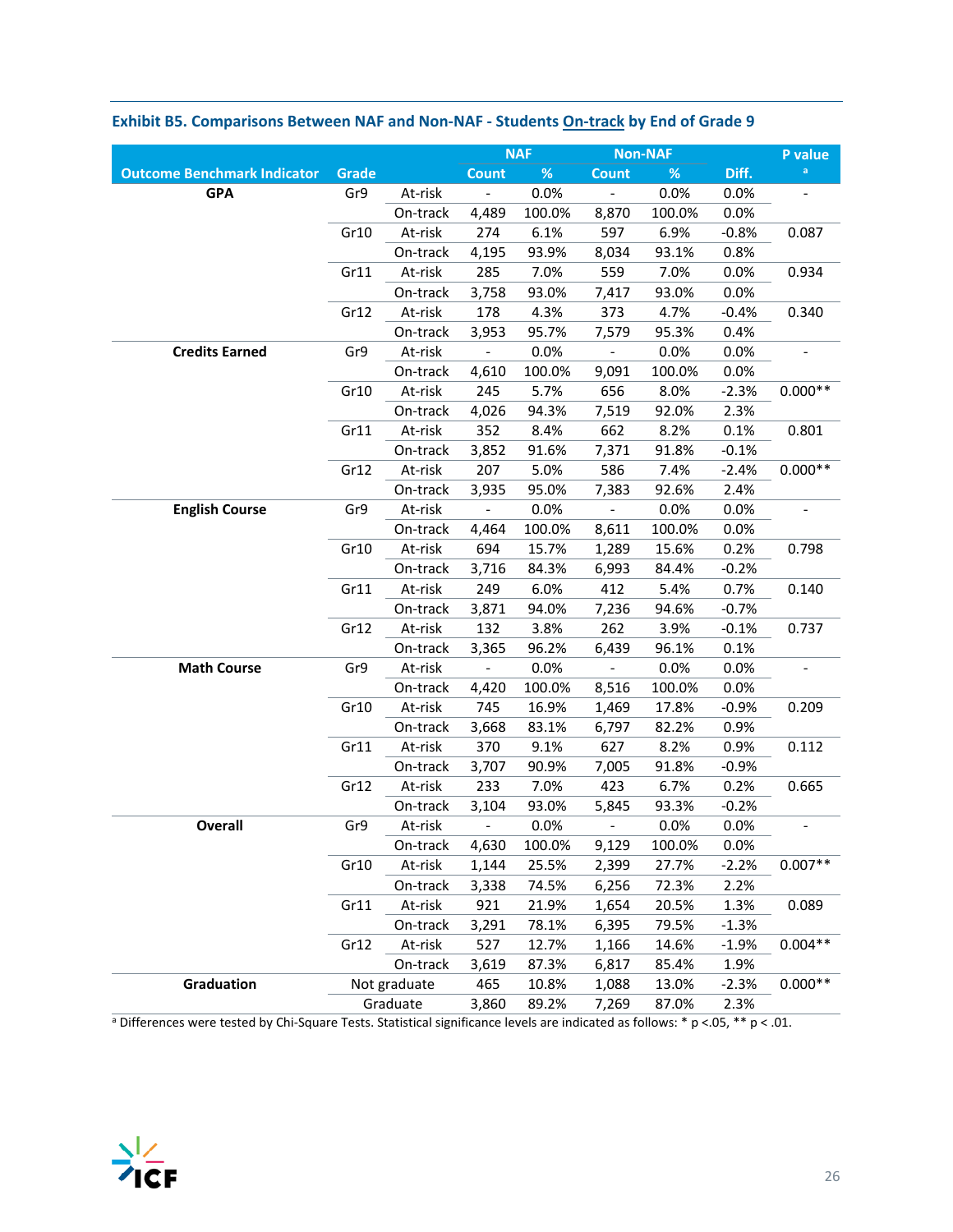**Exhibit B5. Comparisons Between NAF and Non-NAF - Students On-track by End of Grade 9**

| Outcome Benchmark Indicator | Grade | | NAF | | Non-NAF | | Diff. | P value [a] |
|---|---|---|---|---|---|---|---|---|
| | | | Count | % | Count | % | | |
| **GPA** | Gr9 | At-risk | - | 0.0% | - | 0.0% | 0.0% | - |
| | | On-track | 4,489 | 100.0% | 8,870 | 100.0% | 0.0% | |
| | Gr10 | At-risk | 274 | 6.1% | 597 | 6.9% | -0.8% | 0.087 |
| | | On-track | 4,195 | 93.9% | 8,034 | 93.1% | 0.8% | |
| | Gr11 | At-risk | 285 | 7.0% | 559 | 7.0% | 0.0% | 0.934 |
| | | On-track | 3,758 | 93.0% | 7,417 | 93.0% | 0.0% | |
| | Gr12 | At-risk | 178 | 4.3% | 373 | 4.7% | -0.4% | 0.340 |
| | | On-track | 3,953 | 95.7% | 7,579 | 95.3% | 0.4% | |
| **Credits Earned** | Gr9 | At-risk | - | 0.0% | - | 0.0% | 0.0% | - |
| | | On-track | 4,610 | 100.0% | 9,091 | 100.0% | 0.0% | |
| | Gr10 | At-risk | 245 | 5.7% | 656 | 8.0% | -2.3% | 0.000** |
| | | On-track | 4,026 | 94.3% | 7,519 | 92.0% | 2.3% | |
| | Gr11 | At-risk | 352 | 8.4% | 662 | 8.2% | 0.1% | 0.801 |
| | | On-track | 3,852 | 91.6% | 7,371 | 91.8% | -0.1% | |
| | Gr12 | At-risk | 207 | 5.0% | 586 | 7.4% | -2.4% | 0.000** |
| | | On-track | 3,935 | 95.0% | 7,383 | 92.6% | 2.4% | |
| **English Course** | Gr9 | At-risk | - | 0.0% | - | 0.0% | 0.0% | - |
| | | On-track | 4,464 | 100.0% | 8,611 | 100.0% | 0.0% | |
| | Gr10 | At-risk | 694 | 15.7% | 1,289 | 15.6% | 0.2% | 0.798 |
| | | On-track | 3,716 | 84.3% | 6,993 | 84.4% | -0.2% | |
| | Gr11 | At-risk | 249 | 6.0% | 412 | 5.4% | 0.7% | 0.140 |
| | | On-track | 3,871 | 94.0% | 7,236 | 94.6% | -0.7% | |
| | Gr12 | At-risk | 132 | 3.8% | 262 | 3.9% | -0.1% | 0.737 |
| | | On-track | 3,365 | 96.2% | 6,439 | 96.1% | 0.1% | |
| **Math Course** | Gr9 | At-risk | - | 0.0% | - | 0.0% | 0.0% | - |
| | | On-track | 4,420 | 100.0% | 8,516 | 100.0% | 0.0% | |
| | Gr10 | At-risk | 745 | 16.9% | 1,469 | 17.8% | -0.9% | 0.209 |
| | | On-track | 3,668 | 83.1% | 6,797 | 82.2% | 0.9% | |
| | Gr11 | At-risk | 370 | 9.1% | 627 | 8.2% | 0.9% | 0.112 |
| | | On-track | 3,707 | 90.9% | 7,005 | 91.8% | -0.9% | |
| | Gr12 | At-risk | 233 | 7.0% | 423 | 6.7% | 0.2% | 0.665 |
| | | On-track | 3,104 | 93.0% | 5,845 | 93.3% | -0.2% | |
| **Overall** | Gr9 | At-risk | - | 0.0% | - | 0.0% | 0.0% | - |
| | | On-track | 4,630 | 100.0% | 9,129 | 100.0% | 0.0% | |
| | Gr10 | At-risk | 1,144 | 25.5% | 2,399 | 27.7% | -2.2% | 0.007** |
| | | On-track | 3,338 | 74.5% | 6,256 | 72.3% | 2.2% | |
| | Gr11 | At-risk | 921 | 21.9% | 1,654 | 20.5% | 1.3% | 0.089 |
| | | On-track | 3,291 | 78.1% | 6,395 | 79.5% | -1.3% | |
| | Gr12 | At-risk | 527 | 12.7% | 1,166 | 14.6% | -1.9% | 0.004** |
| | | On-track | 3,619 | 87.3% | 6,817 | 85.4% | 1.9% | |
| **Graduation** | Not graduate | | 465 | 10.8% | 1,088 | 13.0% | -2.3% | 0.000** |
| | Graduate | | 3,860 | 89.2% | 7,269 | 87.0% | 2.3% | |

[a] Differences were tested by Chi-Square Tests. Statistical significance levels are indicated as follows: * p <.05, ** p < .01.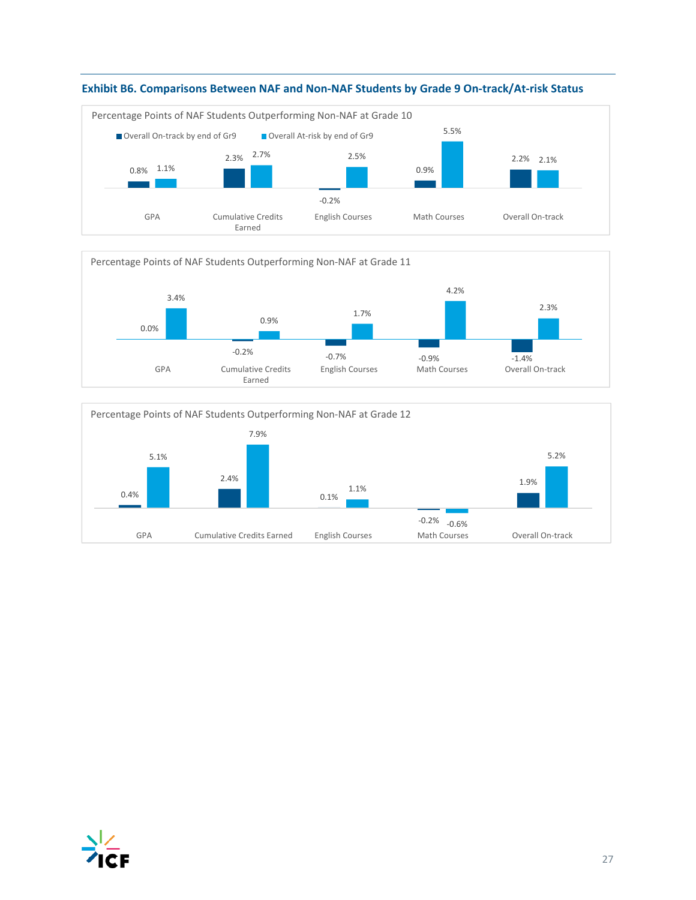### Exhibit B6. Comparisons Between NAF and Non-NAF Students by Grade 9 On-track/At-risk Status

**Percentage Points of NAF Students Outperforming Non-NAF at Grade 10**

| | Overall On-track by end of Gr9 | Overall At-risk by end of Gr9 |
|---|---|---|
| GPA | 0.8% | 1.1% |
| Cumulative Credits Earned | 2.3% | 2.7% |
| English Courses | -0.2% | 2.5% |
| Math Courses | 0.9% | 5.5% |
| Overall On-track | 2.2% | 2.1% |

**Percentage Points of NAF Students Outperforming Non-NAF at Grade 11**

| | Overall On-track by end of Gr9 | Overall At-risk by end of Gr9 |
|---|---|---|
| GPA | 0.0% | 3.4% |
| Cumulative Credits Earned | -0.2% | 0.9% |
| English Courses | -0.7% | 1.7% |
| Math Courses | -0.9% | 4.2% |
| Overall On-track | -1.4% | 2.3% |

**Percentage Points of NAF Students Outperforming Non-NAF at Grade 12**

| | Overall On-track by end of Gr9 | Overall At-risk by end of Gr9 |
|---|---|---|
| GPA | 0.4% | 5.1% |
| Cumulative Credits Earned | 2.4% | 7.9% |
| English Courses | 0.1% | 1.1% |
| Math Courses | -0.2% | -0.6% |
| Overall On-track | 1.9% | 5.2% |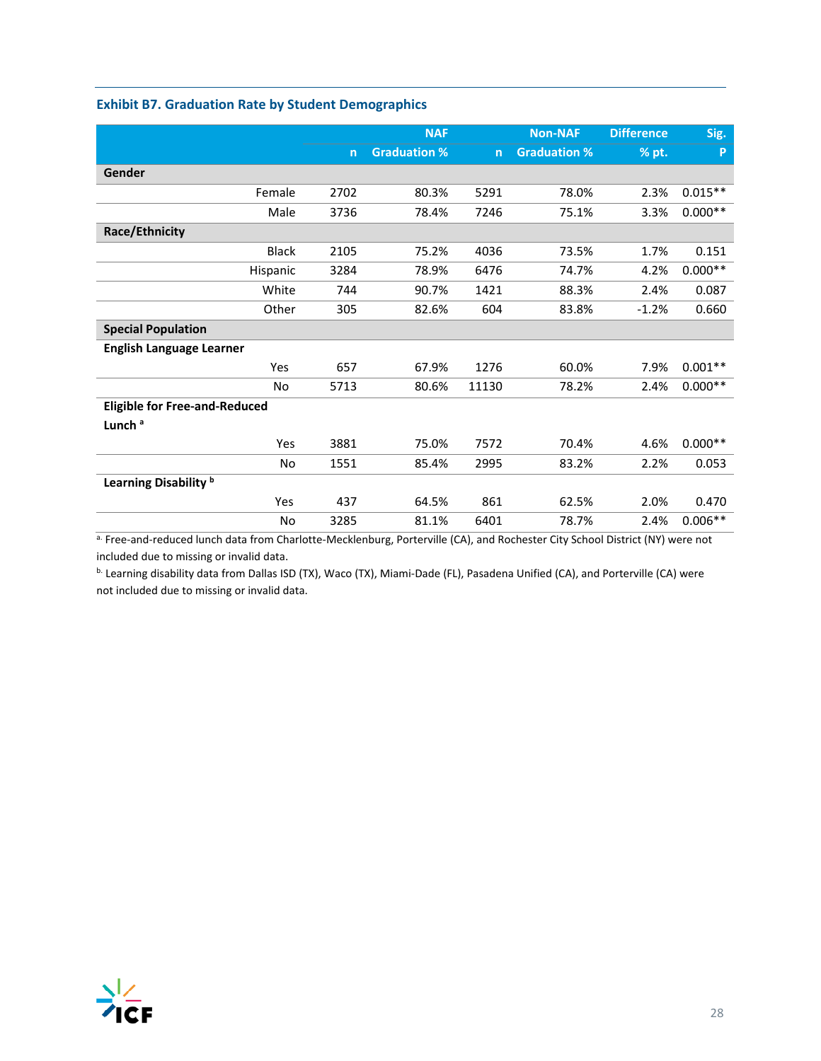### Exhibit B7. Graduation Rate by Student Demographics

| | NAF | | Non-NAF | | Difference | Sig. |
|---|---|---|---|---|---|---|
| | n | Graduation % | n | Graduation % | % pt. | P |
| **Gender** | | | | | | |
| Female | 2702 | 80.3% | 5291 | 78.0% | 2.3% | 0.015** |
| Male | 3736 | 78.4% | 7246 | 75.1% | 3.3% | 0.000** |
| **Race/Ethnicity** | | | | | | |
| Black | 2105 | 75.2% | 4036 | 73.5% | 1.7% | 0.151 |
| Hispanic | 3284 | 78.9% | 6476 | 74.7% | 4.2% | 0.000** |
| White | 744 | 90.7% | 1421 | 88.3% | 2.4% | 0.087 |
| Other | 305 | 82.6% | 604 | 83.8% | -1.2% | 0.660 |
| **Special Population** | | | | | | |
| **English Language Learner** | | | | | | |
| Yes | 657 | 67.9% | 1276 | 60.0% | 7.9% | 0.001** |
| No | 5713 | 80.6% | 11130 | 78.2% | 2.4% | 0.000** |
| **Eligible for Free-and-Reduced Lunch** [a] | | | | | | |
| Yes | 3881 | 75.0% | 7572 | 70.4% | 4.6% | 0.000** |
| No | 1551 | 85.4% | 2995 | 83.2% | 2.2% | 0.053 |
| **Learning Disability** [b] | | | | | | |
| Yes | 437 | 64.5% | 861 | 62.5% | 2.0% | 0.470 |
| No | 3285 | 81.1% | 6401 | 78.7% | 2.4% | 0.006** |

[a.] Free-and-reduced lunch data from Charlotte-Mecklenburg, Porterville (CA), and Rochester City School District (NY) were not included due to missing or invalid data.

[b.] Learning disability data from Dallas ISD (TX), Waco (TX), Miami-Dade (FL), Pasadena Unified (CA), and Porterville (CA) were not included due to missing or invalid data.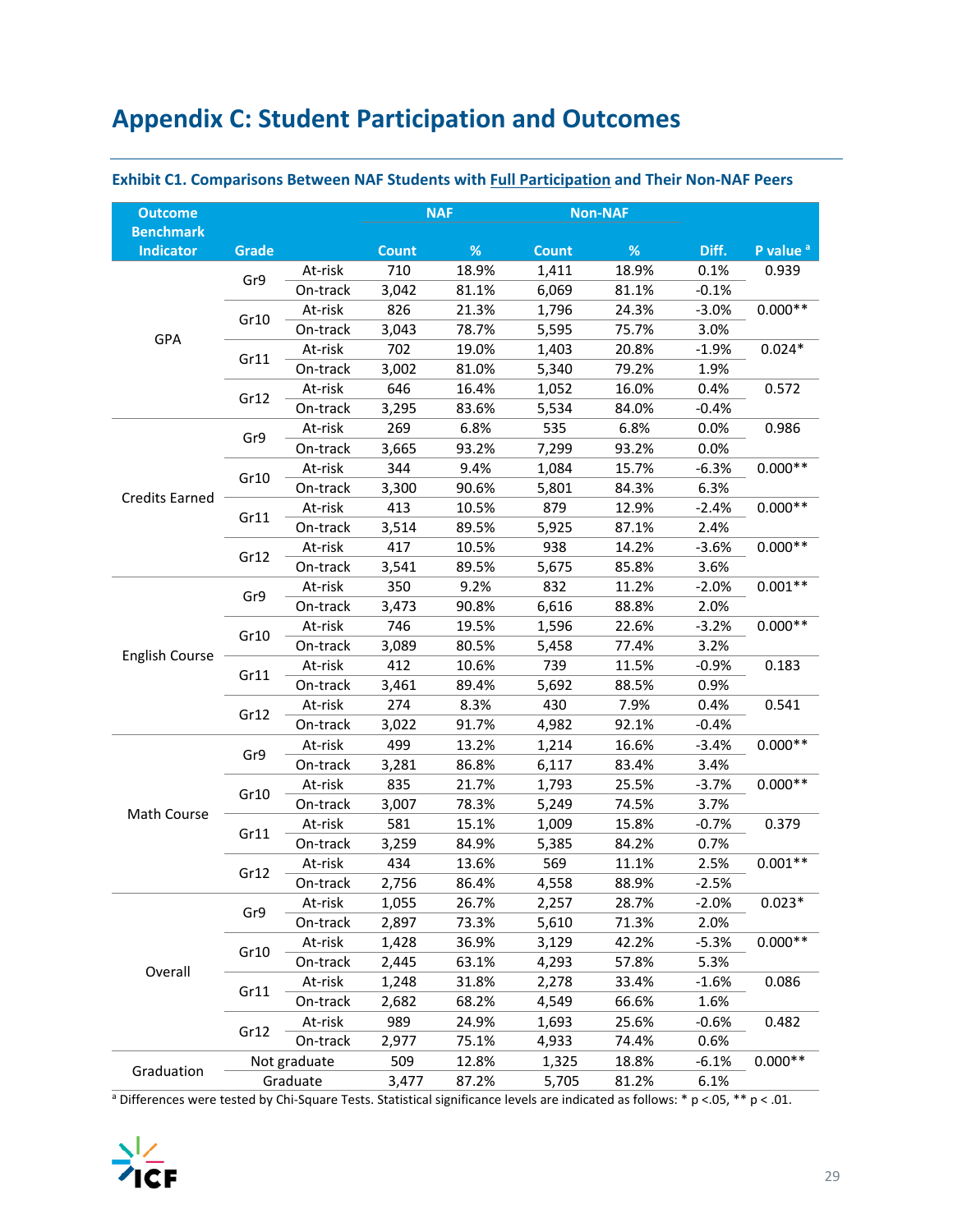# Appendix C: Student Participation and Outcomes

### Exhibit C1. Comparisons Between NAF Students with Full Participation and Their Non-NAF Peers

| Outcome Benchmark Indicator | Grade | | NAF Count | NAF % | Non-NAF Count | Non-NAF % | Diff. | P value [a] |
|---|---|---|---|---|---|---|---|---|
| GPA | Gr9 | At-risk | 710 | 18.9% | 1,411 | 18.9% | 0.1% | 0.939 |
| | | On-track | 3,042 | 81.1% | 6,069 | 81.1% | -0.1% | |
| | Gr10 | At-risk | 826 | 21.3% | 1,796 | 24.3% | -3.0% | 0.000** |
| | | On-track | 3,043 | 78.7% | 5,595 | 75.7% | 3.0% | |
| | Gr11 | At-risk | 702 | 19.0% | 1,403 | 20.8% | -1.9% | 0.024* |
| | | On-track | 3,002 | 81.0% | 5,340 | 79.2% | 1.9% | |
| | Gr12 | At-risk | 646 | 16.4% | 1,052 | 16.0% | 0.4% | 0.572 |
| | | On-track | 3,295 | 83.6% | 5,534 | 84.0% | -0.4% | |
| Credits Earned | Gr9 | At-risk | 269 | 6.8% | 535 | 6.8% | 0.0% | 0.986 |
| | | On-track | 3,665 | 93.2% | 7,299 | 93.2% | 0.0% | |
| | Gr10 | At-risk | 344 | 9.4% | 1,084 | 15.7% | -6.3% | 0.000** |
| | | On-track | 3,300 | 90.6% | 5,801 | 84.3% | 6.3% | |
| | Gr11 | At-risk | 413 | 10.5% | 879 | 12.9% | -2.4% | 0.000** |
| | | On-track | 3,514 | 89.5% | 5,925 | 87.1% | 2.4% | |
| | Gr12 | At-risk | 417 | 10.5% | 938 | 14.2% | -3.6% | 0.000** |
| | | On-track | 3,541 | 89.5% | 5,675 | 85.8% | 3.6% | |
| English Course | Gr9 | At-risk | 350 | 9.2% | 832 | 11.2% | -2.0% | 0.001** |
| | | On-track | 3,473 | 90.8% | 6,616 | 88.8% | 2.0% | |
| | Gr10 | At-risk | 746 | 19.5% | 1,596 | 22.6% | -3.2% | 0.000** |
| | | On-track | 3,089 | 80.5% | 5,458 | 77.4% | 3.2% | |
| | Gr11 | At-risk | 412 | 10.6% | 739 | 11.5% | -0.9% | 0.183 |
| | | On-track | 3,461 | 89.4% | 5,692 | 88.5% | 0.9% | |
| | Gr12 | At-risk | 274 | 8.3% | 430 | 7.9% | 0.4% | 0.541 |
| | | On-track | 3,022 | 91.7% | 4,982 | 92.1% | -0.4% | |
| Math Course | Gr9 | At-risk | 499 | 13.2% | 1,214 | 16.6% | -3.4% | 0.000** |
| | | On-track | 3,281 | 86.8% | 6,117 | 83.4% | 3.4% | |
| | Gr10 | At-risk | 835 | 21.7% | 1,793 | 25.5% | -3.7% | 0.000** |
| | | On-track | 3,007 | 78.3% | 5,249 | 74.5% | 3.7% | |
| | Gr11 | At-risk | 581 | 15.1% | 1,009 | 15.8% | -0.7% | 0.379 |
| | | On-track | 3,259 | 84.9% | 5,385 | 84.2% | 0.7% | |
| | Gr12 | At-risk | 434 | 13.6% | 569 | 11.1% | 2.5% | 0.001** |
| | | On-track | 2,756 | 86.4% | 4,558 | 88.9% | -2.5% | |
| Overall | Gr9 | At-risk | 1,055 | 26.7% | 2,257 | 28.7% | -2.0% | 0.023* |
| | | On-track | 2,897 | 73.3% | 5,610 | 71.3% | 2.0% | |
| | Gr10 | At-risk | 1,428 | 36.9% | 3,129 | 42.2% | -5.3% | 0.000** |
| | | On-track | 2,445 | 63.1% | 4,293 | 57.8% | 5.3% | |
| | Gr11 | At-risk | 1,248 | 31.8% | 2,278 | 33.4% | -1.6% | 0.086 |
| | | On-track | 2,682 | 68.2% | 4,549 | 66.6% | 1.6% | |
| | Gr12 | At-risk | 989 | 24.9% | 1,693 | 25.6% | -0.6% | 0.482 |
| | | On-track | 2,977 | 75.1% | 4,933 | 74.4% | 0.6% | |
| Graduation | Not graduate | | 509 | 12.8% | 1,325 | 18.8% | -6.1% | 0.000** |
| | Graduate | | 3,477 | 87.2% | 5,705 | 81.2% | 6.1% | |

[a] Differences were tested by Chi-Square Tests. Statistical significance levels are indicated as follows: * p <.05, ** p < .01.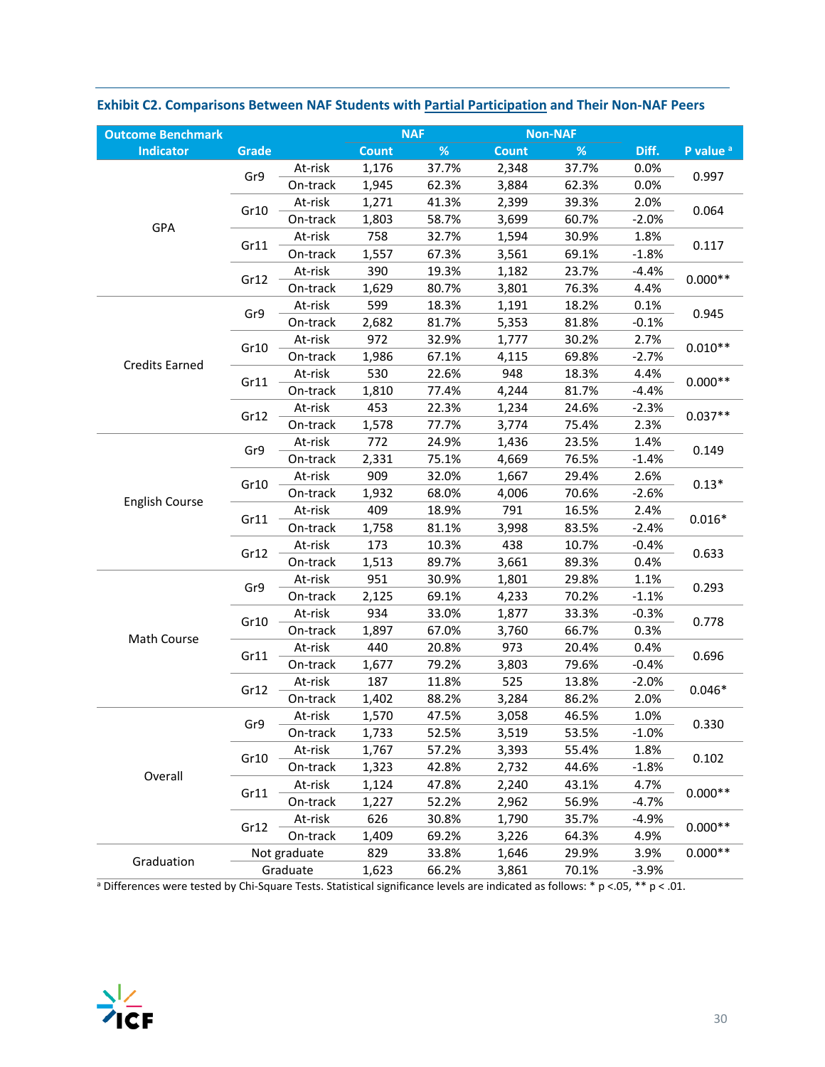### Exhibit C2. Comparisons Between NAF Students with Partial Participation and Their Non-NAF Peers

| Outcome Benchmark Indicator | Grade | | NAF Count | NAF % | Non-NAF Count | Non-NAF % | Diff. | P value [a] |
|---|---|---|---|---|---|---|---|---|
| GPA | Gr9 | At-risk | 1,176 | 37.7% | 2,348 | 37.7% | 0.0% | 0.997 |
| | | On-track | 1,945 | 62.3% | 3,884 | 62.3% | 0.0% | |
| | Gr10 | At-risk | 1,271 | 41.3% | 2,399 | 39.3% | 2.0% | 0.064 |
| | | On-track | 1,803 | 58.7% | 3,699 | 60.7% | -2.0% | |
| | Gr11 | At-risk | 758 | 32.7% | 1,594 | 30.9% | 1.8% | 0.117 |
| | | On-track | 1,557 | 67.3% | 3,561 | 69.1% | -1.8% | |
| | Gr12 | At-risk | 390 | 19.3% | 1,182 | 23.7% | -4.4% | 0.000** |
| | | On-track | 1,629 | 80.7% | 3,801 | 76.3% | 4.4% | |
| Credits Earned | Gr9 | At-risk | 599 | 18.3% | 1,191 | 18.2% | 0.1% | 0.945 |
| | | On-track | 2,682 | 81.7% | 5,353 | 81.8% | -0.1% | |
| | Gr10 | At-risk | 972 | 32.9% | 1,777 | 30.2% | 2.7% | 0.010** |
| | | On-track | 1,986 | 67.1% | 4,115 | 69.8% | -2.7% | |
| | Gr11 | At-risk | 530 | 22.6% | 948 | 18.3% | 4.4% | 0.000** |
| | | On-track | 1,810 | 77.4% | 4,244 | 81.7% | -4.4% | |
| | Gr12 | At-risk | 453 | 22.3% | 1,234 | 24.6% | -2.3% | 0.037** |
| | | On-track | 1,578 | 77.7% | 3,774 | 75.4% | 2.3% | |
| English Course | Gr9 | At-risk | 772 | 24.9% | 1,436 | 23.5% | 1.4% | 0.149 |
| | | On-track | 2,331 | 75.1% | 4,669 | 76.5% | -1.4% | |
| | Gr10 | At-risk | 909 | 32.0% | 1,667 | 29.4% | 2.6% | 0.13* |
| | | On-track | 1,932 | 68.0% | 4,006 | 70.6% | -2.6% | |
| | Gr11 | At-risk | 409 | 18.9% | 791 | 16.5% | 2.4% | 0.016* |
| | | On-track | 1,758 | 81.1% | 3,998 | 83.5% | -2.4% | |
| | Gr12 | At-risk | 173 | 10.3% | 438 | 10.7% | -0.4% | 0.633 |
| | | On-track | 1,513 | 89.7% | 3,661 | 89.3% | 0.4% | |
| Math Course | Gr9 | At-risk | 951 | 30.9% | 1,801 | 29.8% | 1.1% | 0.293 |
| | | On-track | 2,125 | 69.1% | 4,233 | 70.2% | -1.1% | |
| | Gr10 | At-risk | 934 | 33.0% | 1,877 | 33.3% | -0.3% | 0.778 |
| | | On-track | 1,897 | 67.0% | 3,760 | 66.7% | 0.3% | |
| | Gr11 | At-risk | 440 | 20.8% | 973 | 20.4% | 0.4% | 0.696 |
| | | On-track | 1,677 | 79.2% | 3,803 | 79.6% | -0.4% | |
| | Gr12 | At-risk | 187 | 11.8% | 525 | 13.8% | -2.0% | 0.046* |
| | | On-track | 1,402 | 88.2% | 3,284 | 86.2% | 2.0% | |
| Overall | Gr9 | At-risk | 1,570 | 47.5% | 3,058 | 46.5% | 1.0% | 0.330 |
| | | On-track | 1,733 | 52.5% | 3,519 | 53.5% | -1.0% | |
| | Gr10 | At-risk | 1,767 | 57.2% | 3,393 | 55.4% | 1.8% | 0.102 |
| | | On-track | 1,323 | 42.8% | 2,732 | 44.6% | -1.8% | |
| | Gr11 | At-risk | 1,124 | 47.8% | 2,240 | 43.1% | 4.7% | 0.000** |
| | | On-track | 1,227 | 52.2% | 2,962 | 56.9% | -4.7% | |
| | Gr12 | At-risk | 626 | 30.8% | 1,790 | 35.7% | -4.9% | 0.000** |
| | | On-track | 1,409 | 69.2% | 3,226 | 64.3% | 4.9% | |
| Graduation | Not graduate | | 829 | 33.8% | 1,646 | 29.9% | 3.9% | 0.000** |
| | Graduate | | 1,623 | 66.2% | 3,861 | 70.1% | -3.9% | |

[a] Differences were tested by Chi-Square Tests. Statistical significance levels are indicated as follows: * p <.05, ** p < .01.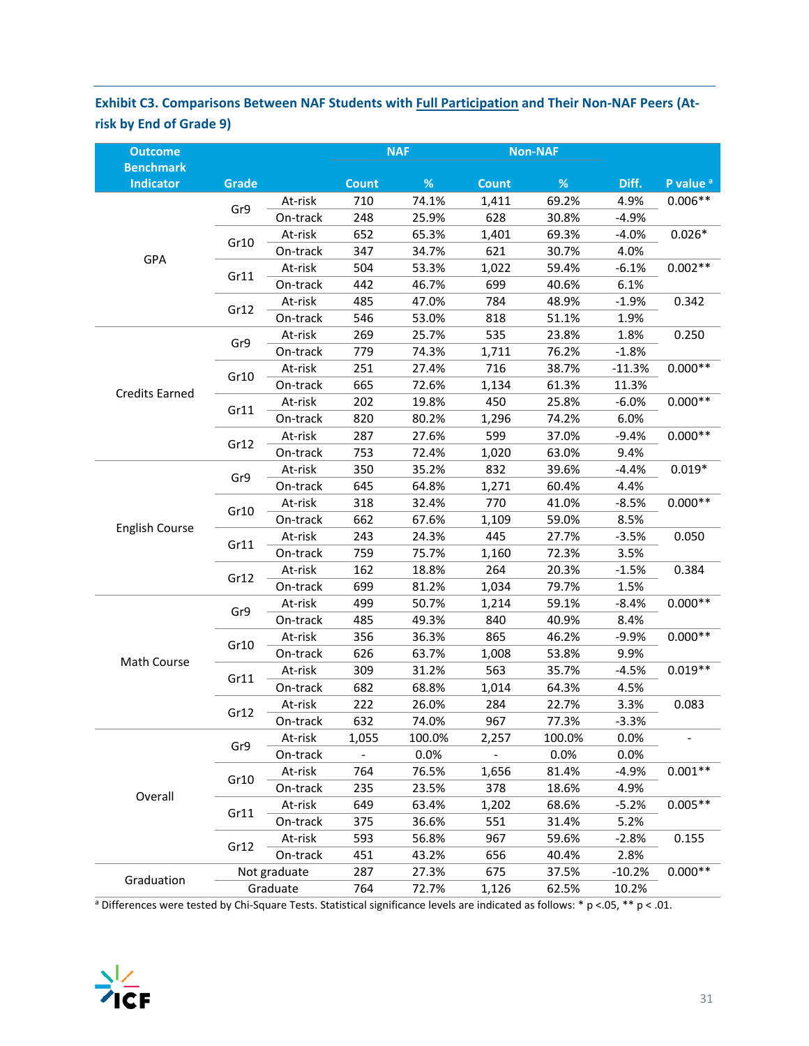**Exhibit C3. Comparisons Between NAF Students with Full Participation and Their Non-NAF Peers (At-risk by End of Grade 9)**

| Outcome Benchmark Indicator | Grade | | NAF Count | NAF % | Non-NAF Count | Non-NAF % | Diff. | P value [a] |
|---|---|---|---|---|---|---|---|---|
| GPA | Gr9 | At-risk | 710 | 74.1% | 1,411 | 69.2% | 4.9% | 0.006** |
| | | On-track | 248 | 25.9% | 628 | 30.8% | -4.9% | |
| | Gr10 | At-risk | 652 | 65.3% | 1,401 | 69.3% | -4.0% | 0.026* |
| | | On-track | 347 | 34.7% | 621 | 30.7% | 4.0% | |
| | Gr11 | At-risk | 504 | 53.3% | 1,022 | 59.4% | -6.1% | 0.002** |
| | | On-track | 442 | 46.7% | 699 | 40.6% | 6.1% | |
| | Gr12 | At-risk | 485 | 47.0% | 784 | 48.9% | -1.9% | 0.342 |
| | | On-track | 546 | 53.0% | 818 | 51.1% | 1.9% | |
| Credits Earned | Gr9 | At-risk | 269 | 25.7% | 535 | 23.8% | 1.8% | 0.250 |
| | | On-track | 779 | 74.3% | 1,711 | 76.2% | -1.8% | |
| | Gr10 | At-risk | 251 | 27.4% | 716 | 38.7% | -11.3% | 0.000** |
| | | On-track | 665 | 72.6% | 1,134 | 61.3% | 11.3% | |
| | Gr11 | At-risk | 202 | 19.8% | 450 | 25.8% | -6.0% | 0.000** |
| | | On-track | 820 | 80.2% | 1,296 | 74.2% | 6.0% | |
| | Gr12 | At-risk | 287 | 27.6% | 599 | 37.0% | -9.4% | 0.000** |
| | | On-track | 753 | 72.4% | 1,020 | 63.0% | 9.4% | |
| English Course | Gr9 | At-risk | 350 | 35.2% | 832 | 39.6% | -4.4% | 0.019* |
| | | On-track | 645 | 64.8% | 1,271 | 60.4% | 4.4% | |
| | Gr10 | At-risk | 318 | 32.4% | 770 | 41.0% | -8.5% | 0.000** |
| | | On-track | 662 | 67.6% | 1,109 | 59.0% | 8.5% | |
| | Gr11 | At-risk | 243 | 24.3% | 445 | 27.7% | -3.5% | 0.050 |
| | | On-track | 759 | 75.7% | 1,160 | 72.3% | 3.5% | |
| | Gr12 | At-risk | 162 | 18.8% | 264 | 20.3% | -1.5% | 0.384 |
| | | On-track | 699 | 81.2% | 1,034 | 79.7% | 1.5% | |
| Math Course | Gr9 | At-risk | 499 | 50.7% | 1,214 | 59.1% | -8.4% | 0.000** |
| | | On-track | 485 | 49.3% | 840 | 40.9% | 8.4% | |
| | Gr10 | At-risk | 356 | 36.3% | 865 | 46.2% | -9.9% | 0.000** |
| | | On-track | 626 | 63.7% | 1,008 | 53.8% | 9.9% | |
| | Gr11 | At-risk | 309 | 31.2% | 563 | 35.7% | -4.5% | 0.019** |
| | | On-track | 682 | 68.8% | 1,014 | 64.3% | 4.5% | |
| | Gr12 | At-risk | 222 | 26.0% | 284 | 22.7% | 3.3% | 0.083 |
| | | On-track | 632 | 74.0% | 967 | 77.3% | -3.3% | |
| Overall | Gr9 | At-risk | 1,055 | 100.0% | 2,257 | 100.0% | 0.0% | - |
| | | On-track | - | 0.0% | - | 0.0% | 0.0% | |
| | Gr10 | At-risk | 764 | 76.5% | 1,656 | 81.4% | -4.9% | 0.001** |
| | | On-track | 235 | 23.5% | 378 | 18.6% | 4.9% | |
| | Gr11 | At-risk | 649 | 63.4% | 1,202 | 68.6% | -5.2% | 0.005** |
| | | On-track | 375 | 36.6% | 551 | 31.4% | 5.2% | |
| | Gr12 | At-risk | 593 | 56.8% | 967 | 59.6% | -2.8% | 0.155 |
| | | On-track | 451 | 43.2% | 656 | 40.4% | 2.8% | |
| Graduation | Not graduate | | 287 | 27.3% | 675 | 37.5% | -10.2% | 0.000** |
| | Graduate | | 764 | 72.7% | 1,126 | 62.5% | 10.2% | |

[a] Differences were tested by Chi-Square Tests. Statistical significance levels are indicated as follows: * $p < .05$, ** $p < .01$.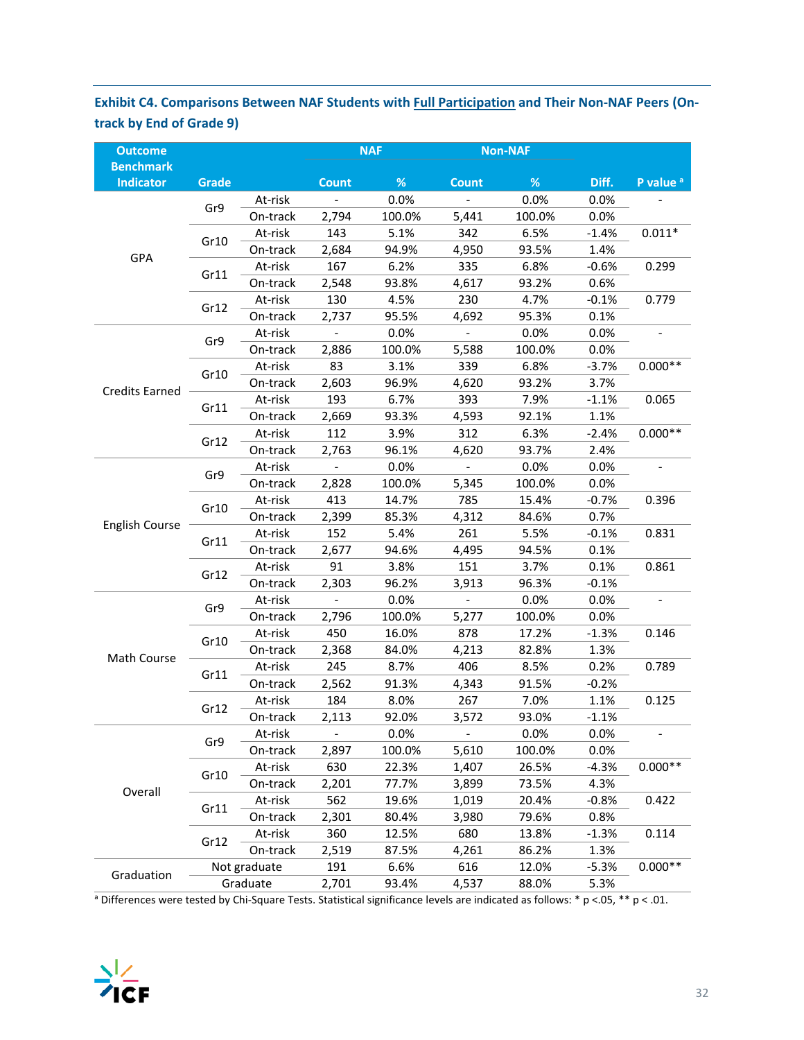**Exhibit C4. Comparisons Between NAF Students with Full Participation and Their Non-NAF Peers (On-track by End of Grade 9)**

| Outcome Benchmark Indicator | Grade | | NAF Count | NAF % | Non-NAF Count | Non-NAF % | Diff. | P value [a] |
|---|---|---|---|---|---|---|---|---|
| GPA | Gr9 | At-risk | - | 0.0% | - | 0.0% | 0.0% | - |
| | | On-track | 2,794 | 100.0% | 5,441 | 100.0% | 0.0% | |
| | Gr10 | At-risk | 143 | 5.1% | 342 | 6.5% | -1.4% | 0.011* |
| | | On-track | 2,684 | 94.9% | 4,950 | 93.5% | 1.4% | |
| | Gr11 | At-risk | 167 | 6.2% | 335 | 6.8% | -0.6% | 0.299 |
| | | On-track | 2,548 | 93.8% | 4,617 | 93.2% | 0.6% | |
| | Gr12 | At-risk | 130 | 4.5% | 230 | 4.7% | -0.1% | 0.779 |
| | | On-track | 2,737 | 95.5% | 4,692 | 95.3% | 0.1% | |
| Credits Earned | Gr9 | At-risk | - | 0.0% | - | 0.0% | 0.0% | - |
| | | On-track | 2,886 | 100.0% | 5,588 | 100.0% | 0.0% | |
| | Gr10 | At-risk | 83 | 3.1% | 339 | 6.8% | -3.7% | 0.000** |
| | | On-track | 2,603 | 96.9% | 4,620 | 93.2% | 3.7% | |
| | Gr11 | At-risk | 193 | 6.7% | 393 | 7.9% | -1.1% | 0.065 |
| | | On-track | 2,669 | 93.3% | 4,593 | 92.1% | 1.1% | |
| | Gr12 | At-risk | 112 | 3.9% | 312 | 6.3% | -2.4% | 0.000** |
| | | On-track | 2,763 | 96.1% | 4,620 | 93.7% | 2.4% | |
| English Course | Gr9 | At-risk | - | 0.0% | - | 0.0% | 0.0% | - |
| | | On-track | 2,828 | 100.0% | 5,345 | 100.0% | 0.0% | |
| | Gr10 | At-risk | 413 | 14.7% | 785 | 15.4% | -0.7% | 0.396 |
| | | On-track | 2,399 | 85.3% | 4,312 | 84.6% | 0.7% | |
| | Gr11 | At-risk | 152 | 5.4% | 261 | 5.5% | -0.1% | 0.831 |
| | | On-track | 2,677 | 94.6% | 4,495 | 94.5% | 0.1% | |
| | Gr12 | At-risk | 91 | 3.8% | 151 | 3.7% | 0.1% | 0.861 |
| | | On-track | 2,303 | 96.2% | 3,913 | 96.3% | -0.1% | |
| Math Course | Gr9 | At-risk | - | 0.0% | - | 0.0% | 0.0% | - |
| | | On-track | 2,796 | 100.0% | 5,277 | 100.0% | 0.0% | |
| | Gr10 | At-risk | 450 | 16.0% | 878 | 17.2% | -1.3% | 0.146 |
| | | On-track | 2,368 | 84.0% | 4,213 | 82.8% | 1.3% | |
| | Gr11 | At-risk | 245 | 8.7% | 406 | 8.5% | 0.2% | 0.789 |
| | | On-track | 2,562 | 91.3% | 4,343 | 91.5% | -0.2% | |
| | Gr12 | At-risk | 184 | 8.0% | 267 | 7.0% | 1.1% | 0.125 |
| | | On-track | 2,113 | 92.0% | 3,572 | 93.0% | -1.1% | |
| Overall | Gr9 | At-risk | - | 0.0% | - | 0.0% | 0.0% | - |
| | | On-track | 2,897 | 100.0% | 5,610 | 100.0% | 0.0% | |
| | Gr10 | At-risk | 630 | 22.3% | 1,407 | 26.5% | -4.3% | 0.000** |
| | | On-track | 2,201 | 77.7% | 3,899 | 73.5% | 4.3% | |
| | Gr11 | At-risk | 562 | 19.6% | 1,019 | 20.4% | -0.8% | 0.422 |
| | | On-track | 2,301 | 80.4% | 3,980 | 79.6% | 0.8% | |
| | Gr12 | At-risk | 360 | 12.5% | 680 | 13.8% | -1.3% | 0.114 |
| | | On-track | 2,519 | 87.5% | 4,261 | 86.2% | 1.3% | |
| Graduation | Not graduate | | 191 | 6.6% | 616 | 12.0% | -5.3% | 0.000** |
| | Graduate | | 2,701 | 93.4% | 4,537 | 88.0% | 5.3% | |

[a] Differences were tested by Chi-Square Tests. Statistical significance levels are indicated as follows: * $p < .05$, ** $p < .01$.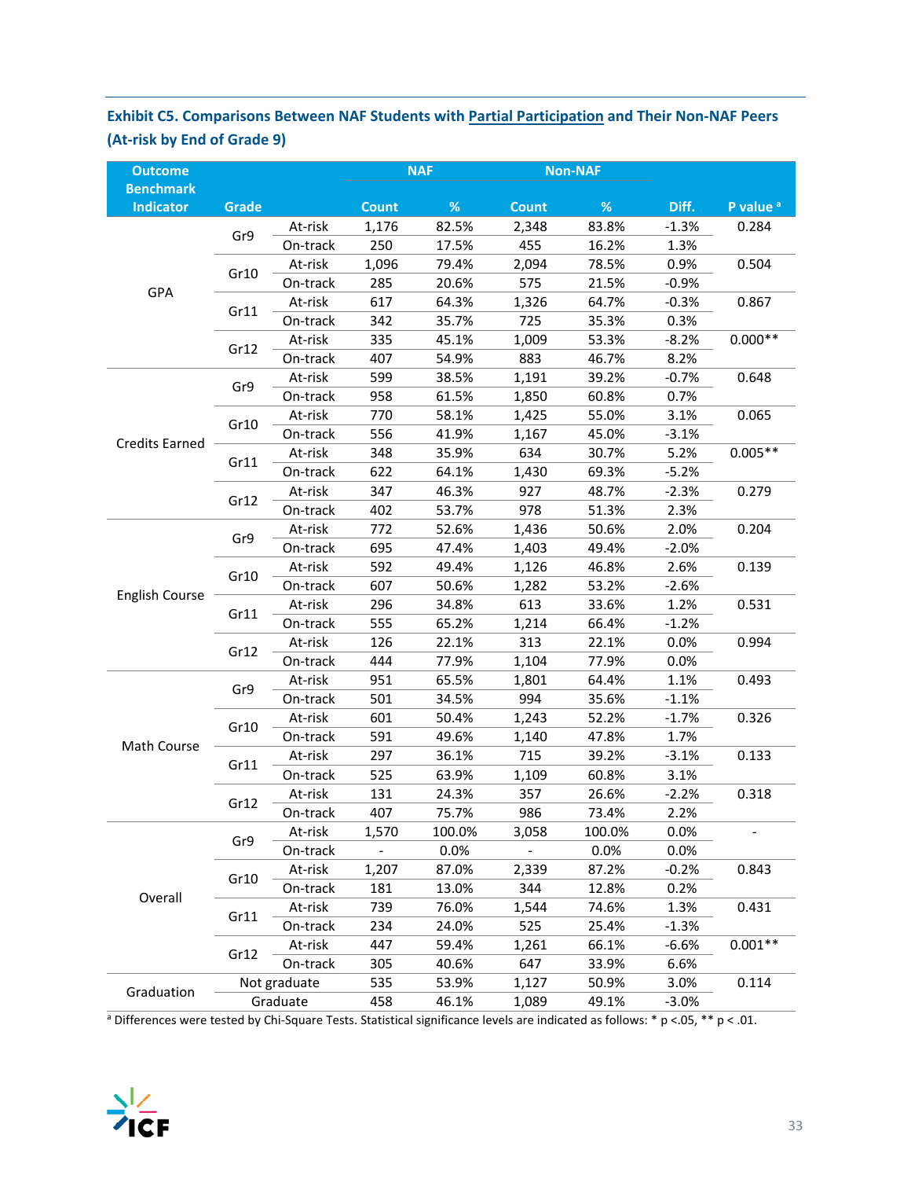**Exhibit C5. Comparisons Between NAF Students with Partial Participation and Their Non-NAF Peers (At-risk by End of Grade 9)**

| Outcome Benchmark Indicator | Grade | | NAF Count | NAF % | Non-NAF Count | Non-NAF % | Diff. | P value [a] |
|---|---|---|---|---|---|---|---|---|
| GPA | Gr9 | At-risk | 1,176 | 82.5% | 2,348 | 83.8% | -1.3% | 0.284 |
| | | On-track | 250 | 17.5% | 455 | 16.2% | 1.3% | |
| | Gr10 | At-risk | 1,096 | 79.4% | 2,094 | 78.5% | 0.9% | 0.504 |
| | | On-track | 285 | 20.6% | 575 | 21.5% | -0.9% | |
| | Gr11 | At-risk | 617 | 64.3% | 1,326 | 64.7% | -0.3% | 0.867 |
| | | On-track | 342 | 35.7% | 725 | 35.3% | 0.3% | |
| | Gr12 | At-risk | 335 | 45.1% | 1,009 | 53.3% | -8.2% | 0.000** |
| | | On-track | 407 | 54.9% | 883 | 46.7% | 8.2% | |
| Credits Earned | Gr9 | At-risk | 599 | 38.5% | 1,191 | 39.2% | -0.7% | 0.648 |
| | | On-track | 958 | 61.5% | 1,850 | 60.8% | 0.7% | |
| | Gr10 | At-risk | 770 | 58.1% | 1,425 | 55.0% | 3.1% | 0.065 |
| | | On-track | 556 | 41.9% | 1,167 | 45.0% | -3.1% | |
| | Gr11 | At-risk | 348 | 35.9% | 634 | 30.7% | 5.2% | 0.005** |
| | | On-track | 622 | 64.1% | 1,430 | 69.3% | -5.2% | |
| | Gr12 | At-risk | 347 | 46.3% | 927 | 48.7% | -2.3% | 0.279 |
| | | On-track | 402 | 53.7% | 978 | 51.3% | 2.3% | |
| English Course | Gr9 | At-risk | 772 | 52.6% | 1,436 | 50.6% | 2.0% | 0.204 |
| | | On-track | 695 | 47.4% | 1,403 | 49.4% | -2.0% | |
| | Gr10 | At-risk | 592 | 49.4% | 1,126 | 46.8% | 2.6% | 0.139 |
| | | On-track | 607 | 50.6% | 1,282 | 53.2% | -2.6% | |
| | Gr11 | At-risk | 296 | 34.8% | 613 | 33.6% | 1.2% | 0.531 |
| | | On-track | 555 | 65.2% | 1,214 | 66.4% | -1.2% | |
| | Gr12 | At-risk | 126 | 22.1% | 313 | 22.1% | 0.0% | 0.994 |
| | | On-track | 444 | 77.9% | 1,104 | 77.9% | 0.0% | |
| Math Course | Gr9 | At-risk | 951 | 65.5% | 1,801 | 64.4% | 1.1% | 0.493 |
| | | On-track | 501 | 34.5% | 994 | 35.6% | -1.1% | |
| | Gr10 | At-risk | 601 | 50.4% | 1,243 | 52.2% | -1.7% | 0.326 |
| | | On-track | 591 | 49.6% | 1,140 | 47.8% | 1.7% | |
| | Gr11 | At-risk | 297 | 36.1% | 715 | 39.2% | -3.1% | 0.133 |
| | | On-track | 525 | 63.9% | 1,109 | 60.8% | 3.1% | |
| | Gr12 | At-risk | 131 | 24.3% | 357 | 26.6% | -2.2% | 0.318 |
| | | On-track | 407 | 75.7% | 986 | 73.4% | 2.2% | |
| Overall | Gr9 | At-risk | 1,570 | 100.0% | 3,058 | 100.0% | 0.0% | - |
| | | On-track | - | 0.0% | - | 0.0% | 0.0% | |
| | Gr10 | At-risk | 1,207 | 87.0% | 2,339 | 87.2% | -0.2% | 0.843 |
| | | On-track | 181 | 13.0% | 344 | 12.8% | 0.2% | |
| | Gr11 | At-risk | 739 | 76.0% | 1,544 | 74.6% | 1.3% | 0.431 |
| | | On-track | 234 | 24.0% | 525 | 25.4% | -1.3% | |
| | Gr12 | At-risk | 447 | 59.4% | 1,261 | 66.1% | -6.6% | 0.001** |
| | | On-track | 305 | 40.6% | 647 | 33.9% | 6.6% | |
| Graduation | Not graduate | | 535 | 53.9% | 1,127 | 50.9% | 3.0% | 0.114 |
| | Graduate | | 458 | 46.1% | 1,089 | 49.1% | -3.0% | |

[a] Differences were tested by Chi-Square Tests. Statistical significance levels are indicated as follows: * $p < .05$, ** $p < .01$.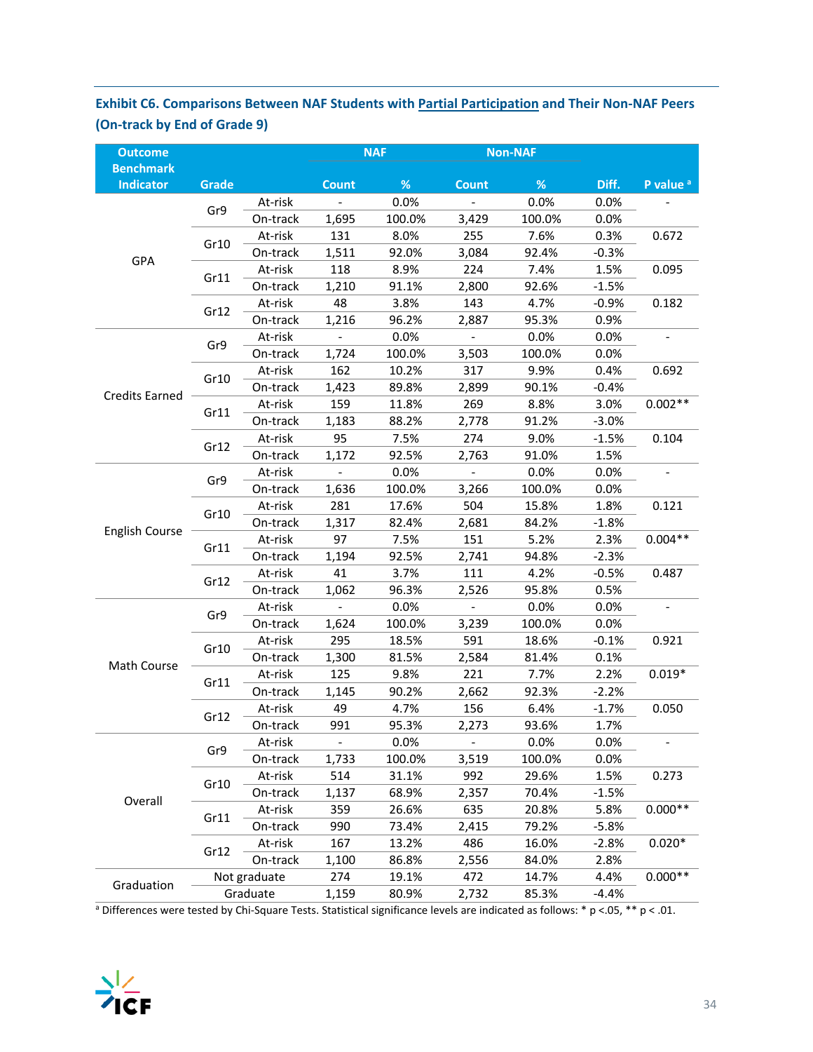**Exhibit C6. Comparisons Between NAF Students with Partial Participation and Their Non-NAF Peers (On-track by End of Grade 9)**

| Outcome Benchmark Indicator | Grade | | NAF Count | NAF % | Non-NAF Count | Non-NAF % | Diff. | P value [a] |
|---|---|---|---|---|---|---|---|---|
| GPA | Gr9 | At-risk | - | 0.0% | - | 0.0% | 0.0% | - |
| | | On-track | 1,695 | 100.0% | 3,429 | 100.0% | 0.0% | |
| | Gr10 | At-risk | 131 | 8.0% | 255 | 7.6% | 0.3% | 0.672 |
| | | On-track | 1,511 | 92.0% | 3,084 | 92.4% | -0.3% | |
| | Gr11 | At-risk | 118 | 8.9% | 224 | 7.4% | 1.5% | 0.095 |
| | | On-track | 1,210 | 91.1% | 2,800 | 92.6% | -1.5% | |
| | Gr12 | At-risk | 48 | 3.8% | 143 | 4.7% | -0.9% | 0.182 |
| | | On-track | 1,216 | 96.2% | 2,887 | 95.3% | 0.9% | |
| Credits Earned | Gr9 | At-risk | - | 0.0% | - | 0.0% | 0.0% | - |
| | | On-track | 1,724 | 100.0% | 3,503 | 100.0% | 0.0% | |
| | Gr10 | At-risk | 162 | 10.2% | 317 | 9.9% | 0.4% | 0.692 |
| | | On-track | 1,423 | 89.8% | 2,899 | 90.1% | -0.4% | |
| | Gr11 | At-risk | 159 | 11.8% | 269 | 8.8% | 3.0% | 0.002** |
| | | On-track | 1,183 | 88.2% | 2,778 | 91.2% | -3.0% | |
| | Gr12 | At-risk | 95 | 7.5% | 274 | 9.0% | -1.5% | 0.104 |
| | | On-track | 1,172 | 92.5% | 2,763 | 91.0% | 1.5% | |
| English Course | Gr9 | At-risk | - | 0.0% | - | 0.0% | 0.0% | - |
| | | On-track | 1,636 | 100.0% | 3,266 | 100.0% | 0.0% | |
| | Gr10 | At-risk | 281 | 17.6% | 504 | 15.8% | 1.8% | 0.121 |
| | | On-track | 1,317 | 82.4% | 2,681 | 84.2% | -1.8% | |
| | Gr11 | At-risk | 97 | 7.5% | 151 | 5.2% | 2.3% | 0.004** |
| | | On-track | 1,194 | 92.5% | 2,741 | 94.8% | -2.3% | |
| | Gr12 | At-risk | 41 | 3.7% | 111 | 4.2% | -0.5% | 0.487 |
| | | On-track | 1,062 | 96.3% | 2,526 | 95.8% | 0.5% | |
| Math Course | Gr9 | At-risk | - | 0.0% | - | 0.0% | 0.0% | - |
| | | On-track | 1,624 | 100.0% | 3,239 | 100.0% | 0.0% | |
| | Gr10 | At-risk | 295 | 18.5% | 591 | 18.6% | -0.1% | 0.921 |
| | | On-track | 1,300 | 81.5% | 2,584 | 81.4% | 0.1% | |
| | Gr11 | At-risk | 125 | 9.8% | 221 | 7.7% | 2.2% | 0.019* |
| | | On-track | 1,145 | 90.2% | 2,662 | 92.3% | -2.2% | |
| | Gr12 | At-risk | 49 | 4.7% | 156 | 6.4% | -1.7% | 0.050 |
| | | On-track | 991 | 95.3% | 2,273 | 93.6% | 1.7% | |
| Overall | Gr9 | At-risk | - | 0.0% | - | 0.0% | 0.0% | - |
| | | On-track | 1,733 | 100.0% | 3,519 | 100.0% | 0.0% | |
| | Gr10 | At-risk | 514 | 31.1% | 992 | 29.6% | 1.5% | 0.273 |
| | | On-track | 1,137 | 68.9% | 2,357 | 70.4% | -1.5% | |
| | Gr11 | At-risk | 359 | 26.6% | 635 | 20.8% | 5.8% | 0.000** |
| | | On-track | 990 | 73.4% | 2,415 | 79.2% | -5.8% | |
| | Gr12 | At-risk | 167 | 13.2% | 486 | 16.0% | -2.8% | 0.020* |
| | | On-track | 1,100 | 86.8% | 2,556 | 84.0% | 2.8% | |
| Graduation | Not graduate | | 274 | 19.1% | 472 | 14.7% | 4.4% | 0.000** |
| | Graduate | | 1,159 | 80.9% | 2,732 | 85.3% | -4.4% | |

[a] Differences were tested by Chi-Square Tests. Statistical significance levels are indicated as follows: * $p < .05$, ** $p < .01$.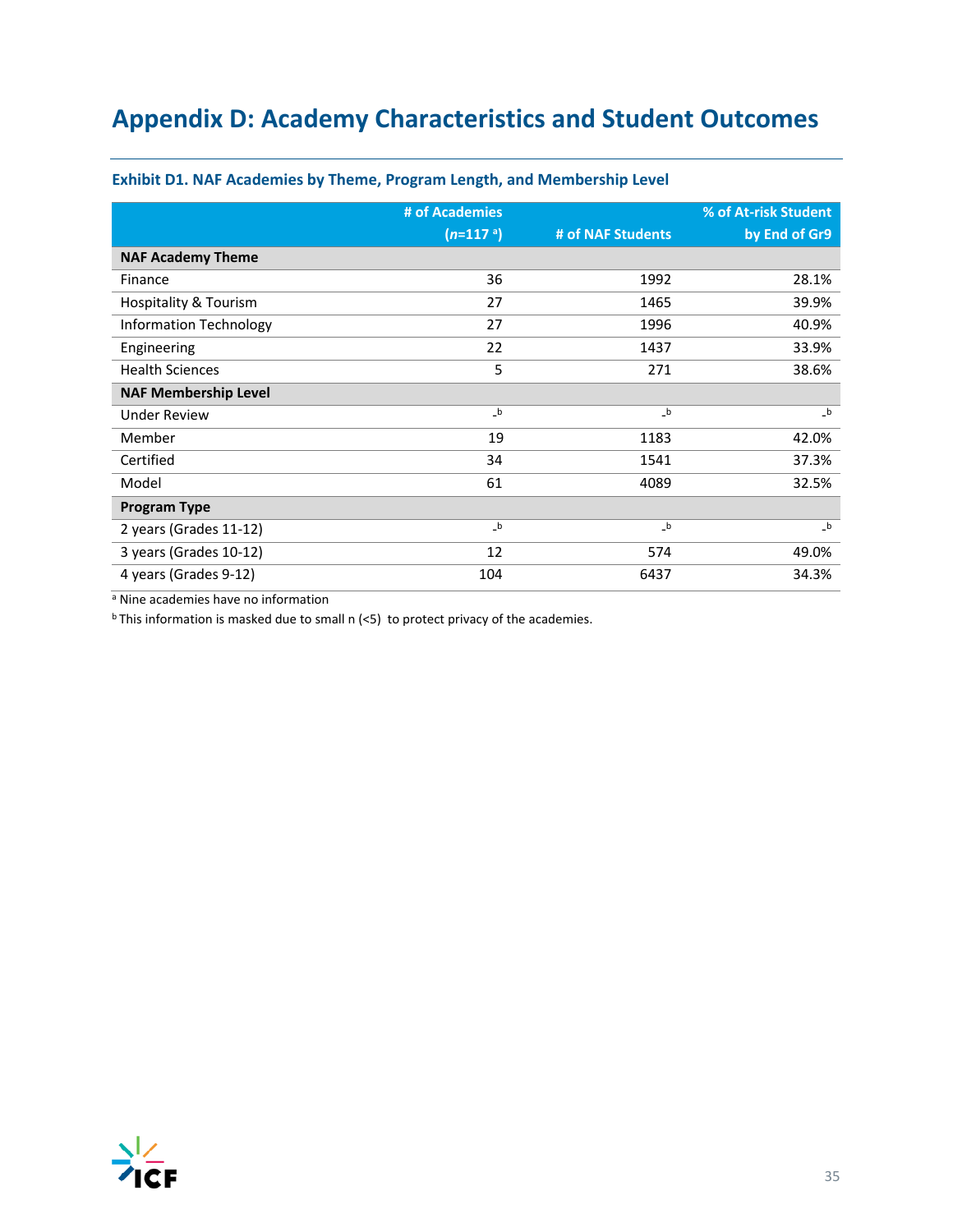# Appendix D: Academy Characteristics and Student Outcomes

### Exhibit D1. NAF Academies by Theme, Program Length, and Membership Level

| | # of Academies (*n*=117 [a]) | # of NAF Students | % of At-risk Student by End of Gr9 |
|---|---|---|---|
| **NAF Academy Theme** | | | |
| Finance | 36 | 1992 | 28.1% |
| Hospitality & Tourism | 27 | 1465 | 39.9% |
| Information Technology | 27 | 1996 | 40.9% |
| Engineering | 22 | 1437 | 33.9% |
| Health Sciences | 5 | 271 | 38.6% |
| **NAF Membership Level** | | | |
| Under Review | -[b] | -[b] | -[b] |
| Member | 19 | 1183 | 42.0% |
| Certified | 34 | 1541 | 37.3% |
| Model | 61 | 4089 | 32.5% |
| **Program Type** | | | |
| 2 years (Grades 11-12) | -[b] | -[b] | -[b] |
| 3 years (Grades 10-12) | 12 | 574 | 49.0% |
| 4 years (Grades 9-12) | 104 | 6437 | 34.3% |

[a] Nine academies have no information

[b] This information is masked due to small n (<5) to protect privacy of the academies.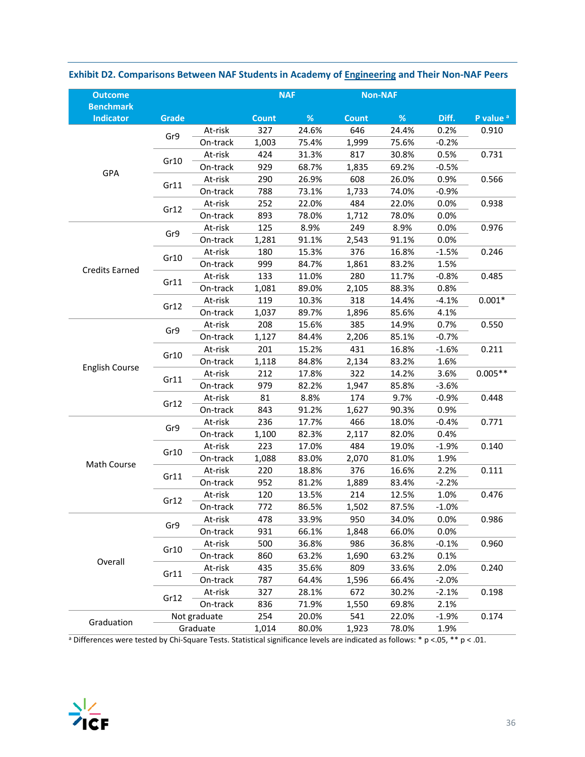### Exhibit D2. Comparisons Between NAF Students in Academy of Engineering and Their Non-NAF Peers

| Outcome Benchmark Indicator | Grade | | NAF Count | NAF % | Non-NAF Count | Non-NAF % | Diff. | P value [a] |
|---|---|---|---|---|---|---|---|---|
| GPA | Gr9 | At-risk | 327 | 24.6% | 646 | 24.4% | 0.2% | 0.910 |
| | | On-track | 1,003 | 75.4% | 1,999 | 75.6% | -0.2% | |
| | Gr10 | At-risk | 424 | 31.3% | 817 | 30.8% | 0.5% | 0.731 |
| | | On-track | 929 | 68.7% | 1,835 | 69.2% | -0.5% | |
| | Gr11 | At-risk | 290 | 26.9% | 608 | 26.0% | 0.9% | 0.566 |
| | | On-track | 788 | 73.1% | 1,733 | 74.0% | -0.9% | |
| | Gr12 | At-risk | 252 | 22.0% | 484 | 22.0% | 0.0% | 0.938 |
| | | On-track | 893 | 78.0% | 1,712 | 78.0% | 0.0% | |
| Credits Earned | Gr9 | At-risk | 125 | 8.9% | 249 | 8.9% | 0.0% | 0.976 |
| | | On-track | 1,281 | 91.1% | 2,543 | 91.1% | 0.0% | |
| | Gr10 | At-risk | 180 | 15.3% | 376 | 16.8% | -1.5% | 0.246 |
| | | On-track | 999 | 84.7% | 1,861 | 83.2% | 1.5% | |
| | Gr11 | At-risk | 133 | 11.0% | 280 | 11.7% | -0.8% | 0.485 |
| | | On-track | 1,081 | 89.0% | 2,105 | 88.3% | 0.8% | |
| | Gr12 | At-risk | 119 | 10.3% | 318 | 14.4% | -4.1% | 0.001* |
| | | On-track | 1,037 | 89.7% | 1,896 | 85.6% | 4.1% | |
| English Course | Gr9 | At-risk | 208 | 15.6% | 385 | 14.9% | 0.7% | 0.550 |
| | | On-track | 1,127 | 84.4% | 2,206 | 85.1% | -0.7% | |
| | Gr10 | At-risk | 201 | 15.2% | 431 | 16.8% | -1.6% | 0.211 |
| | | On-track | 1,118 | 84.8% | 2,134 | 83.2% | 1.6% | |
| | Gr11 | At-risk | 212 | 17.8% | 322 | 14.2% | 3.6% | 0.005** |
| | | On-track | 979 | 82.2% | 1,947 | 85.8% | -3.6% | |
| | Gr12 | At-risk | 81 | 8.8% | 174 | 9.7% | -0.9% | 0.448 |
| | | On-track | 843 | 91.2% | 1,627 | 90.3% | 0.9% | |
| Math Course | Gr9 | At-risk | 236 | 17.7% | 466 | 18.0% | -0.4% | 0.771 |
| | | On-track | 1,100 | 82.3% | 2,117 | 82.0% | 0.4% | |
| | Gr10 | At-risk | 223 | 17.0% | 484 | 19.0% | -1.9% | 0.140 |
| | | On-track | 1,088 | 83.0% | 2,070 | 81.0% | 1.9% | |
| | Gr11 | At-risk | 220 | 18.8% | 376 | 16.6% | 2.2% | 0.111 |
| | | On-track | 952 | 81.2% | 1,889 | 83.4% | -2.2% | |
| | Gr12 | At-risk | 120 | 13.5% | 214 | 12.5% | 1.0% | 0.476 |
| | | On-track | 772 | 86.5% | 1,502 | 87.5% | -1.0% | |
| Overall | Gr9 | At-risk | 478 | 33.9% | 950 | 34.0% | 0.0% | 0.986 |
| | | On-track | 931 | 66.1% | 1,848 | 66.0% | 0.0% | |
| | Gr10 | At-risk | 500 | 36.8% | 986 | 36.8% | -0.1% | 0.960 |
| | | On-track | 860 | 63.2% | 1,690 | 63.2% | 0.1% | |
| | Gr11 | At-risk | 435 | 35.6% | 809 | 33.6% | 2.0% | 0.240 |
| | | On-track | 787 | 64.4% | 1,596 | 66.4% | -2.0% | |
| | Gr12 | At-risk | 327 | 28.1% | 672 | 30.2% | -2.1% | 0.198 |
| | | On-track | 836 | 71.9% | 1,550 | 69.8% | 2.1% | |
| Graduation | Not graduate | | 254 | 20.0% | 541 | 22.0% | -1.9% | 0.174 |
| | Graduate | | 1,014 | 80.0% | 1,923 | 78.0% | 1.9% | |

[a] Differences were tested by Chi-Square Tests. Statistical significance levels are indicated as follows: * $p < .05$, ** $p < .01$.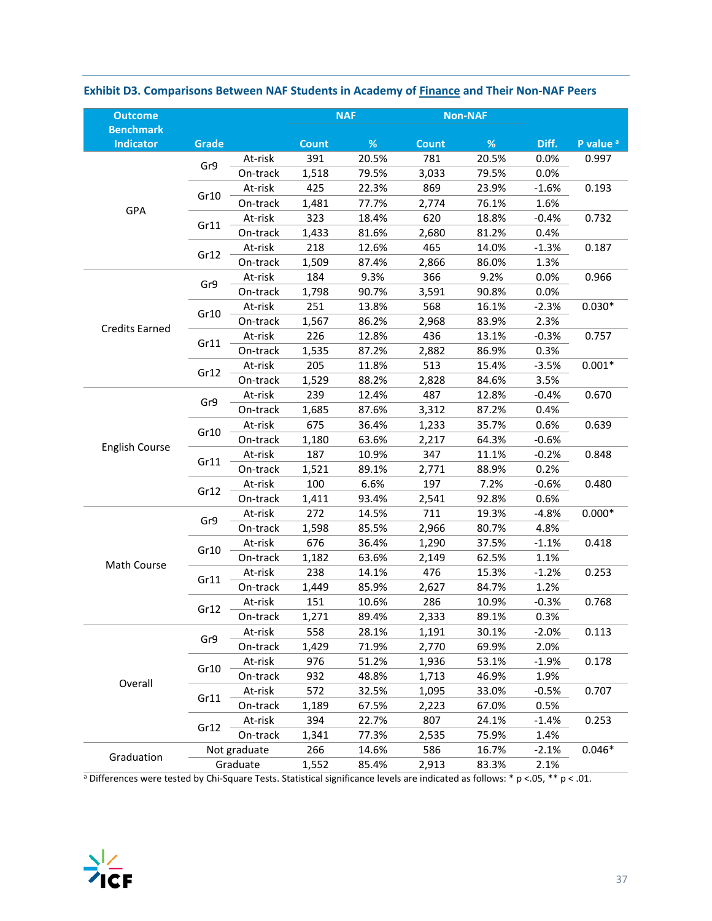**Exhibit D3. Comparisons Between NAF Students in Academy of Finance and Their Non-NAF Peers**

| Outcome Benchmark Indicator | Grade | | NAF | | Non-NAF | | | |
|---|---|---|---|---|---|---|---|---|
| | | | Count | % | Count | % | Diff. | P value [a] |
| GPA | Gr9 | At-risk | 391 | 20.5% | 781 | 20.5% | 0.0% | 0.997 |
| | | On-track | 1,518 | 79.5% | 3,033 | 79.5% | 0.0% | |
| | Gr10 | At-risk | 425 | 22.3% | 869 | 23.9% | -1.6% | 0.193 |
| | | On-track | 1,481 | 77.7% | 2,774 | 76.1% | 1.6% | |
| | Gr11 | At-risk | 323 | 18.4% | 620 | 18.8% | -0.4% | 0.732 |
| | | On-track | 1,433 | 81.6% | 2,680 | 81.2% | 0.4% | |
| | Gr12 | At-risk | 218 | 12.6% | 465 | 14.0% | -1.3% | 0.187 |
| | | On-track | 1,509 | 87.4% | 2,866 | 86.0% | 1.3% | |
| Credits Earned | Gr9 | At-risk | 184 | 9.3% | 366 | 9.2% | 0.0% | 0.966 |
| | | On-track | 1,798 | 90.7% | 3,591 | 90.8% | 0.0% | |
| | Gr10 | At-risk | 251 | 13.8% | 568 | 16.1% | -2.3% | 0.030* |
| | | On-track | 1,567 | 86.2% | 2,968 | 83.9% | 2.3% | |
| | Gr11 | At-risk | 226 | 12.8% | 436 | 13.1% | -0.3% | 0.757 |
| | | On-track | 1,535 | 87.2% | 2,882 | 86.9% | 0.3% | |
| | Gr12 | At-risk | 205 | 11.8% | 513 | 15.4% | -3.5% | 0.001* |
| | | On-track | 1,529 | 88.2% | 2,828 | 84.6% | 3.5% | |
| English Course | Gr9 | At-risk | 239 | 12.4% | 487 | 12.8% | -0.4% | 0.670 |
| | | On-track | 1,685 | 87.6% | 3,312 | 87.2% | 0.4% | |
| | Gr10 | At-risk | 675 | 36.4% | 1,233 | 35.7% | 0.6% | 0.639 |
| | | On-track | 1,180 | 63.6% | 2,217 | 64.3% | -0.6% | |
| | Gr11 | At-risk | 187 | 10.9% | 347 | 11.1% | -0.2% | 0.848 |
| | | On-track | 1,521 | 89.1% | 2,771 | 88.9% | 0.2% | |
| | Gr12 | At-risk | 100 | 6.6% | 197 | 7.2% | -0.6% | 0.480 |
| | | On-track | 1,411 | 93.4% | 2,541 | 92.8% | 0.6% | |
| Math Course | Gr9 | At-risk | 272 | 14.5% | 711 | 19.3% | -4.8% | 0.000* |
| | | On-track | 1,598 | 85.5% | 2,966 | 80.7% | 4.8% | |
| | Gr10 | At-risk | 676 | 36.4% | 1,290 | 37.5% | -1.1% | 0.418 |
| | | On-track | 1,182 | 63.6% | 2,149 | 62.5% | 1.1% | |
| | Gr11 | At-risk | 238 | 14.1% | 476 | 15.3% | -1.2% | 0.253 |
| | | On-track | 1,449 | 85.9% | 2,627 | 84.7% | 1.2% | |
| | Gr12 | At-risk | 151 | 10.6% | 286 | 10.9% | -0.3% | 0.768 |
| | | On-track | 1,271 | 89.4% | 2,333 | 89.1% | 0.3% | |
| Overall | Gr9 | At-risk | 558 | 28.1% | 1,191 | 30.1% | -2.0% | 0.113 |
| | | On-track | 1,429 | 71.9% | 2,770 | 69.9% | 2.0% | |
| | Gr10 | At-risk | 976 | 51.2% | 1,936 | 53.1% | -1.9% | 0.178 |
| | | On-track | 932 | 48.8% | 1,713 | 46.9% | 1.9% | |
| | Gr11 | At-risk | 572 | 32.5% | 1,095 | 33.0% | -0.5% | 0.707 |
| | | On-track | 1,189 | 67.5% | 2,223 | 67.0% | 0.5% | |
| | Gr12 | At-risk | 394 | 22.7% | 807 | 24.1% | -1.4% | 0.253 |
| | | On-track | 1,341 | 77.3% | 2,535 | 75.9% | 1.4% | |
| Graduation | Not graduate | | 266 | 14.6% | 586 | 16.7% | -2.1% | 0.046* |
| | Graduate | | 1,552 | 85.4% | 2,913 | 83.3% | 2.1% | |

[a] Differences were tested by Chi-Square Tests. Statistical significance levels are indicated as follows: * p <.05, ** p < .01.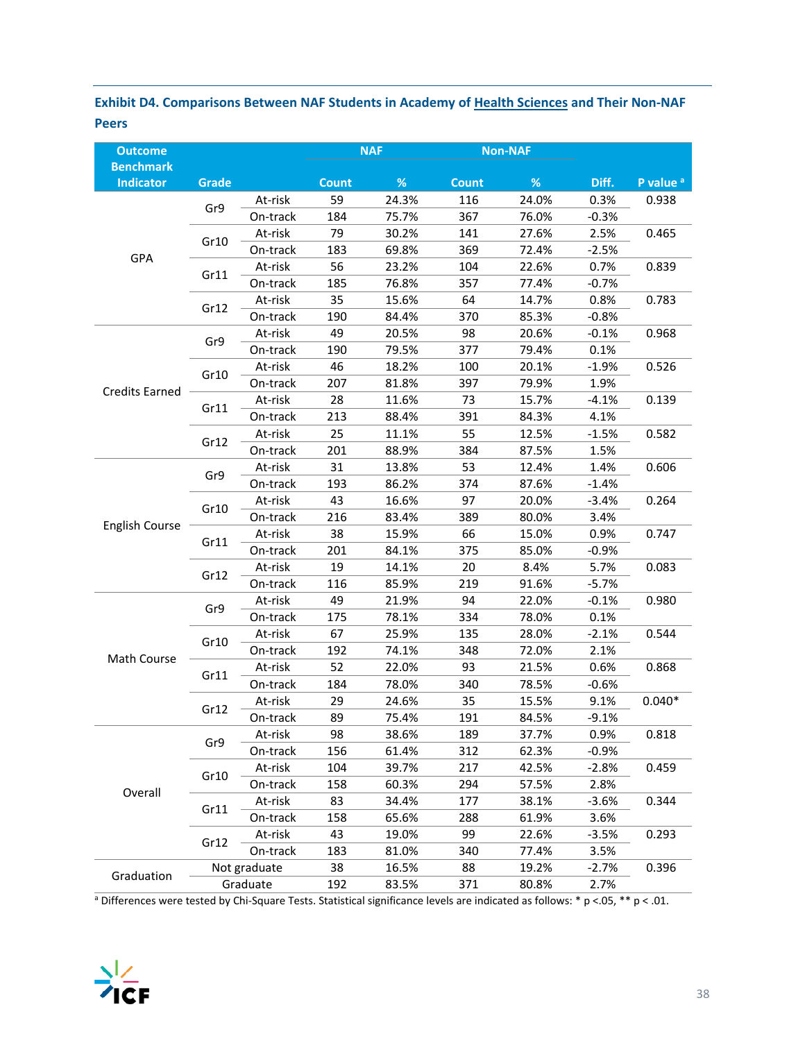**Exhibit D4. Comparisons Between NAF Students in Academy of Health Sciences and Their Non-NAF Peers**

| Outcome Benchmark Indicator | Grade | | NAF Count | NAF % | Non-NAF Count | Non-NAF % | Diff. | P value [a] |
|---|---|---|---|---|---|---|---|---|
| GPA | Gr9 | At-risk | 59 | 24.3% | 116 | 24.0% | 0.3% | 0.938 |
| | | On-track | 184 | 75.7% | 367 | 76.0% | -0.3% | |
| | Gr10 | At-risk | 79 | 30.2% | 141 | 27.6% | 2.5% | 0.465 |
| | | On-track | 183 | 69.8% | 369 | 72.4% | -2.5% | |
| | Gr11 | At-risk | 56 | 23.2% | 104 | 22.6% | 0.7% | 0.839 |
| | | On-track | 185 | 76.8% | 357 | 77.4% | -0.7% | |
| | Gr12 | At-risk | 35 | 15.6% | 64 | 14.7% | 0.8% | 0.783 |
| | | On-track | 190 | 84.4% | 370 | 85.3% | -0.8% | |
| Credits Earned | Gr9 | At-risk | 49 | 20.5% | 98 | 20.6% | -0.1% | 0.968 |
| | | On-track | 190 | 79.5% | 377 | 79.4% | 0.1% | |
| | Gr10 | At-risk | 46 | 18.2% | 100 | 20.1% | -1.9% | 0.526 |
| | | On-track | 207 | 81.8% | 397 | 79.9% | 1.9% | |
| | Gr11 | At-risk | 28 | 11.6% | 73 | 15.7% | -4.1% | 0.139 |
| | | On-track | 213 | 88.4% | 391 | 84.3% | 4.1% | |
| | Gr12 | At-risk | 25 | 11.1% | 55 | 12.5% | -1.5% | 0.582 |
| | | On-track | 201 | 88.9% | 384 | 87.5% | 1.5% | |
| English Course | Gr9 | At-risk | 31 | 13.8% | 53 | 12.4% | 1.4% | 0.606 |
| | | On-track | 193 | 86.2% | 374 | 87.6% | -1.4% | |
| | Gr10 | At-risk | 43 | 16.6% | 97 | 20.0% | -3.4% | 0.264 |
| | | On-track | 216 | 83.4% | 389 | 80.0% | 3.4% | |
| | Gr11 | At-risk | 38 | 15.9% | 66 | 15.0% | 0.9% | 0.747 |
| | | On-track | 201 | 84.1% | 375 | 85.0% | -0.9% | |
| | Gr12 | At-risk | 19 | 14.1% | 20 | 8.4% | 5.7% | 0.083 |
| | | On-track | 116 | 85.9% | 219 | 91.6% | -5.7% | |
| Math Course | Gr9 | At-risk | 49 | 21.9% | 94 | 22.0% | -0.1% | 0.980 |
| | | On-track | 175 | 78.1% | 334 | 78.0% | 0.1% | |
| | Gr10 | At-risk | 67 | 25.9% | 135 | 28.0% | -2.1% | 0.544 |
| | | On-track | 192 | 74.1% | 348 | 72.0% | 2.1% | |
| | Gr11 | At-risk | 52 | 22.0% | 93 | 21.5% | 0.6% | 0.868 |
| | | On-track | 184 | 78.0% | 340 | 78.5% | -0.6% | |
| | Gr12 | At-risk | 29 | 24.6% | 35 | 15.5% | 9.1% | 0.040* |
| | | On-track | 89 | 75.4% | 191 | 84.5% | -9.1% | |
| Overall | Gr9 | At-risk | 98 | 38.6% | 189 | 37.7% | 0.9% | 0.818 |
| | | On-track | 156 | 61.4% | 312 | 62.3% | -0.9% | |
| | Gr10 | At-risk | 104 | 39.7% | 217 | 42.5% | -2.8% | 0.459 |
| | | On-track | 158 | 60.3% | 294 | 57.5% | 2.8% | |
| | Gr11 | At-risk | 83 | 34.4% | 177 | 38.1% | -3.6% | 0.344 |
| | | On-track | 158 | 65.6% | 288 | 61.9% | 3.6% | |
| | Gr12 | At-risk | 43 | 19.0% | 99 | 22.6% | -3.5% | 0.293 |
| | | On-track | 183 | 81.0% | 340 | 77.4% | 3.5% | |
| Graduation | Not graduate | | 38 | 16.5% | 88 | 19.2% | -2.7% | 0.396 |
| | Graduate | | 192 | 83.5% | 371 | 80.8% | 2.7% | |

[a] Differences were tested by Chi-Square Tests. Statistical significance levels are indicated as follows: * $p < .05$, ** $p < .01$.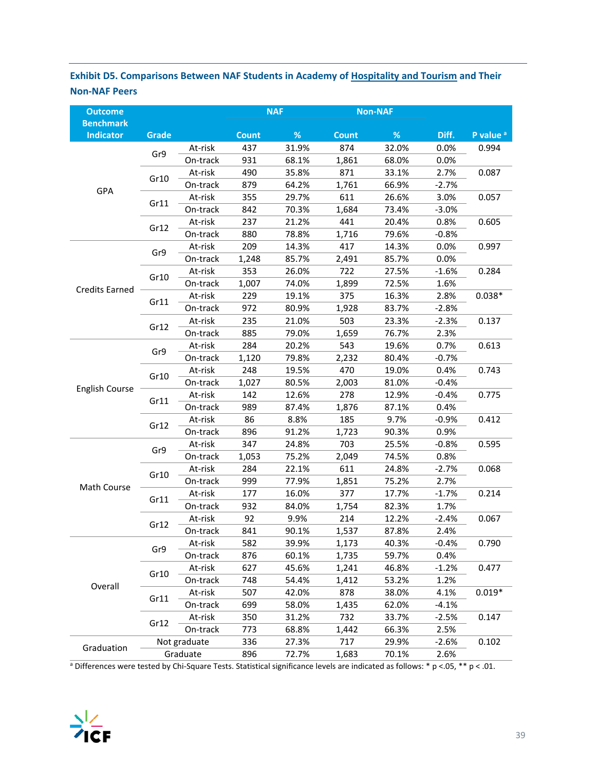**Exhibit D5. Comparisons Between NAF Students in Academy of Hospitality and Tourism and Their Non-NAF Peers**

| Outcome Benchmark Indicator | Grade | | NAF Count | NAF % | Non-NAF Count | Non-NAF % | Diff. | P value [a] |
|---|---|---|---|---|---|---|---|---|
| GPA | Gr9 | At-risk | 437 | 31.9% | 874 | 32.0% | 0.0% | 0.994 |
| | | On-track | 931 | 68.1% | 1,861 | 68.0% | 0.0% | |
| | Gr10 | At-risk | 490 | 35.8% | 871 | 33.1% | 2.7% | 0.087 |
| | | On-track | 879 | 64.2% | 1,761 | 66.9% | -2.7% | |
| | Gr11 | At-risk | 355 | 29.7% | 611 | 26.6% | 3.0% | 0.057 |
| | | On-track | 842 | 70.3% | 1,684 | 73.4% | -3.0% | |
| | Gr12 | At-risk | 237 | 21.2% | 441 | 20.4% | 0.8% | 0.605 |
| | | On-track | 880 | 78.8% | 1,716 | 79.6% | -0.8% | |
| Credits Earned | Gr9 | At-risk | 209 | 14.3% | 417 | 14.3% | 0.0% | 0.997 |
| | | On-track | 1,248 | 85.7% | 2,491 | 85.7% | 0.0% | |
| | Gr10 | At-risk | 353 | 26.0% | 722 | 27.5% | -1.6% | 0.284 |
| | | On-track | 1,007 | 74.0% | 1,899 | 72.5% | 1.6% | |
| | Gr11 | At-risk | 229 | 19.1% | 375 | 16.3% | 2.8% | 0.038* |
| | | On-track | 972 | 80.9% | 1,928 | 83.7% | -2.8% | |
| | Gr12 | At-risk | 235 | 21.0% | 503 | 23.3% | -2.3% | 0.137 |
| | | On-track | 885 | 79.0% | 1,659 | 76.7% | 2.3% | |
| English Course | Gr9 | At-risk | 284 | 20.2% | 543 | 19.6% | 0.7% | 0.613 |
| | | On-track | 1,120 | 79.8% | 2,232 | 80.4% | -0.7% | |
| | Gr10 | At-risk | 248 | 19.5% | 470 | 19.0% | 0.4% | 0.743 |
| | | On-track | 1,027 | 80.5% | 2,003 | 81.0% | -0.4% | |
| | Gr11 | At-risk | 142 | 12.6% | 278 | 12.9% | -0.4% | 0.775 |
| | | On-track | 989 | 87.4% | 1,876 | 87.1% | 0.4% | |
| | Gr12 | At-risk | 86 | 8.8% | 185 | 9.7% | -0.9% | 0.412 |
| | | On-track | 896 | 91.2% | 1,723 | 90.3% | 0.9% | |
| Math Course | Gr9 | At-risk | 347 | 24.8% | 703 | 25.5% | -0.8% | 0.595 |
| | | On-track | 1,053 | 75.2% | 2,049 | 74.5% | 0.8% | |
| | Gr10 | At-risk | 284 | 22.1% | 611 | 24.8% | -2.7% | 0.068 |
| | | On-track | 999 | 77.9% | 1,851 | 75.2% | 2.7% | |
| | Gr11 | At-risk | 177 | 16.0% | 377 | 17.7% | -1.7% | 0.214 |
| | | On-track | 932 | 84.0% | 1,754 | 82.3% | 1.7% | |
| | Gr12 | At-risk | 92 | 9.9% | 214 | 12.2% | -2.4% | 0.067 |
| | | On-track | 841 | 90.1% | 1,537 | 87.8% | 2.4% | |
| Overall | Gr9 | At-risk | 582 | 39.9% | 1,173 | 40.3% | -0.4% | 0.790 |
| | | On-track | 876 | 60.1% | 1,735 | 59.7% | 0.4% | |
| | Gr10 | At-risk | 627 | 45.6% | 1,241 | 46.8% | -1.2% | 0.477 |
| | | On-track | 748 | 54.4% | 1,412 | 53.2% | 1.2% | |
| | Gr11 | At-risk | 507 | 42.0% | 878 | 38.0% | 4.1% | 0.019* |
| | | On-track | 699 | 58.0% | 1,435 | 62.0% | -4.1% | |
| | Gr12 | At-risk | 350 | 31.2% | 732 | 33.7% | -2.5% | 0.147 |
| | | On-track | 773 | 68.8% | 1,442 | 66.3% | 2.5% | |
| Graduation | Not graduate | | 336 | 27.3% | 717 | 29.9% | -2.6% | 0.102 |
| | Graduate | | 896 | 72.7% | 1,683 | 70.1% | 2.6% | |

[a] Differences were tested by Chi-Square Tests. Statistical significance levels are indicated as follows: * p <.05, ** p < .01.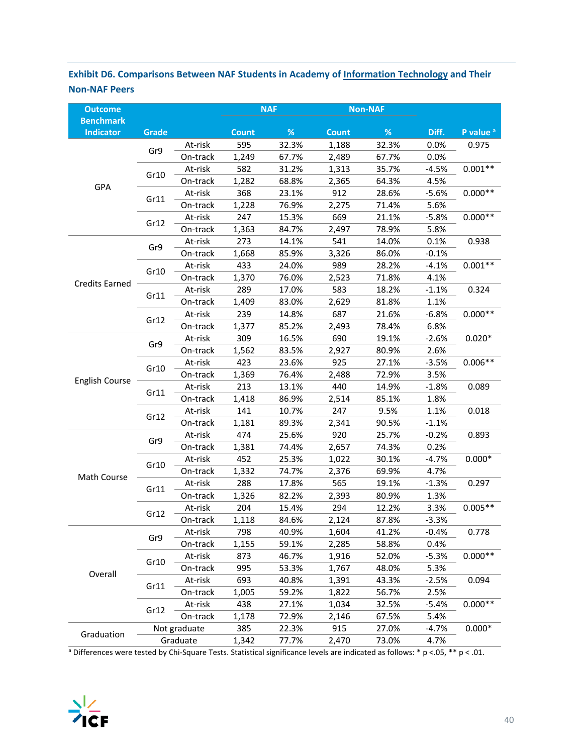### Exhibit D6. Comparisons Between NAF Students in Academy of Information Technology and Their Non-NAF Peers

| Outcome Benchmark Indicator | Grade | | NAF | | Non-NAF | | | |
|---|---|---|---|---|---|---|---|---|
| | | | Count | % | Count | % | Diff. | P value [a] |
| GPA | Gr9 | At-risk | 595 | 32.3% | 1,188 | 32.3% | 0.0% | 0.975 |
| | | On-track | 1,249 | 67.7% | 2,489 | 67.7% | 0.0% | |
| | Gr10 | At-risk | 582 | 31.2% | 1,313 | 35.7% | -4.5% | 0.001** |
| | | On-track | 1,282 | 68.8% | 2,365 | 64.3% | 4.5% | |
| | Gr11 | At-risk | 368 | 23.1% | 912 | 28.6% | -5.6% | 0.000** |
| | | On-track | 1,228 | 76.9% | 2,275 | 71.4% | 5.6% | |
| | Gr12 | At-risk | 247 | 15.3% | 669 | 21.1% | -5.8% | 0.000** |
| | | On-track | 1,363 | 84.7% | 2,497 | 78.9% | 5.8% | |
| Credits Earned | Gr9 | At-risk | 273 | 14.1% | 541 | 14.0% | 0.1% | 0.938 |
| | | On-track | 1,668 | 85.9% | 3,326 | 86.0% | -0.1% | |
| | Gr10 | At-risk | 433 | 24.0% | 989 | 28.2% | -4.1% | 0.001** |
| | | On-track | 1,370 | 76.0% | 2,523 | 71.8% | 4.1% | |
| | Gr11 | At-risk | 289 | 17.0% | 583 | 18.2% | -1.1% | 0.324 |
| | | On-track | 1,409 | 83.0% | 2,629 | 81.8% | 1.1% | |
| | Gr12 | At-risk | 239 | 14.8% | 687 | 21.6% | -6.8% | 0.000** |
| | | On-track | 1,377 | 85.2% | 2,493 | 78.4% | 6.8% | |
| English Course | Gr9 | At-risk | 309 | 16.5% | 690 | 19.1% | -2.6% | 0.020* |
| | | On-track | 1,562 | 83.5% | 2,927 | 80.9% | 2.6% | |
| | Gr10 | At-risk | 423 | 23.6% | 925 | 27.1% | -3.5% | 0.006** |
| | | On-track | 1,369 | 76.4% | 2,488 | 72.9% | 3.5% | |
| | Gr11 | At-risk | 213 | 13.1% | 440 | 14.9% | -1.8% | 0.089 |
| | | On-track | 1,418 | 86.9% | 2,514 | 85.1% | 1.8% | |
| | Gr12 | At-risk | 141 | 10.7% | 247 | 9.5% | 1.1% | 0.018 |
| | | On-track | 1,181 | 89.3% | 2,341 | 90.5% | -1.1% | |
| Math Course | Gr9 | At-risk | 474 | 25.6% | 920 | 25.7% | -0.2% | 0.893 |
| | | On-track | 1,381 | 74.4% | 2,657 | 74.3% | 0.2% | |
| | Gr10 | At-risk | 452 | 25.3% | 1,022 | 30.1% | -4.7% | 0.000* |
| | | On-track | 1,332 | 74.7% | 2,376 | 69.9% | 4.7% | |
| | Gr11 | At-risk | 288 | 17.8% | 565 | 19.1% | -1.3% | 0.297 |
| | | On-track | 1,326 | 82.2% | 2,393 | 80.9% | 1.3% | |
| | Gr12 | At-risk | 204 | 15.4% | 294 | 12.2% | 3.3% | 0.005** |
| | | On-track | 1,118 | 84.6% | 2,124 | 87.8% | -3.3% | |
| Overall | Gr9 | At-risk | 798 | 40.9% | 1,604 | 41.2% | -0.4% | 0.778 |
| | | On-track | 1,155 | 59.1% | 2,285 | 58.8% | 0.4% | |
| | Gr10 | At-risk | 873 | 46.7% | 1,916 | 52.0% | -5.3% | 0.000** |
| | | On-track | 995 | 53.3% | 1,767 | 48.0% | 5.3% | |
| | Gr11 | At-risk | 693 | 40.8% | 1,391 | 43.3% | -2.5% | 0.094 |
| | | On-track | 1,005 | 59.2% | 1,822 | 56.7% | 2.5% | |
| | Gr12 | At-risk | 438 | 27.1% | 1,034 | 32.5% | -5.4% | 0.000** |
| | | On-track | 1,178 | 72.9% | 2,146 | 67.5% | 5.4% | |
| Graduation | Not graduate | | 385 | 22.3% | 915 | 27.0% | -4.7% | 0.000* |
| | Graduate | | 1,342 | 77.7% | 2,470 | 73.0% | 4.7% | |

[a] Differences were tested by Chi-Square Tests. Statistical significance levels are indicated as follows: * $p < .05$, ** $p < .01$.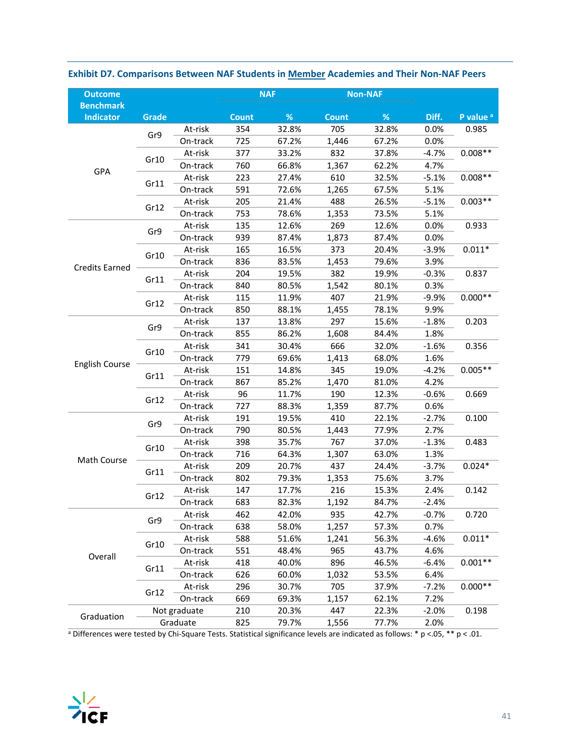### Exhibit D7. Comparisons Between NAF Students in Member Academies and Their Non-NAF Peers

| Outcome Benchmark Indicator | Grade | | NAF | | Non-NAF | | | |
|---|---|---|---|---|---|---|---|---|
| | | | Count | % | Count | % | Diff. | P value [a] |
| GPA | Gr9 | At-risk | 354 | 32.8% | 705 | 32.8% | 0.0% | 0.985 |
| | | On-track | 725 | 67.2% | 1,446 | 67.2% | 0.0% | |
| | Gr10 | At-risk | 377 | 33.2% | 832 | 37.8% | -4.7% | 0.008** |
| | | On-track | 760 | 66.8% | 1,367 | 62.2% | 4.7% | |
| | Gr11 | At-risk | 223 | 27.4% | 610 | 32.5% | -5.1% | 0.008** |
| | | On-track | 591 | 72.6% | 1,265 | 67.5% | 5.1% | |
| | Gr12 | At-risk | 205 | 21.4% | 488 | 26.5% | -5.1% | 0.003** |
| | | On-track | 753 | 78.6% | 1,353 | 73.5% | 5.1% | |
| Credits Earned | Gr9 | At-risk | 135 | 12.6% | 269 | 12.6% | 0.0% | 0.933 |
| | | On-track | 939 | 87.4% | 1,873 | 87.4% | 0.0% | |
| | Gr10 | At-risk | 165 | 16.5% | 373 | 20.4% | -3.9% | 0.011* |
| | | On-track | 836 | 83.5% | 1,453 | 79.6% | 3.9% | |
| | Gr11 | At-risk | 204 | 19.5% | 382 | 19.9% | -0.3% | 0.837 |
| | | On-track | 840 | 80.5% | 1,542 | 80.1% | 0.3% | |
| | Gr12 | At-risk | 115 | 11.9% | 407 | 21.9% | -9.9% | 0.000** |
| | | On-track | 850 | 88.1% | 1,455 | 78.1% | 9.9% | |
| English Course | Gr9 | At-risk | 137 | 13.8% | 297 | 15.6% | -1.8% | 0.203 |
| | | On-track | 855 | 86.2% | 1,608 | 84.4% | 1.8% | |
| | Gr10 | At-risk | 341 | 30.4% | 666 | 32.0% | -1.6% | 0.356 |
| | | On-track | 779 | 69.6% | 1,413 | 68.0% | 1.6% | |
| | Gr11 | At-risk | 151 | 14.8% | 345 | 19.0% | -4.2% | 0.005** |
| | | On-track | 867 | 85.2% | 1,470 | 81.0% | 4.2% | |
| | Gr12 | At-risk | 96 | 11.7% | 190 | 12.3% | -0.6% | 0.669 |
| | | On-track | 727 | 88.3% | 1,359 | 87.7% | 0.6% | |
| Math Course | Gr9 | At-risk | 191 | 19.5% | 410 | 22.1% | -2.7% | 0.100 |
| | | On-track | 790 | 80.5% | 1,443 | 77.9% | 2.7% | |
| | Gr10 | At-risk | 398 | 35.7% | 767 | 37.0% | -1.3% | 0.483 |
| | | On-track | 716 | 64.3% | 1,307 | 63.0% | 1.3% | |
| | Gr11 | At-risk | 209 | 20.7% | 437 | 24.4% | -3.7% | 0.024* |
| | | On-track | 802 | 79.3% | 1,353 | 75.6% | 3.7% | |
| | Gr12 | At-risk | 147 | 17.7% | 216 | 15.3% | 2.4% | 0.142 |
| | | On-track | 683 | 82.3% | 1,192 | 84.7% | -2.4% | |
| Overall | Gr9 | At-risk | 462 | 42.0% | 935 | 42.7% | -0.7% | 0.720 |
| | | On-track | 638 | 58.0% | 1,257 | 57.3% | 0.7% | |
| | Gr10 | At-risk | 588 | 51.6% | 1,241 | 56.3% | -4.6% | 0.011* |
| | | On-track | 551 | 48.4% | 965 | 43.7% | 4.6% | |
| | Gr11 | At-risk | 418 | 40.0% | 896 | 46.5% | -6.4% | 0.001** |
| | | On-track | 626 | 60.0% | 1,032 | 53.5% | 6.4% | |
| | Gr12 | At-risk | 296 | 30.7% | 705 | 37.9% | -7.2% | 0.000** |
| | | On-track | 669 | 69.3% | 1,157 | 62.1% | 7.2% | |
| Graduation | Not graduate | | 210 | 20.3% | 447 | 22.3% | -2.0% | 0.198 |
| | Graduate | | 825 | 79.7% | 1,556 | 77.7% | 2.0% | |

[a] Differences were tested by Chi-Square Tests. Statistical significance levels are indicated as follows: * $p < .05$, ** $p < .01$.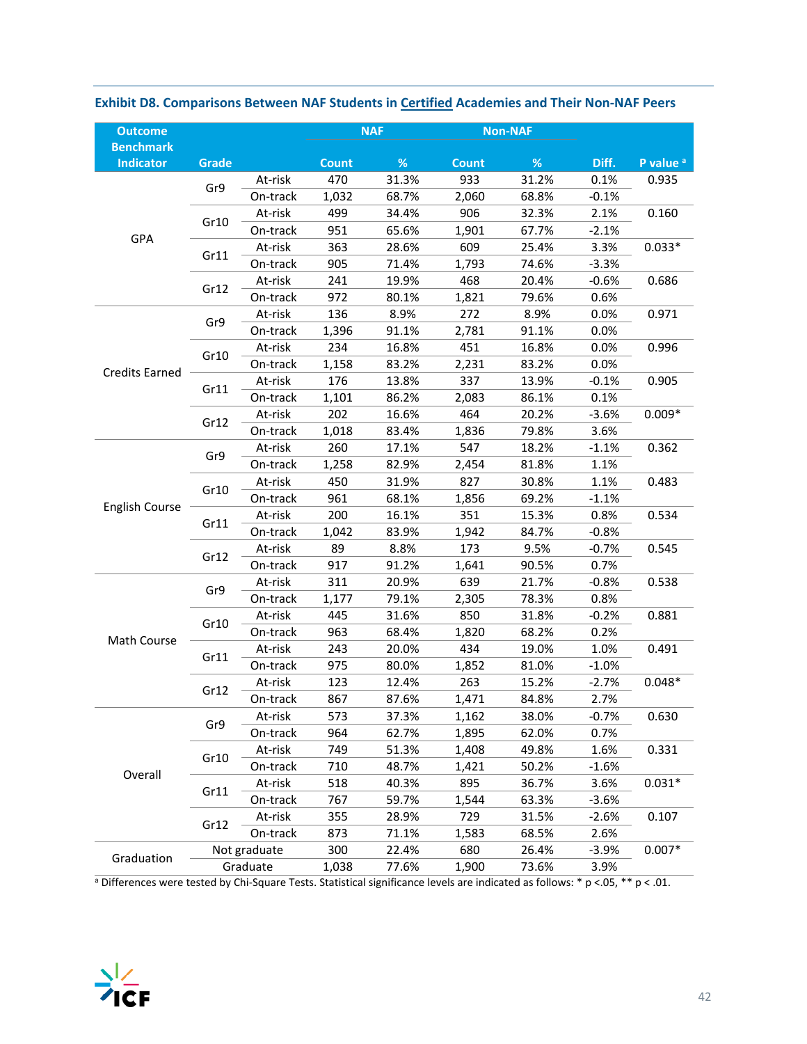### Exhibit D8. Comparisons Between NAF Students in Certified Academies and Their Non-NAF Peers

| Outcome Benchmark Indicator | Grade | | NAF | | Non-NAF | | Diff. | P value [a] |
|---|---|---|---|---|---|---|---|---|
| | | | Count | % | Count | % | | |
| GPA | Gr9 | At-risk | 470 | 31.3% | 933 | 31.2% | 0.1% | 0.935 |
| | | On-track | 1,032 | 68.7% | 2,060 | 68.8% | -0.1% | |
| | Gr10 | At-risk | 499 | 34.4% | 906 | 32.3% | 2.1% | 0.160 |
| | | On-track | 951 | 65.6% | 1,901 | 67.7% | -2.1% | |
| | Gr11 | At-risk | 363 | 28.6% | 609 | 25.4% | 3.3% | 0.033* |
| | | On-track | 905 | 71.4% | 1,793 | 74.6% | -3.3% | |
| | Gr12 | At-risk | 241 | 19.9% | 468 | 20.4% | -0.6% | 0.686 |
| | | On-track | 972 | 80.1% | 1,821 | 79.6% | 0.6% | |
| Credits Earned | Gr9 | At-risk | 136 | 8.9% | 272 | 8.9% | 0.0% | 0.971 |
| | | On-track | 1,396 | 91.1% | 2,781 | 91.1% | 0.0% | |
| | Gr10 | At-risk | 234 | 16.8% | 451 | 16.8% | 0.0% | 0.996 |
| | | On-track | 1,158 | 83.2% | 2,231 | 83.2% | 0.0% | |
| | Gr11 | At-risk | 176 | 13.8% | 337 | 13.9% | -0.1% | 0.905 |
| | | On-track | 1,101 | 86.2% | 2,083 | 86.1% | 0.1% | |
| | Gr12 | At-risk | 202 | 16.6% | 464 | 20.2% | -3.6% | 0.009* |
| | | On-track | 1,018 | 83.4% | 1,836 | 79.8% | 3.6% | |
| English Course | Gr9 | At-risk | 260 | 17.1% | 547 | 18.2% | -1.1% | 0.362 |
| | | On-track | 1,258 | 82.9% | 2,454 | 81.8% | 1.1% | |
| | Gr10 | At-risk | 450 | 31.9% | 827 | 30.8% | 1.1% | 0.483 |
| | | On-track | 961 | 68.1% | 1,856 | 69.2% | -1.1% | |
| | Gr11 | At-risk | 200 | 16.1% | 351 | 15.3% | 0.8% | 0.534 |
| | | On-track | 1,042 | 83.9% | 1,942 | 84.7% | -0.8% | |
| | Gr12 | At-risk | 89 | 8.8% | 173 | 9.5% | -0.7% | 0.545 |
| | | On-track | 917 | 91.2% | 1,641 | 90.5% | 0.7% | |
| Math Course | Gr9 | At-risk | 311 | 20.9% | 639 | 21.7% | -0.8% | 0.538 |
| | | On-track | 1,177 | 79.1% | 2,305 | 78.3% | 0.8% | |
| | Gr10 | At-risk | 445 | 31.6% | 850 | 31.8% | -0.2% | 0.881 |
| | | On-track | 963 | 68.4% | 1,820 | 68.2% | 0.2% | |
| | Gr11 | At-risk | 243 | 20.0% | 434 | 19.0% | 1.0% | 0.491 |
| | | On-track | 975 | 80.0% | 1,852 | 81.0% | -1.0% | |
| | Gr12 | At-risk | 123 | 12.4% | 263 | 15.2% | -2.7% | 0.048* |
| | | On-track | 867 | 87.6% | 1,471 | 84.8% | 2.7% | |
| Overall | Gr9 | At-risk | 573 | 37.3% | 1,162 | 38.0% | -0.7% | 0.630 |
| | | On-track | 964 | 62.7% | 1,895 | 62.0% | 0.7% | |
| | Gr10 | At-risk | 749 | 51.3% | 1,408 | 49.8% | 1.6% | 0.331 |
| | | On-track | 710 | 48.7% | 1,421 | 50.2% | -1.6% | |
| | Gr11 | At-risk | 518 | 40.3% | 895 | 36.7% | 3.6% | 0.031* |
| | | On-track | 767 | 59.7% | 1,544 | 63.3% | -3.6% | |
| | Gr12 | At-risk | 355 | 28.9% | 729 | 31.5% | -2.6% | 0.107 |
| | | On-track | 873 | 71.1% | 1,583 | 68.5% | 2.6% | |
| Graduation | Not graduate | | 300 | 22.4% | 680 | 26.4% | -3.9% | 0.007* |
| | Graduate | | 1,038 | 77.6% | 1,900 | 73.6% | 3.9% | |

[a] Differences were tested by Chi-Square Tests. Statistical significance levels are indicated as follows: * p <.05, ** p < .01.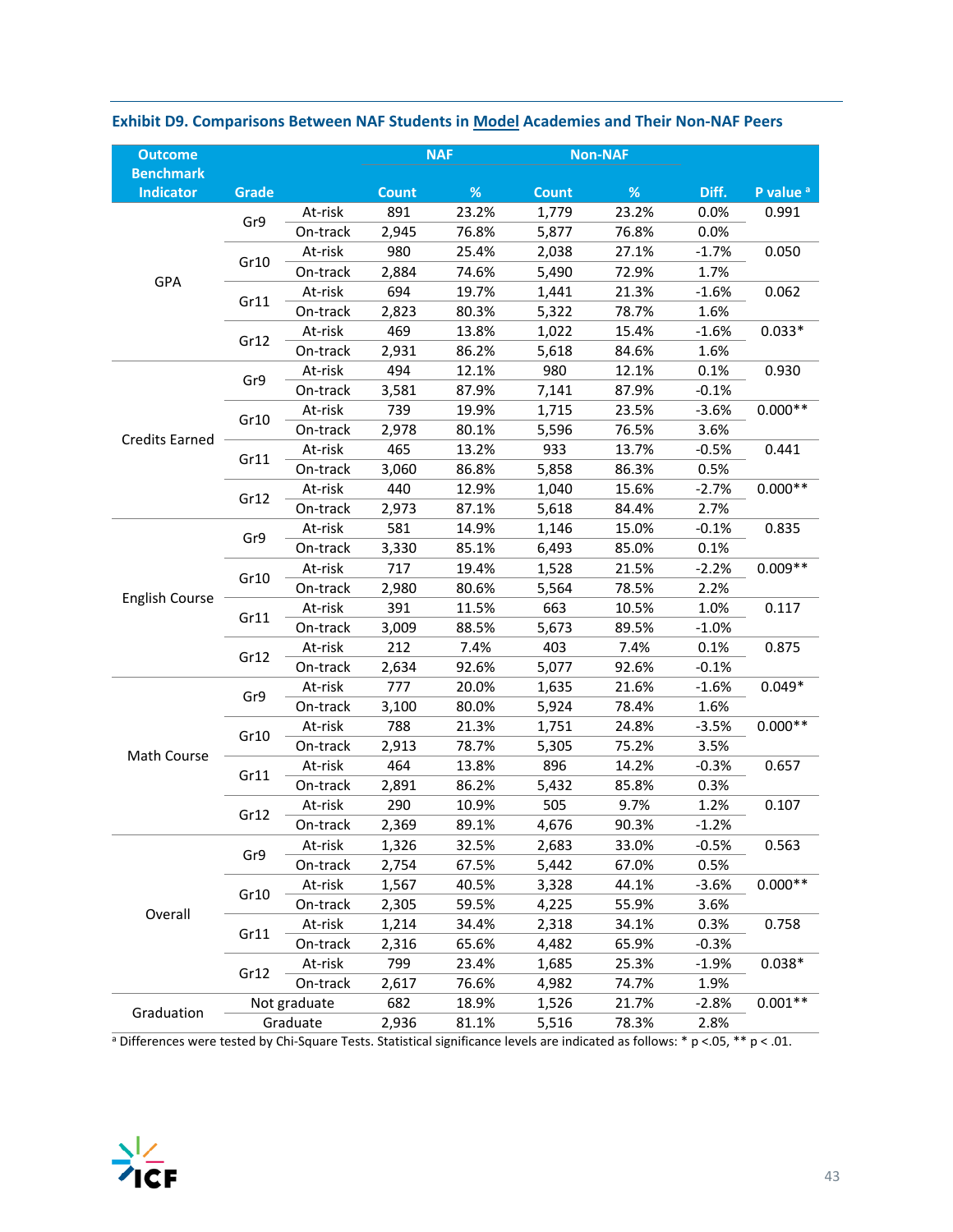### Exhibit D9. Comparisons Between NAF Students in Model Academies and Their Non-NAF Peers

| Outcome Benchmark Indicator | Grade | | NAF | | Non-NAF | | | |
|---|---|---|---|---|---|---|---|---|
| | | | Count | % | Count | % | Diff. | P value [a] |
| GPA | Gr9 | At-risk | 891 | 23.2% | 1,779 | 23.2% | 0.0% | 0.991 |
| | | On-track | 2,945 | 76.8% | 5,877 | 76.8% | 0.0% | |
| | Gr10 | At-risk | 980 | 25.4% | 2,038 | 27.1% | -1.7% | 0.050 |
| | | On-track | 2,884 | 74.6% | 5,490 | 72.9% | 1.7% | |
| | Gr11 | At-risk | 694 | 19.7% | 1,441 | 21.3% | -1.6% | 0.062 |
| | | On-track | 2,823 | 80.3% | 5,322 | 78.7% | 1.6% | |
| | Gr12 | At-risk | 469 | 13.8% | 1,022 | 15.4% | -1.6% | 0.033* |
| | | On-track | 2,931 | 86.2% | 5,618 | 84.6% | 1.6% | |
| Credits Earned | Gr9 | At-risk | 494 | 12.1% | 980 | 12.1% | 0.1% | 0.930 |
| | | On-track | 3,581 | 87.9% | 7,141 | 87.9% | -0.1% | |
| | Gr10 | At-risk | 739 | 19.9% | 1,715 | 23.5% | -3.6% | 0.000** |
| | | On-track | 2,978 | 80.1% | 5,596 | 76.5% | 3.6% | |
| | Gr11 | At-risk | 465 | 13.2% | 933 | 13.7% | -0.5% | 0.441 |
| | | On-track | 3,060 | 86.8% | 5,858 | 86.3% | 0.5% | |
| | Gr12 | At-risk | 440 | 12.9% | 1,040 | 15.6% | -2.7% | 0.000** |
| | | On-track | 2,973 | 87.1% | 5,618 | 84.4% | 2.7% | |
| English Course | Gr9 | At-risk | 581 | 14.9% | 1,146 | 15.0% | -0.1% | 0.835 |
| | | On-track | 3,330 | 85.1% | 6,493 | 85.0% | 0.1% | |
| | Gr10 | At-risk | 717 | 19.4% | 1,528 | 21.5% | -2.2% | 0.009** |
| | | On-track | 2,980 | 80.6% | 5,564 | 78.5% | 2.2% | |
| | Gr11 | At-risk | 391 | 11.5% | 663 | 10.5% | 1.0% | 0.117 |
| | | On-track | 3,009 | 88.5% | 5,673 | 89.5% | -1.0% | |
| | Gr12 | At-risk | 212 | 7.4% | 403 | 7.4% | 0.1% | 0.875 |
| | | On-track | 2,634 | 92.6% | 5,077 | 92.6% | -0.1% | |
| Math Course | Gr9 | At-risk | 777 | 20.0% | 1,635 | 21.6% | -1.6% | 0.049* |
| | | On-track | 3,100 | 80.0% | 5,924 | 78.4% | 1.6% | |
| | Gr10 | At-risk | 788 | 21.3% | 1,751 | 24.8% | -3.5% | 0.000** |
| | | On-track | 2,913 | 78.7% | 5,305 | 75.2% | 3.5% | |
| | Gr11 | At-risk | 464 | 13.8% | 896 | 14.2% | -0.3% | 0.657 |
| | | On-track | 2,891 | 86.2% | 5,432 | 85.8% | 0.3% | |
| | Gr12 | At-risk | 290 | 10.9% | 505 | 9.7% | 1.2% | 0.107 |
| | | On-track | 2,369 | 89.1% | 4,676 | 90.3% | -1.2% | |
| Overall | Gr9 | At-risk | 1,326 | 32.5% | 2,683 | 33.0% | -0.5% | 0.563 |
| | | On-track | 2,754 | 67.5% | 5,442 | 67.0% | 0.5% | |
| | Gr10 | At-risk | 1,567 | 40.5% | 3,328 | 44.1% | -3.6% | 0.000** |
| | | On-track | 2,305 | 59.5% | 4,225 | 55.9% | 3.6% | |
| | Gr11 | At-risk | 1,214 | 34.4% | 2,318 | 34.1% | 0.3% | 0.758 |
| | | On-track | 2,316 | 65.6% | 4,482 | 65.9% | -0.3% | |
| | Gr12 | At-risk | 799 | 23.4% | 1,685 | 25.3% | -1.9% | 0.038* |
| | | On-track | 2,617 | 76.6% | 4,982 | 74.7% | 1.9% | |
| Graduation | Not graduate | | 682 | 18.9% | 1,526 | 21.7% | -2.8% | 0.001** |
| | Graduate | | 2,936 | 81.1% | 5,516 | 78.3% | 2.8% | |

[a] Differences were tested by Chi-Square Tests. Statistical significance levels are indicated as follows: * $p < .05$, ** $p < .01$.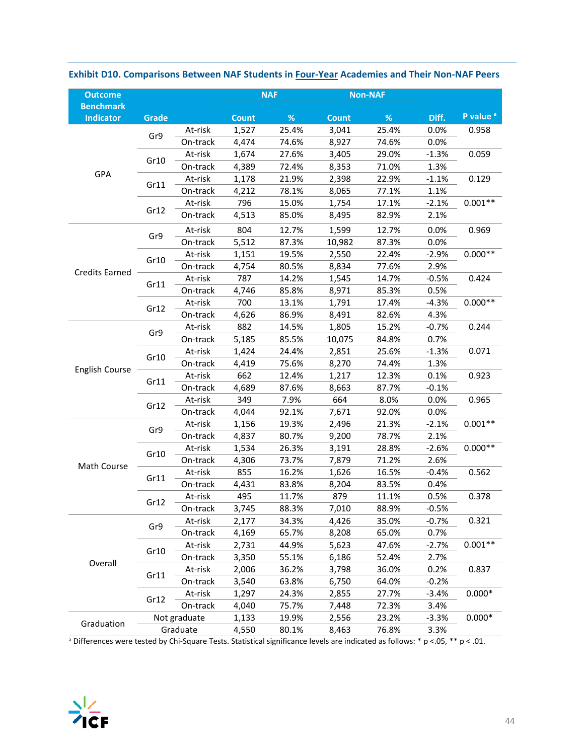**Exhibit D10. Comparisons Between NAF Students in Four-Year Academies and Their Non-NAF Peers**

| Outcome Benchmark Indicator | Grade | | NAF | | Non-NAF | | | |
|---|---|---|---|---|---|---|---|---|
| | | | Count | % | Count | % | Diff. | P value [a] |
| GPA | Gr9 | At-risk | 1,527 | 25.4% | 3,041 | 25.4% | 0.0% | 0.958 |
| | | On-track | 4,474 | 74.6% | 8,927 | 74.6% | 0.0% | |
| | Gr10 | At-risk | 1,674 | 27.6% | 3,405 | 29.0% | -1.3% | 0.059 |
| | | On-track | 4,389 | 72.4% | 8,353 | 71.0% | 1.3% | |
| | Gr11 | At-risk | 1,178 | 21.9% | 2,398 | 22.9% | -1.1% | 0.129 |
| | | On-track | 4,212 | 78.1% | 8,065 | 77.1% | 1.1% | |
| | Gr12 | At-risk | 796 | 15.0% | 1,754 | 17.1% | -2.1% | 0.001** |
| | | On-track | 4,513 | 85.0% | 8,495 | 82.9% | 2.1% | |
| Credits Earned | Gr9 | At-risk | 804 | 12.7% | 1,599 | 12.7% | 0.0% | 0.969 |
| | | On-track | 5,512 | 87.3% | 10,982 | 87.3% | 0.0% | |
| | Gr10 | At-risk | 1,151 | 19.5% | 2,550 | 22.4% | -2.9% | 0.000** |
| | | On-track | 4,754 | 80.5% | 8,834 | 77.6% | 2.9% | |
| | Gr11 | At-risk | 787 | 14.2% | 1,545 | 14.7% | -0.5% | 0.424 |
| | | On-track | 4,746 | 85.8% | 8,971 | 85.3% | 0.5% | |
| | Gr12 | At-risk | 700 | 13.1% | 1,791 | 17.4% | -4.3% | 0.000** |
| | | On-track | 4,626 | 86.9% | 8,491 | 82.6% | 4.3% | |
| English Course | Gr9 | At-risk | 882 | 14.5% | 1,805 | 15.2% | -0.7% | 0.244 |
| | | On-track | 5,185 | 85.5% | 10,075 | 84.8% | 0.7% | |
| | Gr10 | At-risk | 1,424 | 24.4% | 2,851 | 25.6% | -1.3% | 0.071 |
| | | On-track | 4,419 | 75.6% | 8,270 | 74.4% | 1.3% | |
| | Gr11 | At-risk | 662 | 12.4% | 1,217 | 12.3% | 0.1% | 0.923 |
| | | On-track | 4,689 | 87.6% | 8,663 | 87.7% | -0.1% | |
| | Gr12 | At-risk | 349 | 7.9% | 664 | 8.0% | 0.0% | 0.965 |
| | | On-track | 4,044 | 92.1% | 7,671 | 92.0% | 0.0% | |
| Math Course | Gr9 | At-risk | 1,156 | 19.3% | 2,496 | 21.3% | -2.1% | 0.001** |
| | | On-track | 4,837 | 80.7% | 9,200 | 78.7% | 2.1% | |
| | Gr10 | At-risk | 1,534 | 26.3% | 3,191 | 28.8% | -2.6% | 0.000** |
| | | On-track | 4,306 | 73.7% | 7,879 | 71.2% | 2.6% | |
| | Gr11 | At-risk | 855 | 16.2% | 1,626 | 16.5% | -0.4% | 0.562 |
| | | On-track | 4,431 | 83.8% | 8,204 | 83.5% | 0.4% | |
| | Gr12 | At-risk | 495 | 11.7% | 879 | 11.1% | 0.5% | 0.378 |
| | | On-track | 3,745 | 88.3% | 7,010 | 88.9% | -0.5% | |
| Overall | Gr9 | At-risk | 2,177 | 34.3% | 4,426 | 35.0% | -0.7% | 0.321 |
| | | On-track | 4,169 | 65.7% | 8,208 | 65.0% | 0.7% | |
| | Gr10 | At-risk | 2,731 | 44.9% | 5,623 | 47.6% | -2.7% | 0.001** |
| | | On-track | 3,350 | 55.1% | 6,186 | 52.4% | 2.7% | |
| | Gr11 | At-risk | 2,006 | 36.2% | 3,798 | 36.0% | 0.2% | 0.837 |
| | | On-track | 3,540 | 63.8% | 6,750 | 64.0% | -0.2% | |
| | Gr12 | At-risk | 1,297 | 24.3% | 2,855 | 27.7% | -3.4% | 0.000* |
| | | On-track | 4,040 | 75.7% | 7,448 | 72.3% | 3.4% | |
| Graduation | Not graduate | | 1,133 | 19.9% | 2,556 | 23.2% | -3.3% | 0.000* |
| | Graduate | | 4,550 | 80.1% | 8,463 | 76.8% | 3.3% | |

[a] Differences were tested by Chi-Square Tests. Statistical significance levels are indicated as follows: * p <.05, ** p < .01.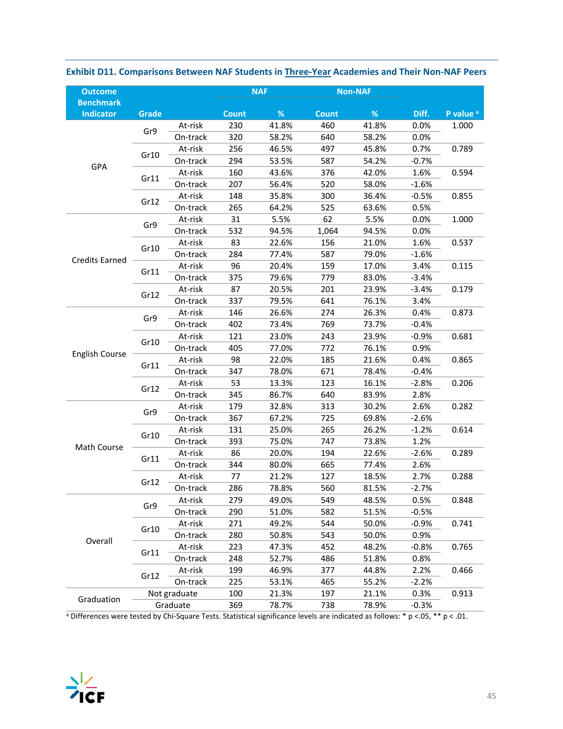**Exhibit D11. Comparisons Between NAF Students in Three-Year Academies and Their Non-NAF Peers**

| Outcome Benchmark Indicator | Grade | | NAF Count | NAF % | Non-NAF Count | Non-NAF % | Diff. | P value [a] |
|---|---|---|---|---|---|---|---|---|
| GPA | Gr9 | At-risk | 230 | 41.8% | 460 | 41.8% | 0.0% | 1.000 |
| | | On-track | 320 | 58.2% | 640 | 58.2% | 0.0% | |
| | Gr10 | At-risk | 256 | 46.5% | 497 | 45.8% | 0.7% | 0.789 |
| | | On-track | 294 | 53.5% | 587 | 54.2% | -0.7% | |
| | Gr11 | At-risk | 160 | 43.6% | 376 | 42.0% | 1.6% | 0.594 |
| | | On-track | 207 | 56.4% | 520 | 58.0% | -1.6% | |
| | Gr12 | At-risk | 148 | 35.8% | 300 | 36.4% | -0.5% | 0.855 |
| | | On-track | 265 | 64.2% | 525 | 63.6% | 0.5% | |
| Credits Earned | Gr9 | At-risk | 31 | 5.5% | 62 | 5.5% | 0.0% | 1.000 |
| | | On-track | 532 | 94.5% | 1,064 | 94.5% | 0.0% | |
| | Gr10 | At-risk | 83 | 22.6% | 156 | 21.0% | 1.6% | 0.537 |
| | | On-track | 284 | 77.4% | 587 | 79.0% | -1.6% | |
| | Gr11 | At-risk | 96 | 20.4% | 159 | 17.0% | 3.4% | 0.115 |
| | | On-track | 375 | 79.6% | 779 | 83.0% | -3.4% | |
| | Gr12 | At-risk | 87 | 20.5% | 201 | 23.9% | -3.4% | 0.179 |
| | | On-track | 337 | 79.5% | 641 | 76.1% | 3.4% | |
| English Course | Gr9 | At-risk | 146 | 26.6% | 274 | 26.3% | 0.4% | 0.873 |
| | | On-track | 402 | 73.4% | 769 | 73.7% | -0.4% | |
| | Gr10 | At-risk | 121 | 23.0% | 243 | 23.9% | -0.9% | 0.681 |
| | | On-track | 405 | 77.0% | 772 | 76.1% | 0.9% | |
| | Gr11 | At-risk | 98 | 22.0% | 185 | 21.6% | 0.4% | 0.865 |
| | | On-track | 347 | 78.0% | 671 | 78.4% | -0.4% | |
| | Gr12 | At-risk | 53 | 13.3% | 123 | 16.1% | -2.8% | 0.206 |
| | | On-track | 345 | 86.7% | 640 | 83.9% | 2.8% | |
| Math Course | Gr9 | At-risk | 179 | 32.8% | 313 | 30.2% | 2.6% | 0.282 |
| | | On-track | 367 | 67.2% | 725 | 69.8% | -2.6% | |
| | Gr10 | At-risk | 131 | 25.0% | 265 | 26.2% | -1.2% | 0.614 |
| | | On-track | 393 | 75.0% | 747 | 73.8% | 1.2% | |
| | Gr11 | At-risk | 86 | 20.0% | 194 | 22.6% | -2.6% | 0.289 |
| | | On-track | 344 | 80.0% | 665 | 77.4% | 2.6% | |
| | Gr12 | At-risk | 77 | 21.2% | 127 | 18.5% | 2.7% | 0.288 |
| | | On-track | 286 | 78.8% | 560 | 81.5% | -2.7% | |
| Overall | Gr9 | At-risk | 279 | 49.0% | 549 | 48.5% | 0.5% | 0.848 |
| | | On-track | 290 | 51.0% | 582 | 51.5% | -0.5% | |
| | Gr10 | At-risk | 271 | 49.2% | 544 | 50.0% | -0.9% | 0.741 |
| | | On-track | 280 | 50.8% | 543 | 50.0% | 0.9% | |
| | Gr11 | At-risk | 223 | 47.3% | 452 | 48.2% | -0.8% | 0.765 |
| | | On-track | 248 | 52.7% | 486 | 51.8% | 0.8% | |
| | Gr12 | At-risk | 199 | 46.9% | 377 | 44.8% | 2.2% | 0.466 |
| | | On-track | 225 | 53.1% | 465 | 55.2% | -2.2% | |
| Graduation | Not graduate | | 100 | 21.3% | 197 | 21.1% | 0.3% | 0.913 |
| | Graduate | | 369 | 78.7% | 738 | 78.9% | -0.3% | |

[a] Differences were tested by Chi-Square Tests. Statistical significance levels are indicated as follows: * p <.05, ** p < .01.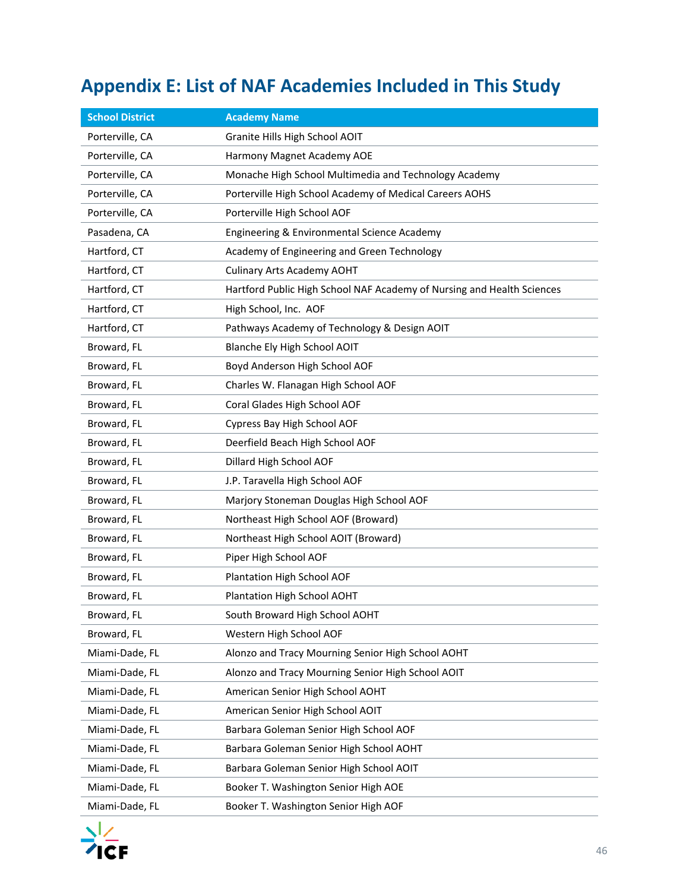# Appendix E: List of NAF Academies Included in This Study

| School District | Academy Name |
|---|---|
| Porterville, CA | Granite Hills High School AOIT |
| Porterville, CA | Harmony Magnet Academy AOE |
| Porterville, CA | Monache High School Multimedia and Technology Academy |
| Porterville, CA | Porterville High School Academy of Medical Careers AOHS |
| Porterville, CA | Porterville High School AOF |
| Pasadena, CA | Engineering & Environmental Science Academy |
| Hartford, CT | Academy of Engineering and Green Technology |
| Hartford, CT | Culinary Arts Academy AOHT |
| Hartford, CT | Hartford Public High School NAF Academy of Nursing and Health Sciences |
| Hartford, CT | High School, Inc. AOF |
| Hartford, CT | Pathways Academy of Technology & Design AOIT |
| Broward, FL | Blanche Ely High School AOIT |
| Broward, FL | Boyd Anderson High School AOF |
| Broward, FL | Charles W. Flanagan High School AOF |
| Broward, FL | Coral Glades High School AOF |
| Broward, FL | Cypress Bay High School AOF |
| Broward, FL | Deerfield Beach High School AOF |
| Broward, FL | Dillard High School AOF |
| Broward, FL | J.P. Taravella High School AOF |
| Broward, FL | Marjory Stoneman Douglas High School AOF |
| Broward, FL | Northeast High School AOF (Broward) |
| Broward, FL | Northeast High School AOIT (Broward) |
| Broward, FL | Piper High School AOF |
| Broward, FL | Plantation High School AOF |
| Broward, FL | Plantation High School AOHT |
| Broward, FL | South Broward High School AOHT |
| Broward, FL | Western High School AOF |
| Miami-Dade, FL | Alonzo and Tracy Mourning Senior High School AOHT |
| Miami-Dade, FL | Alonzo and Tracy Mourning Senior High School AOIT |
| Miami-Dade, FL | American Senior High School AOHT |
| Miami-Dade, FL | American Senior High School AOIT |
| Miami-Dade, FL | Barbara Goleman Senior High School AOF |
| Miami-Dade, FL | Barbara Goleman Senior High School AOHT |
| Miami-Dade, FL | Barbara Goleman Senior High School AOIT |
| Miami-Dade, FL | Booker T. Washington Senior High AOE |
| Miami-Dade, FL | Booker T. Washington Senior High AOF |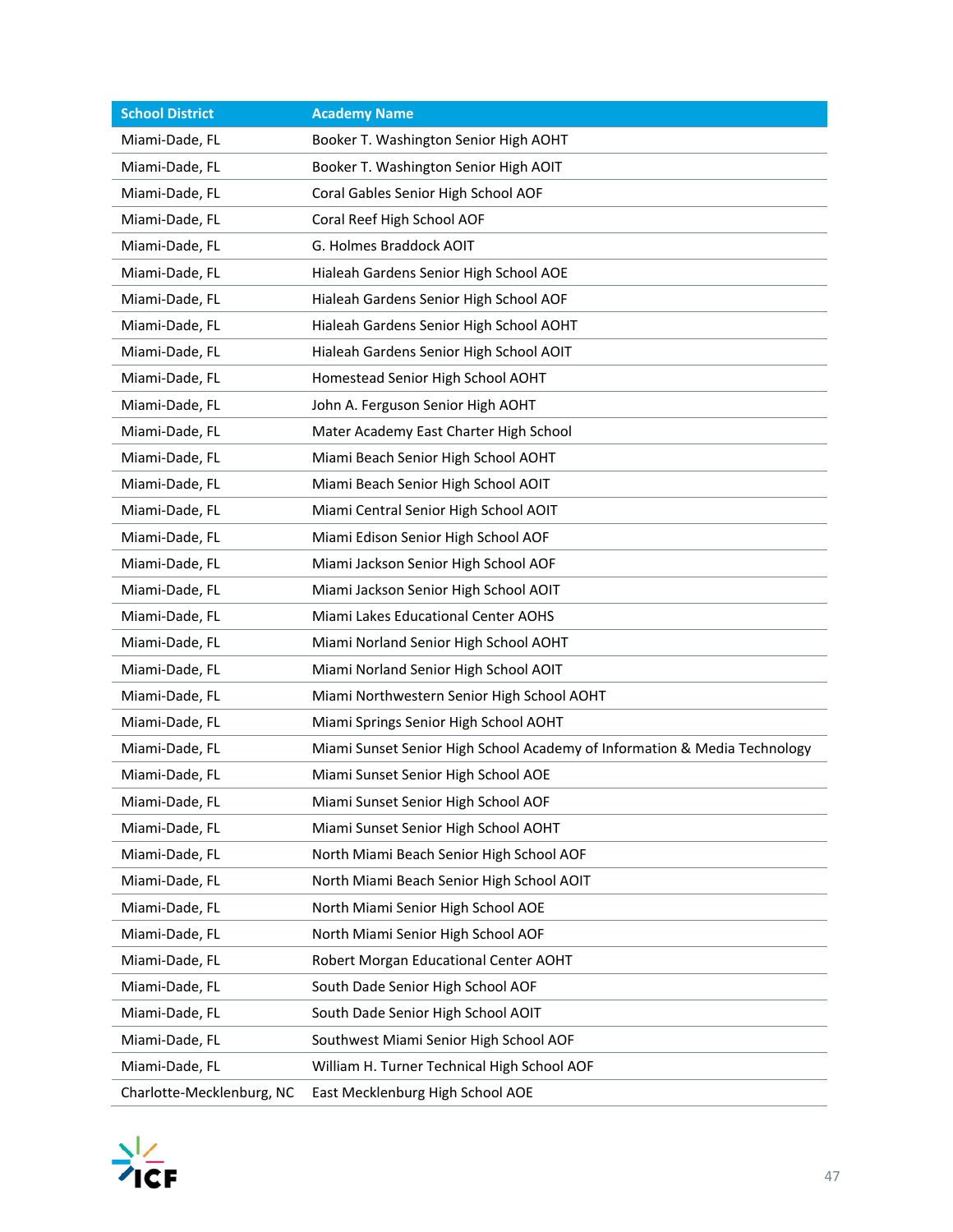| School District | Academy Name |
|---|---|
| Miami-Dade, FL | Booker T. Washington Senior High AOHT |
| Miami-Dade, FL | Booker T. Washington Senior High AOIT |
| Miami-Dade, FL | Coral Gables Senior High School AOF |
| Miami-Dade, FL | Coral Reef High School AOF |
| Miami-Dade, FL | G. Holmes Braddock AOIT |
| Miami-Dade, FL | Hialeah Gardens Senior High School AOE |
| Miami-Dade, FL | Hialeah Gardens Senior High School AOF |
| Miami-Dade, FL | Hialeah Gardens Senior High School AOHT |
| Miami-Dade, FL | Hialeah Gardens Senior High School AOIT |
| Miami-Dade, FL | Homestead Senior High School AOHT |
| Miami-Dade, FL | John A. Ferguson Senior High AOHT |
| Miami-Dade, FL | Mater Academy East Charter High School |
| Miami-Dade, FL | Miami Beach Senior High School AOHT |
| Miami-Dade, FL | Miami Beach Senior High School AOIT |
| Miami-Dade, FL | Miami Central Senior High School AOIT |
| Miami-Dade, FL | Miami Edison Senior High School AOF |
| Miami-Dade, FL | Miami Jackson Senior High School AOF |
| Miami-Dade, FL | Miami Jackson Senior High School AOIT |
| Miami-Dade, FL | Miami Lakes Educational Center AOHS |
| Miami-Dade, FL | Miami Norland Senior High School AOHT |
| Miami-Dade, FL | Miami Norland Senior High School AOIT |
| Miami-Dade, FL | Miami Northwestern Senior High School AOHT |
| Miami-Dade, FL | Miami Springs Senior High School AOHT |
| Miami-Dade, FL | Miami Sunset Senior High School Academy of Information & Media Technology |
| Miami-Dade, FL | Miami Sunset Senior High School AOE |
| Miami-Dade, FL | Miami Sunset Senior High School AOF |
| Miami-Dade, FL | Miami Sunset Senior High School AOHT |
| Miami-Dade, FL | North Miami Beach Senior High School AOF |
| Miami-Dade, FL | North Miami Beach Senior High School AOIT |
| Miami-Dade, FL | North Miami Senior High School AOE |
| Miami-Dade, FL | North Miami Senior High School AOF |
| Miami-Dade, FL | Robert Morgan Educational Center AOHT |
| Miami-Dade, FL | South Dade Senior High School AOF |
| Miami-Dade, FL | South Dade Senior High School AOIT |
| Miami-Dade, FL | Southwest Miami Senior High School AOF |
| Miami-Dade, FL | William H. Turner Technical High School AOF |
| Charlotte-Mecklenburg, NC | East Mecklenburg High School AOE |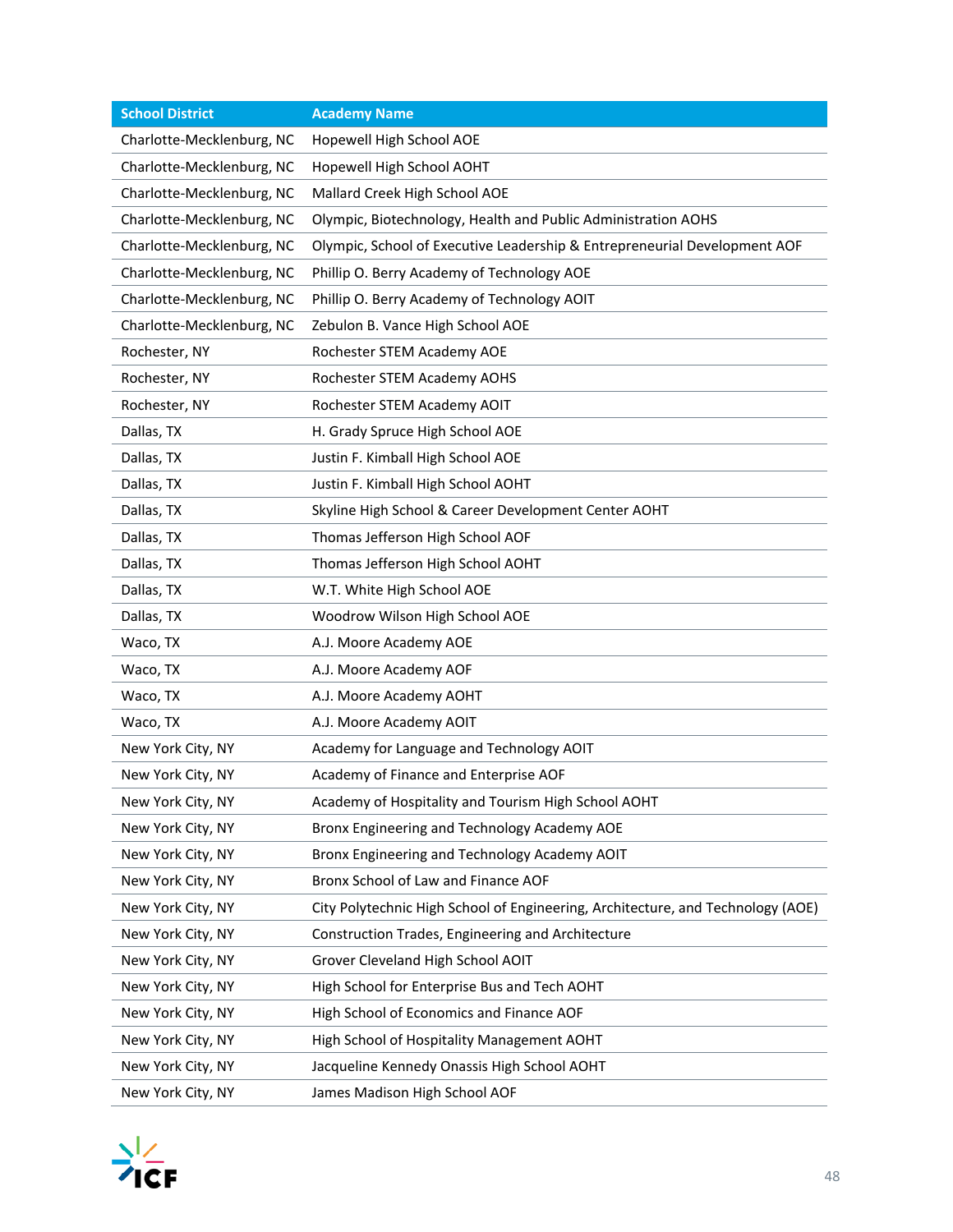| School District | Academy Name |
|---|---|
| Charlotte-Mecklenburg, NC | Hopewell High School AOE |
| Charlotte-Mecklenburg, NC | Hopewell High School AOHT |
| Charlotte-Mecklenburg, NC | Mallard Creek High School AOE |
| Charlotte-Mecklenburg, NC | Olympic, Biotechnology, Health and Public Administration AOHS |
| Charlotte-Mecklenburg, NC | Olympic, School of Executive Leadership & Entrepreneurial Development AOF |
| Charlotte-Mecklenburg, NC | Phillip O. Berry Academy of Technology AOE |
| Charlotte-Mecklenburg, NC | Phillip O. Berry Academy of Technology AOIT |
| Charlotte-Mecklenburg, NC | Zebulon B. Vance High School AOE |
| Rochester, NY | Rochester STEM Academy AOE |
| Rochester, NY | Rochester STEM Academy AOHS |
| Rochester, NY | Rochester STEM Academy AOIT |
| Dallas, TX | H. Grady Spruce High School AOE |
| Dallas, TX | Justin F. Kimball High School AOE |
| Dallas, TX | Justin F. Kimball High School AOHT |
| Dallas, TX | Skyline High School & Career Development Center AOHT |
| Dallas, TX | Thomas Jefferson High School AOF |
| Dallas, TX | Thomas Jefferson High School AOHT |
| Dallas, TX | W.T. White High School AOE |
| Dallas, TX | Woodrow Wilson High School AOE |
| Waco, TX | A.J. Moore Academy AOE |
| Waco, TX | A.J. Moore Academy AOF |
| Waco, TX | A.J. Moore Academy AOHT |
| Waco, TX | A.J. Moore Academy AOIT |
| New York City, NY | Academy for Language and Technology AOIT |
| New York City, NY | Academy of Finance and Enterprise AOF |
| New York City, NY | Academy of Hospitality and Tourism High School AOHT |
| New York City, NY | Bronx Engineering and Technology Academy AOE |
| New York City, NY | Bronx Engineering and Technology Academy AOIT |
| New York City, NY | Bronx School of Law and Finance AOF |
| New York City, NY | City Polytechnic High School of Engineering, Architecture, and Technology (AOE) |
| New York City, NY | Construction Trades, Engineering and Architecture |
| New York City, NY | Grover Cleveland High School AOIT |
| New York City, NY | High School for Enterprise Bus and Tech AOHT |
| New York City, NY | High School of Economics and Finance AOF |
| New York City, NY | High School of Hospitality Management AOHT |
| New York City, NY | Jacqueline Kennedy Onassis High School AOHT |
| New York City, NY | James Madison High School AOF |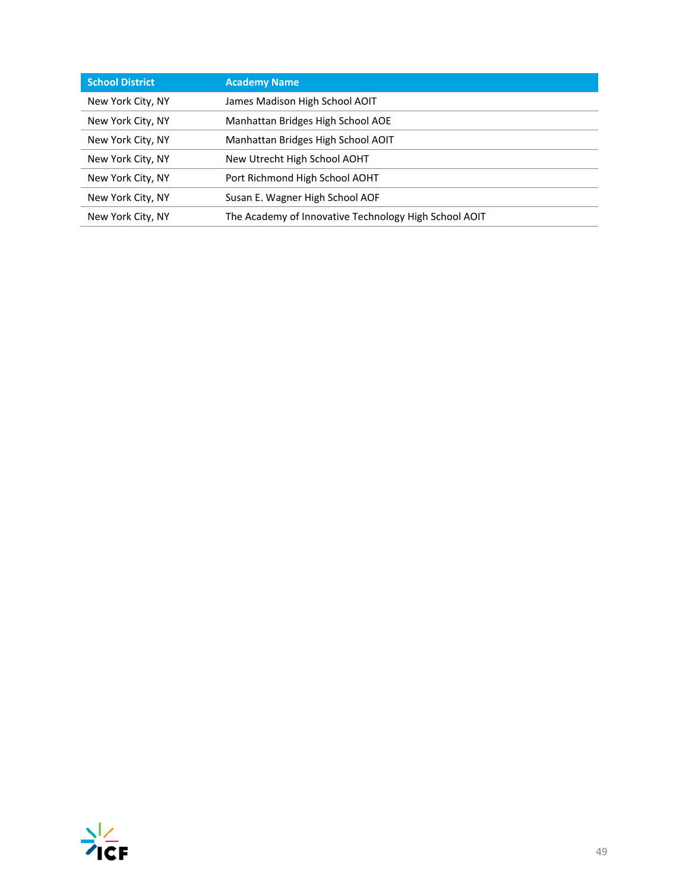| School District | Academy Name |
| --- | --- |
| New York City, NY | James Madison High School AOIT |
| New York City, NY | Manhattan Bridges High School AOE |
| New York City, NY | Manhattan Bridges High School AOIT |
| New York City, NY | New Utrecht High School AOHT |
| New York City, NY | Port Richmond High School AOHT |
| New York City, NY | Susan E. Wagner High School AOF |
| New York City, NY | The Academy of Innovative Technology High School AOIT |